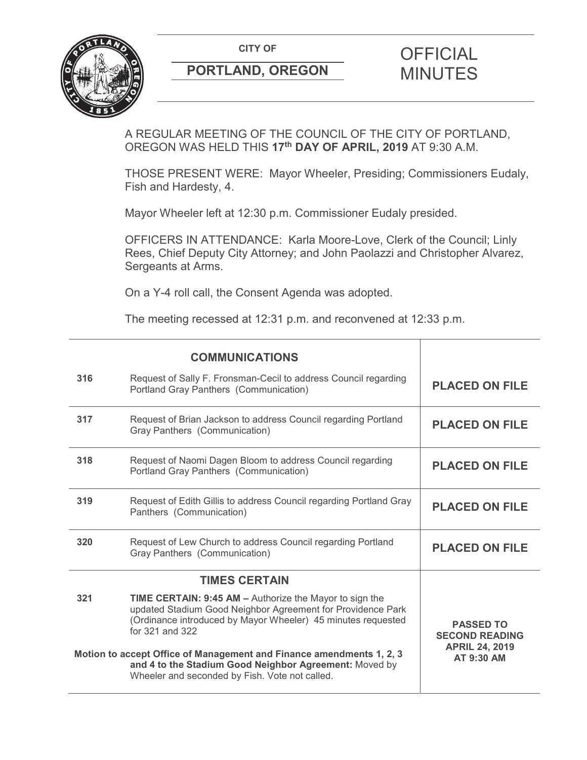CITY OF

**PORTLAND, OREGON**

# OFFICIAL MINUTES

A REGULAR MEETING OF THE COUNCIL OF THE CITY OF PORTLAND, OREGON WAS HELD THIS **17th DAY OF APRIL, 2019** AT 9:30 A.M.

THOSE PRESENT WERE: Mayor Wheeler, Presiding; Commissioners Eudaly, Fish and Hardesty, 4.

Mayor Wheeler left at 12:30 p.m. Commissioner Eudaly presided.

OFFICERS IN ATTENDANCE: Karla Moore-Love, Clerk of the Council; Linly Rees, Chief Deputy City Attorney; and John Paolazzi and Christopher Alvarez, Sergeants at Arms.

On a Y-4 roll call, the Consent Agenda was adopted.

The meeting recessed at 12:31 p.m. and reconvened at 12:33 p.m.

| | **COMMUNICATIONS** | |
|---|---|---|
| **316** | Request of Sally F. Fronsman-Cecil to address Council regarding Portland Gray Panthers (Communication) | **PLACED ON FILE** |
| **317** | Request of Brian Jackson to address Council regarding Portland Gray Panthers (Communication) | **PLACED ON FILE** |
| **318** | Request of Naomi Dagen Bloom to address Council regarding Portland Gray Panthers (Communication) | **PLACED ON FILE** |
| **319** | Request of Edith Gillis to address Council regarding Portland Gray Panthers (Communication) | **PLACED ON FILE** |
| **320** | Request of Lew Church to address Council regarding Portland Gray Panthers (Communication) | **PLACED ON FILE** |
| | **TIMES CERTAIN** | |
| **321** | **TIME CERTAIN: 9:45 AM –** Authorize the Mayor to sign the updated Stadium Good Neighbor Agreement for Providence Park (Ordinance introduced by Mayor Wheeler) 45 minutes requested for 321 and 322<br><br>**Motion to accept Office of Management and Finance amendments 1, 2, 3 and 4 to the Stadium Good Neighbor Agreement:** Moved by Wheeler and seconded by Fish. Vote not called. | **PASSED TO SECOND READING APRIL 24, 2019 AT 9:30 AM** |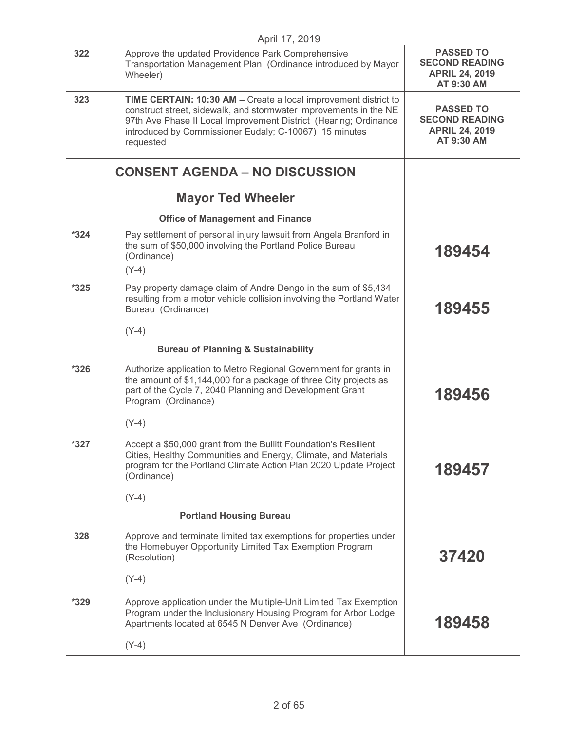April 17, 2019

| | | |
|---|---|---|
| 322 | Approve the updated Providence Park Comprehensive Transportation Management Plan (Ordinance introduced by Mayor Wheeler) | **PASSED TO SECOND READING APRIL 24, 2019 AT 9:30 AM** |
| 323 | **TIME CERTAIN: 10:30 AM –** Create a local improvement district to construct street, sidewalk, and stormwater improvements in the NE 97th Ave Phase II Local Improvement District (Hearing; Ordinance introduced by Commissioner Eudaly; C-10067) 15 minutes requested | **PASSED TO SECOND READING APRIL 24, 2019 AT 9:30 AM** |

## CONSENT AGENDA – NO DISCUSSION

### Mayor Ted Wheeler

**Office of Management and Finance**

| | | |
|---|---|---|
| *324 | Pay settlement of personal injury lawsuit from Angela Branford in the sum of $50,000 involving the Portland Police Bureau (Ordinance)<br>(Y-4) | **189454** |
| *325 | Pay property damage claim of Andre Dengo in the sum of $5,434 resulting from a motor vehicle collision involving the Portland Water Bureau (Ordinance)<br>(Y-4) | **189455** |

**Bureau of Planning & Sustainability**

| | | |
|---|---|---|
| *326 | Authorize application to Metro Regional Government for grants in the amount of $1,144,000 for a package of three City projects as part of the Cycle 7, 2040 Planning and Development Grant Program (Ordinance)<br>(Y-4) | **189456** |
| *327 | Accept a $50,000 grant from the Bullitt Foundation's Resilient Cities, Healthy Communities and Energy, Climate, and Materials program for the Portland Climate Action Plan 2020 Update Project (Ordinance)<br>(Y-4) | **189457** |

**Portland Housing Bureau**

| | | |
|---|---|---|
| 328 | Approve and terminate limited tax exemptions for properties under the Homebuyer Opportunity Limited Tax Exemption Program (Resolution)<br>(Y-4) | **37420** |
| *329 | Approve application under the Multiple-Unit Limited Tax Exemption Program under the Inclusionary Housing Program for Arbor Lodge Apartments located at 6545 N Denver Ave (Ordinance)<br>(Y-4) | **189458** |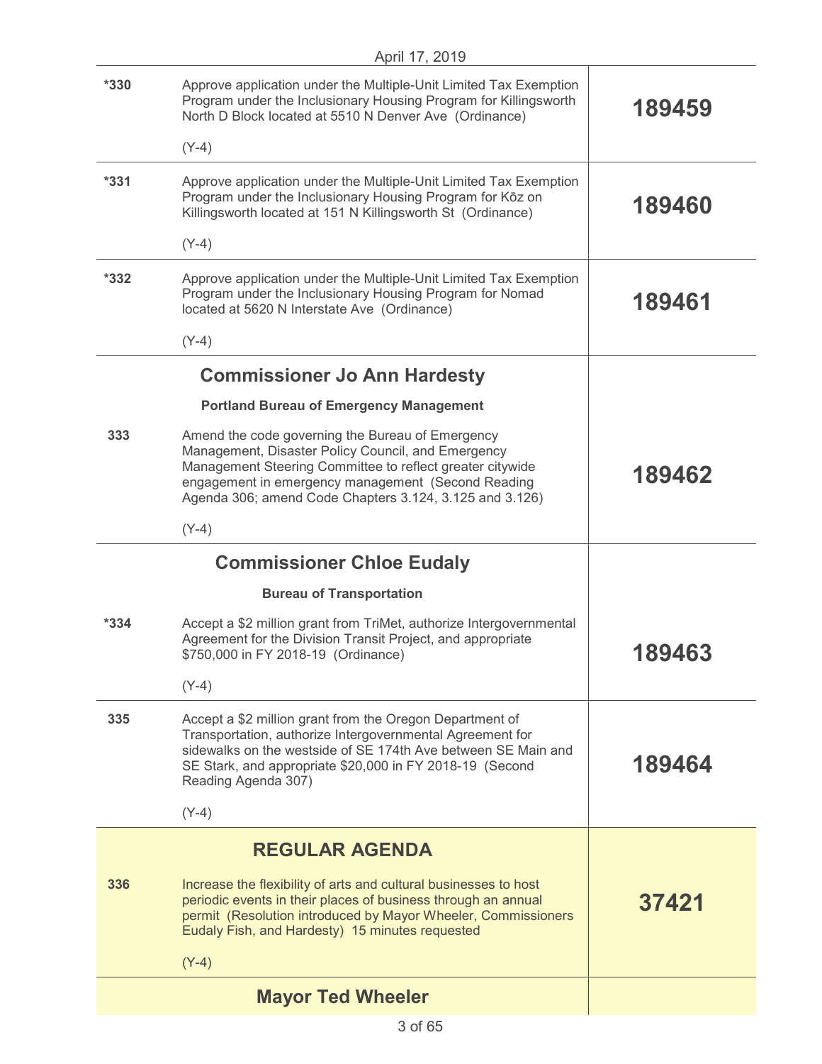April 17, 2019

| | | |
|---|---|---|
| *330 | Approve application under the Multiple-Unit Limited Tax Exemption Program under the Inclusionary Housing Program for Killingsworth North D Block located at 5510 N Denver Ave (Ordinance)<br><br>(Y-4) | **189459** |
| *331 | Approve application under the Multiple-Unit Limited Tax Exemption Program under the Inclusionary Housing Program for Kōz on Killingsworth located at 151 N Killingsworth St (Ordinance)<br><br>(Y-4) | **189460** |
| *332 | Approve application under the Multiple-Unit Limited Tax Exemption Program under the Inclusionary Housing Program for Nomad located at 5620 N Interstate Ave (Ordinance)<br><br>(Y-4) | **189461** |
| | **Commissioner Jo Ann Hardesty** | |
| | **Portland Bureau of Emergency Management** | |
| 333 | Amend the code governing the Bureau of Emergency Management, Disaster Policy Council, and Emergency Management Steering Committee to reflect greater citywide engagement in emergency management (Second Reading Agenda 306; amend Code Chapters 3.124, 3.125 and 3.126)<br><br>(Y-4) | **189462** |
| | **Commissioner Chloe Eudaly** | |
| | **Bureau of Transportation** | |
| *334 | Accept a $2 million grant from TriMet, authorize Intergovernmental Agreement for the Division Transit Project, and appropriate $750,000 in FY 2018-19 (Ordinance)<br><br>(Y-4) | **189463** |
| 335 | Accept a $2 million grant from the Oregon Department of Transportation, authorize Intergovernmental Agreement for sidewalks on the westside of SE 174th Ave between SE Main and SE Stark, and appropriate $20,000 in FY 2018-19 (Second Reading Agenda 307)<br><br>(Y-4) | **189464** |
| | **REGULAR AGENDA** | |
| 336 | Increase the flexibility of arts and cultural businesses to host periodic events in their places of business through an annual permit (Resolution introduced by Mayor Wheeler, Commissioners Eudaly Fish, and Hardesty) 15 minutes requested<br><br>(Y-4) | **37421** |
| | **Mayor Ted Wheeler** | |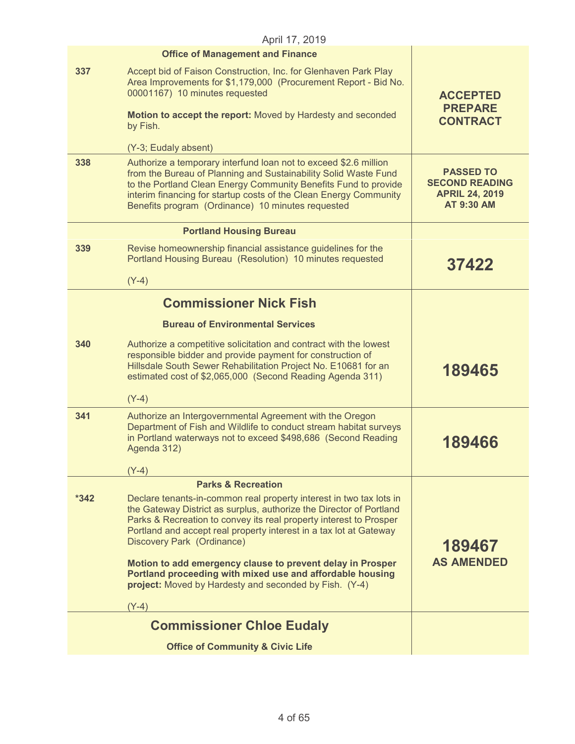April 17, 2019

| | | |
|---|---|---|
| | **Office of Management and Finance** | |
| 337 | Accept bid of Faison Construction, Inc. for Glenhaven Park Play Area Improvements for $1,179,000 (Procurement Report - Bid No. 00001167) 10 minutes requested<br><br>**Motion to accept the report:** Moved by Hardesty and seconded by Fish.<br><br>(Y-3; Eudaly absent) | **ACCEPTED PREPARE CONTRACT** |
| 338 | Authorize a temporary interfund loan not to exceed $2.6 million from the Bureau of Planning and Sustainability Solid Waste Fund to the Portland Clean Energy Community Benefits Fund to provide interim financing for startup costs of the Clean Energy Community Benefits program (Ordinance) 10 minutes requested | **PASSED TO SECOND READING APRIL 24, 2019 AT 9:30 AM** |
| | **Portland Housing Bureau** | |
| 339 | Revise homeownership financial assistance guidelines for the Portland Housing Bureau (Resolution) 10 minutes requested<br><br>(Y-4) | **37422** |
| | **Commissioner Nick Fish**<br><br>**Bureau of Environmental Services** | |
| 340 | Authorize a competitive solicitation and contract with the lowest responsible bidder and provide payment for construction of Hillsdale South Sewer Rehabilitation Project No. E10681 for an estimated cost of $2,065,000 (Second Reading Agenda 311)<br><br>(Y-4) | **189465** |
| 341 | Authorize an Intergovernmental Agreement with the Oregon Department of Fish and Wildlife to conduct stream habitat surveys in Portland waterways not to exceed $498,686 (Second Reading Agenda 312)<br><br>(Y-4) | **189466** |
| | **Parks & Recreation** | |
| *342 | Declare tenants-in-common real property interest in two tax lots in the Gateway District as surplus, authorize the Director of Portland Parks & Recreation to convey its real property interest to Prosper Portland and accept real property interest in a tax lot at Gateway Discovery Park (Ordinance)<br><br>**Motion to add emergency clause to prevent delay in Prosper Portland proceeding with mixed use and affordable housing project:** Moved by Hardesty and seconded by Fish. (Y-4)<br><br>(Y-4) | **189467 AS AMENDED** |
| | **Commissioner Chloe Eudaly**<br><br>**Office of Community & Civic Life** | |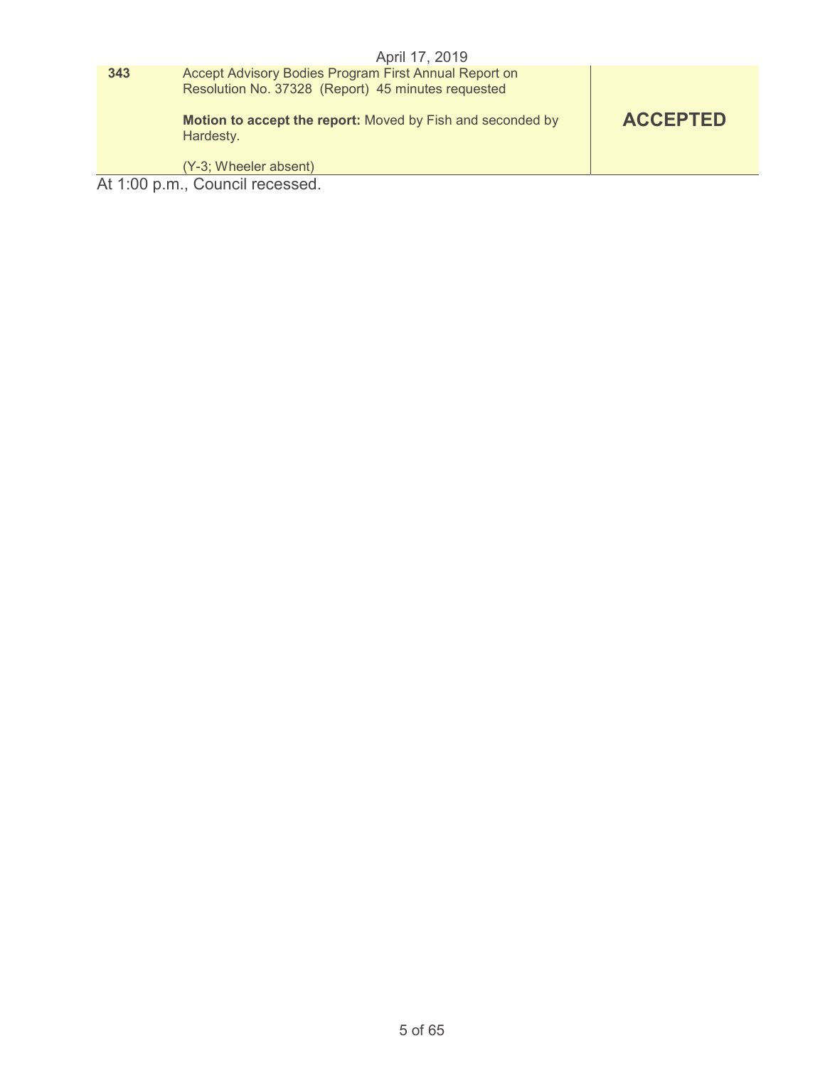| | | |
|---|---|---|
| **343** | Accept Advisory Bodies Program First Annual Report on Resolution No. 37328 (Report) 45 minutes requested<br><br>**Motion to accept the report:** Moved by Fish and seconded by Hardesty.<br><br>(Y-3; Wheeler absent) | **ACCEPTED** |

At 1:00 p.m., Council recessed.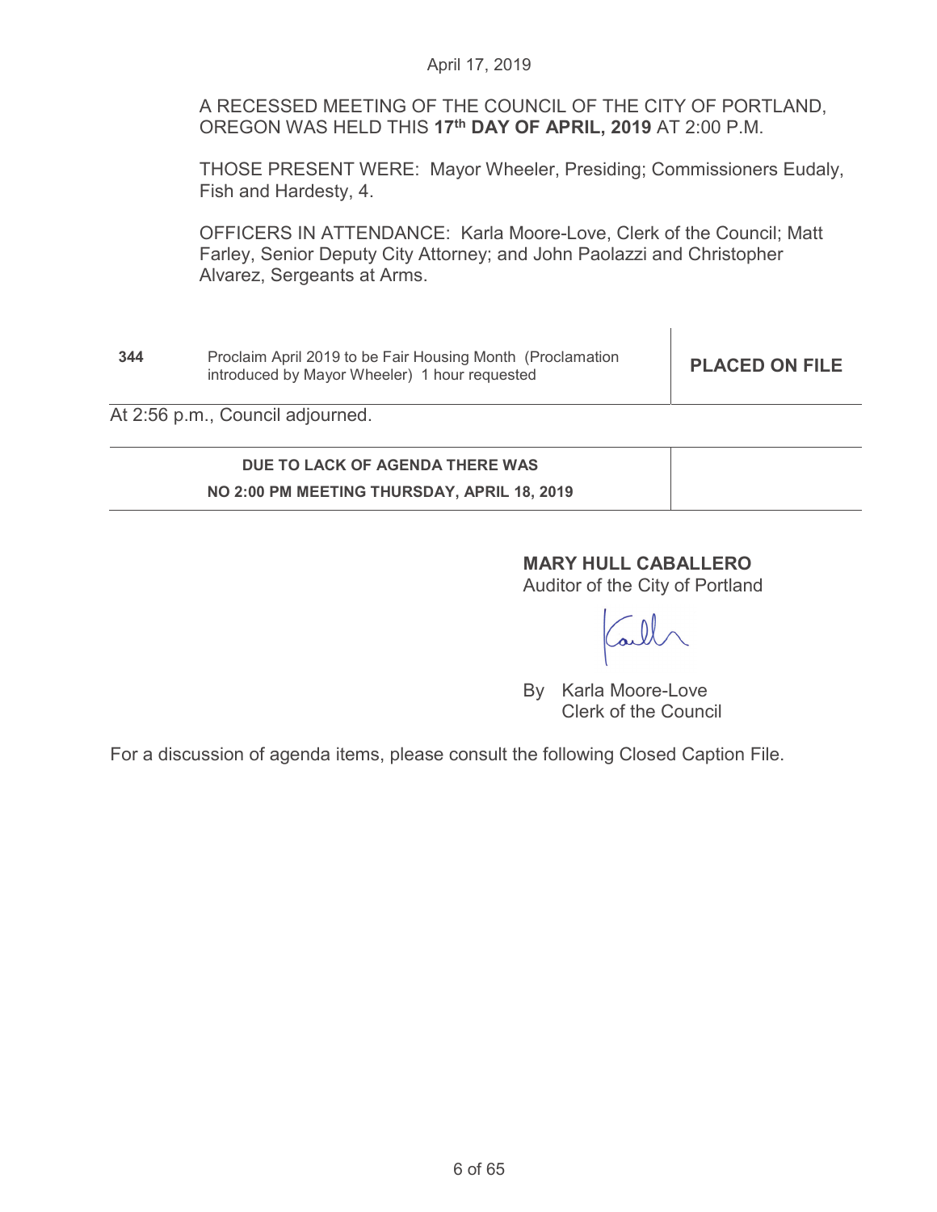April 17, 2019

A RECESSED MEETING OF THE COUNCIL OF THE CITY OF PORTLAND, OREGON WAS HELD THIS **17th DAY OF APRIL, 2019** AT 2:00 P.M.

THOSE PRESENT WERE: Mayor Wheeler, Presiding; Commissioners Eudaly, Fish and Hardesty, 4.

OFFICERS IN ATTENDANCE: Karla Moore-Love, Clerk of the Council; Matt Farley, Senior Deputy City Attorney; and John Paolazzi and Christopher Alvarez, Sergeants at Arms.

| | | |
|---|---|---|
| **344** | Proclaim April 2019 to be Fair Housing Month (Proclamation introduced by Mayor Wheeler) 1 hour requested | **PLACED ON FILE** |

At 2:56 p.m., Council adjourned.

| | |
|---|---|
| **DUE TO LACK OF AGENDA THERE WAS NO 2:00 PM MEETING THURSDAY, APRIL 18, 2019** | |

**MARY HULL CABALLERO**
Auditor of the City of Portland

By Karla Moore-Love
Clerk of the Council

For a discussion of agenda items, please consult the following Closed Caption File.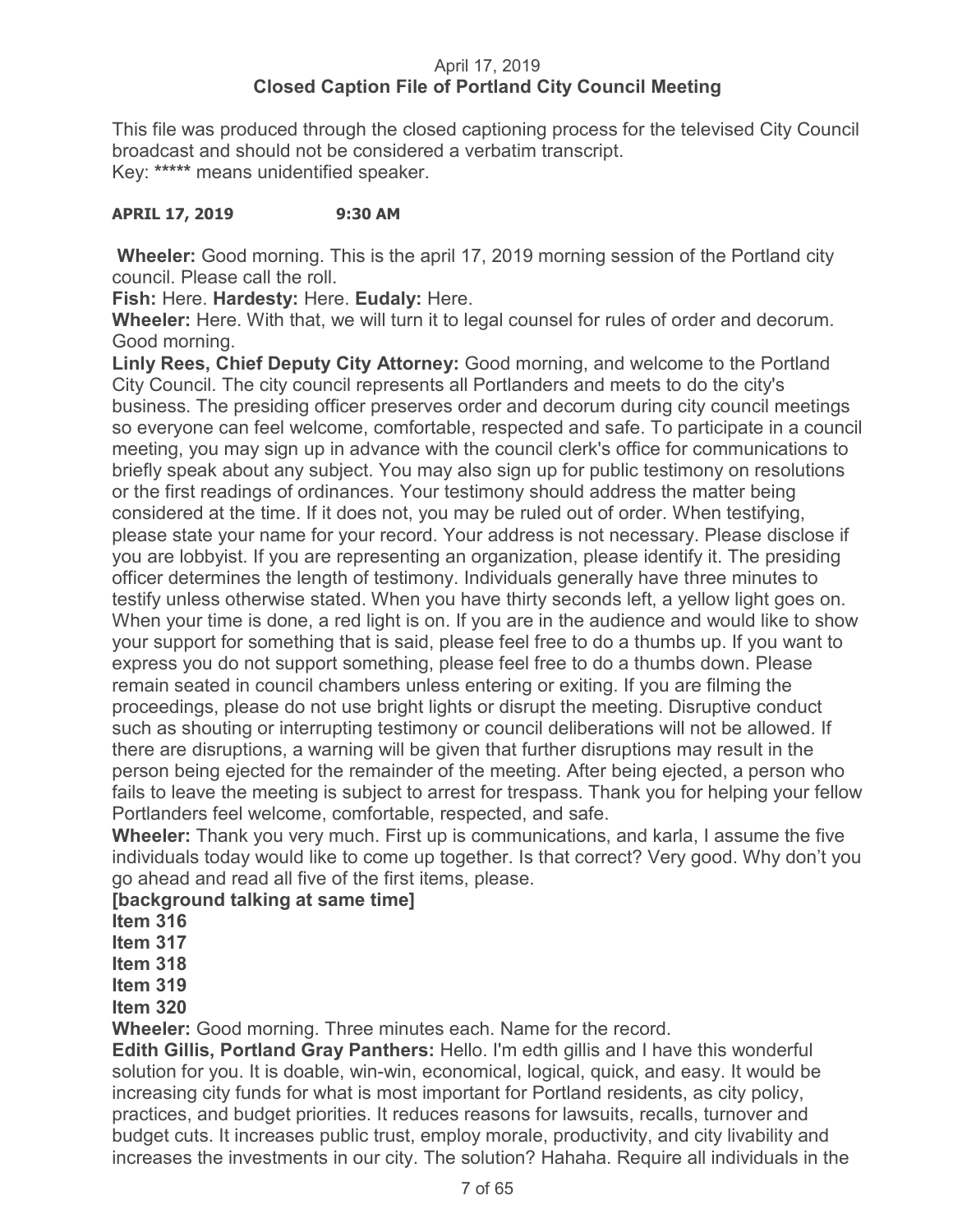April 17, 2019
**Closed Caption File of Portland City Council Meeting**

This file was produced through the closed captioning process for the televised City Council broadcast and should not be considered a verbatim transcript.
Key: ***** means unidentified speaker.

**APRIL 17, 2019 9:30 AM**

**Wheeler:** Good morning. This is the april 17, 2019 morning session of the Portland city council. Please call the roll.

**Fish:** Here. **Hardesty:** Here. **Eudaly:** Here.

**Wheeler:** Here. With that, we will turn it to legal counsel for rules of order and decorum. Good morning.

**Linly Rees, Chief Deputy City Attorney:** Good morning, and welcome to the Portland City Council. The city council represents all Portlanders and meets to do the city's business. The presiding officer preserves order and decorum during city council meetings so everyone can feel welcome, comfortable, respected and safe. To participate in a council meeting, you may sign up in advance with the council clerk's office for communications to briefly speak about any subject. You may also sign up for public testimony on resolutions or the first readings of ordinances. Your testimony should address the matter being considered at the time. If it does not, you may be ruled out of order. When testifying, please state your name for your record. Your address is not necessary. Please disclose if you are lobbyist. If you are representing an organization, please identify it. The presiding officer determines the length of testimony. Individuals generally have three minutes to testify unless otherwise stated. When you have thirty seconds left, a yellow light goes on. When your time is done, a red light is on. If you are in the audience and would like to show your support for something that is said, please feel free to do a thumbs up. If you want to express you do not support something, please feel free to do a thumbs down. Please remain seated in council chambers unless entering or exiting. If you are filming the proceedings, please do not use bright lights or disrupt the meeting. Disruptive conduct such as shouting or interrupting testimony or council deliberations will not be allowed. If there are disruptions, a warning will be given that further disruptions may result in the person being ejected for the remainder of the meeting. After being ejected, a person who fails to leave the meeting is subject to arrest for trespass. Thank you for helping your fellow Portlanders feel welcome, comfortable, respected, and safe.

**Wheeler:** Thank you very much. First up is communications, and karla, I assume the five individuals today would like to come up together. Is that correct? Very good. Why don't you go ahead and read all five of the first items, please.

**[background talking at same time]**

**Item 316**

**Item 317**

**Item 318**

**Item 319**

**Item 320**

**Wheeler:** Good morning. Three minutes each. Name for the record.

**Edith Gillis, Portland Gray Panthers:** Hello. I'm edth gillis and I have this wonderful solution for you. It is doable, win-win, economical, logical, quick, and easy. It would be increasing city funds for what is most important for Portland residents, as city policy, practices, and budget priorities. It reduces reasons for lawsuits, recalls, turnover and budget cuts. It increases public trust, employ morale, productivity, and city livability and increases the investments in our city. The solution? Hahaha. Require all individuals in the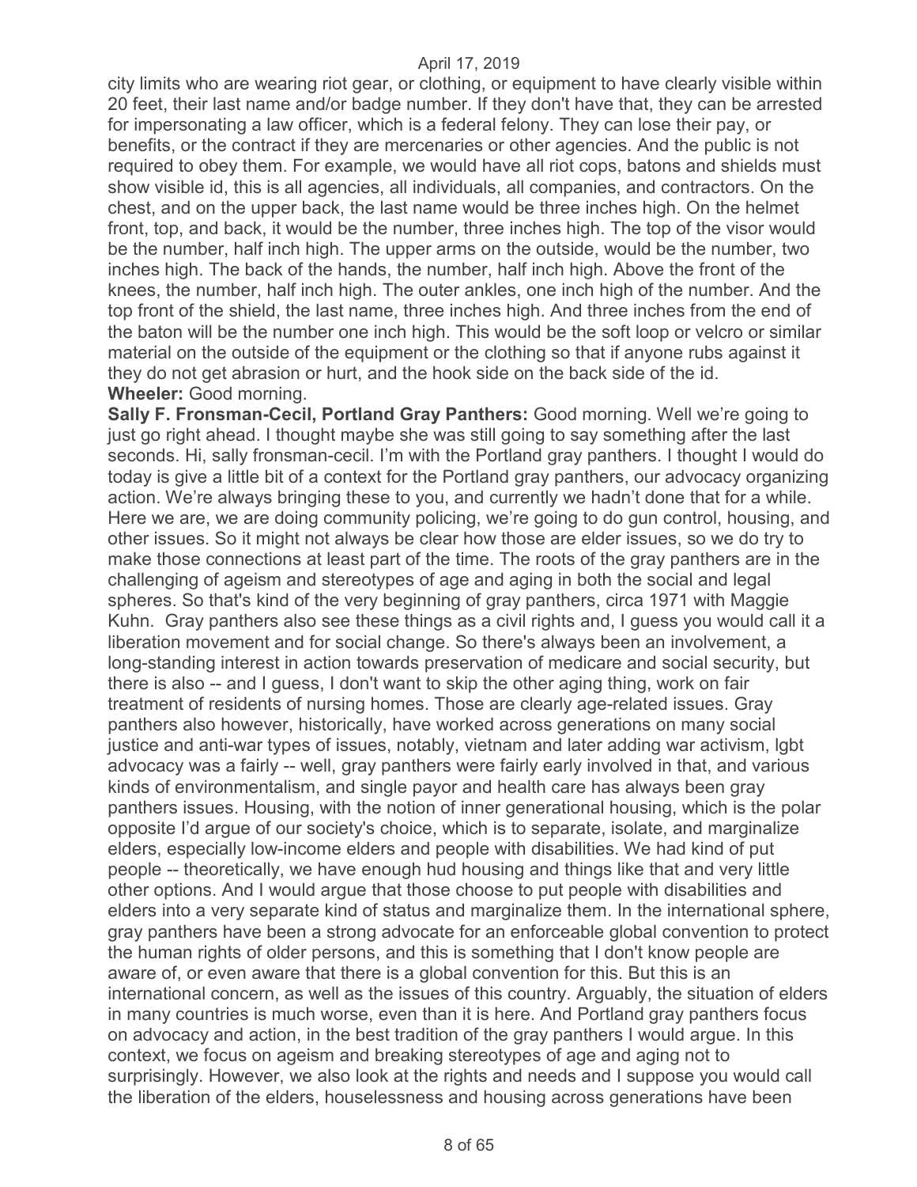city limits who are wearing riot gear, or clothing, or equipment to have clearly visible within 20 feet, their last name and/or badge number. If they don't have that, they can be arrested for impersonating a law officer, which is a federal felony. They can lose their pay, or benefits, or the contract if they are mercenaries or other agencies. And the public is not required to obey them. For example, we would have all riot cops, batons and shields must show visible id, this is all agencies, all individuals, all companies, and contractors. On the chest, and on the upper back, the last name would be three inches high. On the helmet front, top, and back, it would be the number, three inches high. The top of the visor would be the number, half inch high. The upper arms on the outside, would be the number, two inches high. The back of the hands, the number, half inch high. Above the front of the knees, the number, half inch high. The outer ankles, one inch high of the number. And the top front of the shield, the last name, three inches high. And three inches from the end of the baton will be the number one inch high. This would be the soft loop or velcro or similar material on the outside of the equipment or the clothing so that if anyone rubs against it they do not get abrasion or hurt, and the hook side on the back side of the id.

**Wheeler:** Good morning.

**Sally F. Fronsman-Cecil, Portland Gray Panthers:** Good morning. Well we're going to just go right ahead. I thought maybe she was still going to say something after the last seconds. Hi, sally fronsman-cecil. I'm with the Portland gray panthers. I thought I would do today is give a little bit of a context for the Portland gray panthers, our advocacy organizing action. We're always bringing these to you, and currently we hadn't done that for a while. Here we are, we are doing community policing, we're going to do gun control, housing, and other issues. So it might not always be clear how those are elder issues, so we do try to make those connections at least part of the time. The roots of the gray panthers are in the challenging of ageism and stereotypes of age and aging in both the social and legal spheres. So that's kind of the very beginning of gray panthers, circa 1971 with Maggie Kuhn. Gray panthers also see these things as a civil rights and, I guess you would call it a liberation movement and for social change. So there's always been an involvement, a long-standing interest in action towards preservation of medicare and social security, but there is also -- and I guess, I don't want to skip the other aging thing, work on fair treatment of residents of nursing homes. Those are clearly age-related issues. Gray panthers also however, historically, have worked across generations on many social justice and anti-war types of issues, notably, vietnam and later adding war activism, lgbt advocacy was a fairly -- well, gray panthers were fairly early involved in that, and various kinds of environmentalism, and single payor and health care has always been gray panthers issues. Housing, with the notion of inner generational housing, which is the polar opposite I'd argue of our society's choice, which is to separate, isolate, and marginalize elders, especially low-income elders and people with disabilities. We had kind of put people -- theoretically, we have enough hud housing and things like that and very little other options. And I would argue that those choose to put people with disabilities and elders into a very separate kind of status and marginalize them. In the international sphere, gray panthers have been a strong advocate for an enforceable global convention to protect the human rights of older persons, and this is something that I don't know people are aware of, or even aware that there is a global convention for this. But this is an international concern, as well as the issues of this country. Arguably, the situation of elders in many countries is much worse, even than it is here. And Portland gray panthers focus on advocacy and action, in the best tradition of the gray panthers I would argue. In this context, we focus on ageism and breaking stereotypes of age and aging not to surprisingly. However, we also look at the rights and needs and I suppose you would call the liberation of the elders, houselessness and housing across generations have been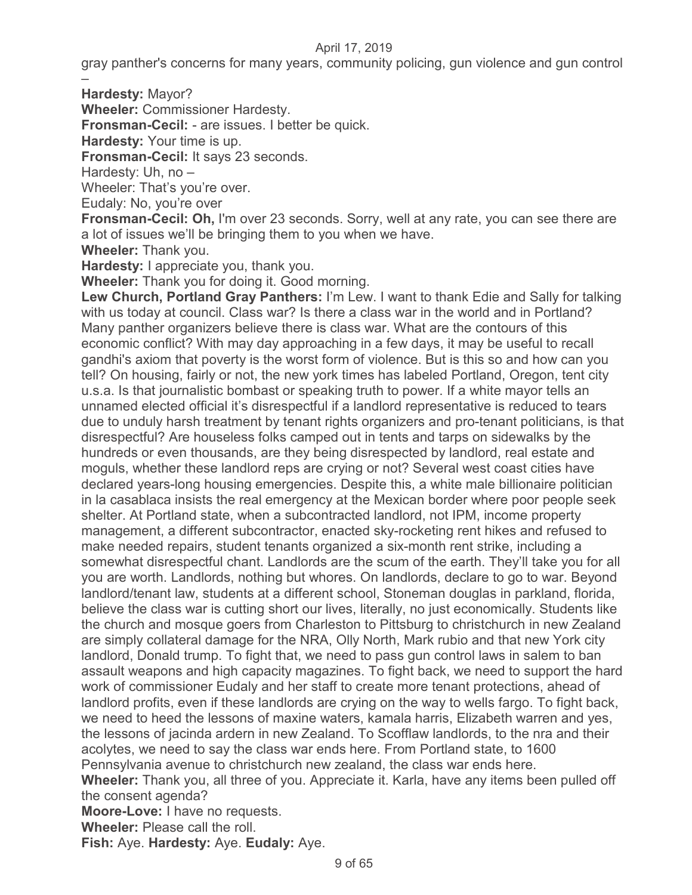gray panther's concerns for many years, community policing, gun violence and gun control –

**Hardesty:** Mayor?

**Wheeler:** Commissioner Hardesty.

**Fronsman-Cecil:** - are issues. I better be quick.

**Hardesty:** Your time is up.

**Fronsman-Cecil:** It says 23 seconds.

Hardesty: Uh, no –

Wheeler: That's you're over.

Eudaly: No, you're over

**Fronsman-Cecil: Oh,** I'm over 23 seconds. Sorry, well at any rate, you can see there are a lot of issues we'll be bringing them to you when we have.

**Wheeler:** Thank you.

**Hardesty:** I appreciate you, thank you.

**Wheeler:** Thank you for doing it. Good morning.

**Lew Church, Portland Gray Panthers:** I'm Lew. I want to thank Edie and Sally for talking with us today at council. Class war? Is there a class war in the world and in Portland? Many panther organizers believe there is class war. What are the contours of this economic conflict? With may day approaching in a few days, it may be useful to recall gandhi's axiom that poverty is the worst form of violence. But is this so and how can you tell? On housing, fairly or not, the new york times has labeled Portland, Oregon, tent city u.s.a. Is that journalistic bombast or speaking truth to power. If a white mayor tells an unnamed elected official it's disrespectful if a landlord representative is reduced to tears due to unduly harsh treatment by tenant rights organizers and pro-tenant politicians, is that disrespectful? Are houseless folks camped out in tents and tarps on sidewalks by the hundreds or even thousands, are they being disrespected by landlord, real estate and moguls, whether these landlord reps are crying or not? Several west coast cities have declared years-long housing emergencies. Despite this, a white male billionaire politician in la casablaca insists the real emergency at the Mexican border where poor people seek shelter. At Portland state, when a subcontracted landlord, not IPM, income property management, a different subcontractor, enacted sky-rocketing rent hikes and refused to make needed repairs, student tenants organized a six-month rent strike, including a somewhat disrespectful chant. Landlords are the scum of the earth. They'll take you for all you are worth. Landlords, nothing but whores. On landlords, declare to go to war. Beyond landlord/tenant law, students at a different school, Stoneman douglas in parkland, florida, believe the class war is cutting short our lives, literally, no just economically. Students like the church and mosque goers from Charleston to Pittsburg to christchurch in new Zealand are simply collateral damage for the NRA, Olly North, Mark rubio and that new York city landlord, Donald trump. To fight that, we need to pass gun control laws in salem to ban assault weapons and high capacity magazines. To fight back, we need to support the hard work of commissioner Eudaly and her staff to create more tenant protections, ahead of landlord profits, even if these landlords are crying on the way to wells fargo. To fight back, we need to heed the lessons of maxine waters, kamala harris, Elizabeth warren and yes, the lessons of jacinda ardern in new Zealand. To Scofflaw landlords, to the nra and their acolytes, we need to say the class war ends here. From Portland state, to 1600 Pennsylvania avenue to christchurch new zealand, the class war ends here.

**Wheeler:** Thank you, all three of you. Appreciate it. Karla, have any items been pulled off the consent agenda?

**Moore-Love:** I have no requests.

**Wheeler:** Please call the roll.

**Fish:** Aye. **Hardesty:** Aye. **Eudaly:** Aye.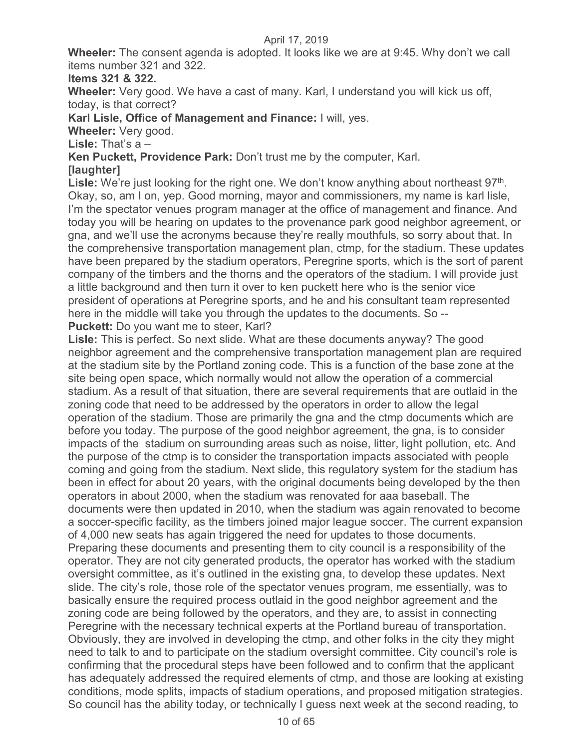**Wheeler:** The consent agenda is adopted. It looks like we are at 9:45. Why don't we call items number 321 and 322.

**Items 321 & 322.**

**Wheeler:** Very good. We have a cast of many. Karl, I understand you will kick us off, today, is that correct?

**Karl Lisle, Office of Management and Finance:** I will, yes.

**Wheeler:** Very good.

**Lisle:** That's a –

**Ken Puckett, Providence Park:** Don't trust me by the computer, Karl.

**[laughter]**

**Lisle:** We're just looking for the right one. We don't know anything about northeast 97th. Okay, so, am I on, yep. Good morning, mayor and commissioners, my name is karl lisle, I'm the spectator venues program manager at the office of management and finance. And today you will be hearing on updates to the provenance park good neighbor agreement, or gna, and we'll use the acronyms because they're really mouthfuls, so sorry about that. In the comprehensive transportation management plan, ctmp, for the stadium. These updates have been prepared by the stadium operators, Peregrine sports, which is the sort of parent company of the timbers and the thorns and the operators of the stadium. I will provide just a little background and then turn it over to ken puckett here who is the senior vice president of operations at Peregrine sports, and he and his consultant team represented here in the middle will take you through the updates to the documents. So --

**Puckett:** Do you want me to steer, Karl?

**Lisle:** This is perfect. So next slide. What are these documents anyway? The good neighbor agreement and the comprehensive transportation management plan are required at the stadium site by the Portland zoning code. This is a function of the base zone at the site being open space, which normally would not allow the operation of a commercial stadium. As a result of that situation, there are several requirements that are outlaid in the zoning code that need to be addressed by the operators in order to allow the legal operation of the stadium. Those are primarily the gna and the ctmp documents which are before you today. The purpose of the good neighbor agreement, the gna, is to consider impacts of the stadium on surrounding areas such as noise, litter, light pollution, etc. And the purpose of the ctmp is to consider the transportation impacts associated with people coming and going from the stadium. Next slide, this regulatory system for the stadium has been in effect for about 20 years, with the original documents being developed by the then operators in about 2000, when the stadium was renovated for aaa baseball. The documents were then updated in 2010, when the stadium was again renovated to become a soccer-specific facility, as the timbers joined major league soccer. The current expansion of 4,000 new seats has again triggered the need for updates to those documents. Preparing these documents and presenting them to city council is a responsibility of the operator. They are not city generated products, the operator has worked with the stadium oversight committee, as it's outlined in the existing gna, to develop these updates. Next slide. The city's role, those role of the spectator venues program, me essentially, was to basically ensure the required process outlaid in the good neighbor agreement and the zoning code are being followed by the operators, and they are, to assist in connecting Peregrine with the necessary technical experts at the Portland bureau of transportation. Obviously, they are involved in developing the ctmp, and other folks in the city they might need to talk to and to participate on the stadium oversight committee. City council's role is confirming that the procedural steps have been followed and to confirm that the applicant has adequately addressed the required elements of ctmp, and those are looking at existing conditions, mode splits, impacts of stadium operations, and proposed mitigation strategies. So council has the ability today, or technically I guess next week at the second reading, to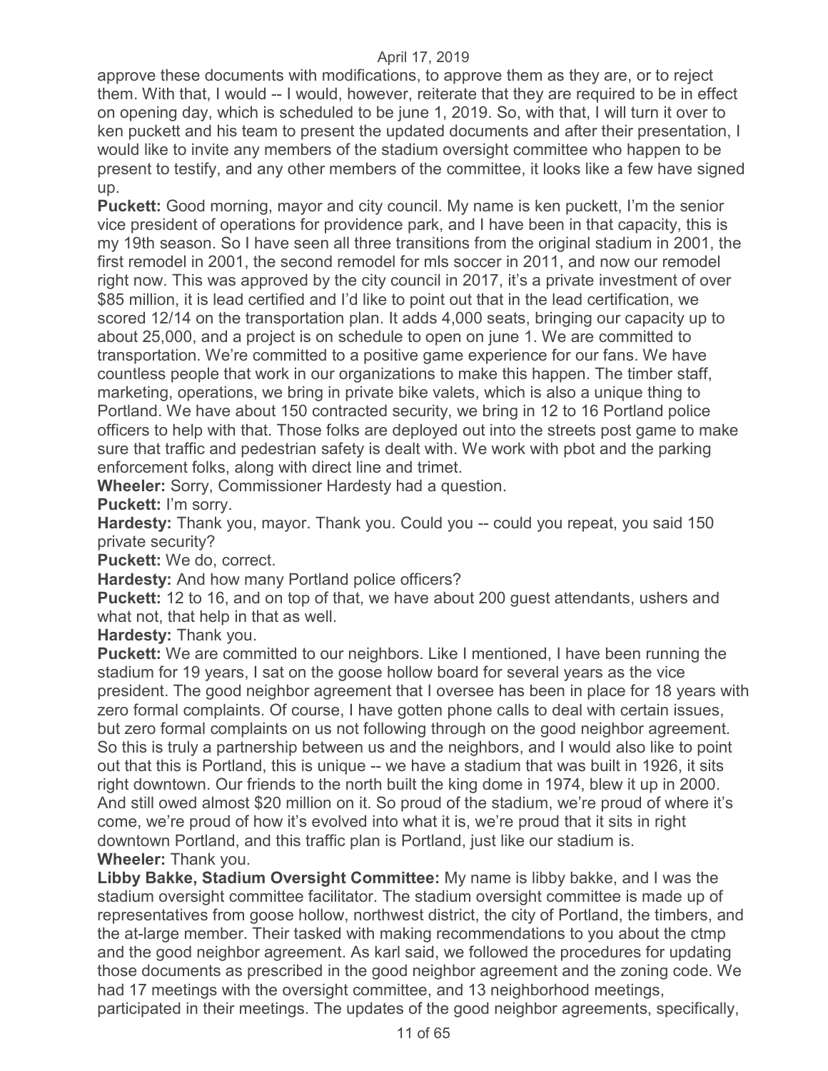approve these documents with modifications, to approve them as they are, or to reject them. With that, I would -- I would, however, reiterate that they are required to be in effect on opening day, which is scheduled to be june 1, 2019. So, with that, I will turn it over to ken puckett and his team to present the updated documents and after their presentation, I would like to invite any members of the stadium oversight committee who happen to be present to testify, and any other members of the committee, it looks like a few have signed up.

**Puckett:** Good morning, mayor and city council. My name is ken puckett, I'm the senior vice president of operations for providence park, and I have been in that capacity, this is my 19th season. So I have seen all three transitions from the original stadium in 2001, the first remodel in 2001, the second remodel for mls soccer in 2011, and now our remodel right now. This was approved by the city council in 2017, it's a private investment of over $85 million, it is lead certified and I'd like to point out that in the lead certification, we scored 12/14 on the transportation plan. It adds 4,000 seats, bringing our capacity up to about 25,000, and a project is on schedule to open on june 1. We are committed to transportation. We're committed to a positive game experience for our fans. We have countless people that work in our organizations to make this happen. The timber staff, marketing, operations, we bring in private bike valets, which is also a unique thing to Portland. We have about 150 contracted security, we bring in 12 to 16 Portland police officers to help with that. Those folks are deployed out into the streets post game to make sure that traffic and pedestrian safety is dealt with. We work with pbot and the parking enforcement folks, along with direct line and trimet.

**Wheeler:** Sorry, Commissioner Hardesty had a question.

**Puckett:** I'm sorry.

**Hardesty:** Thank you, mayor. Thank you. Could you -- could you repeat, you said 150 private security?

**Puckett:** We do, correct.

**Hardesty:** And how many Portland police officers?

**Puckett:** 12 to 16, and on top of that, we have about 200 guest attendants, ushers and what not, that help in that as well.

**Hardesty:** Thank you.

**Puckett:** We are committed to our neighbors. Like I mentioned, I have been running the stadium for 19 years, I sat on the goose hollow board for several years as the vice president. The good neighbor agreement that I oversee has been in place for 18 years with zero formal complaints. Of course, I have gotten phone calls to deal with certain issues, but zero formal complaints on us not following through on the good neighbor agreement. So this is truly a partnership between us and the neighbors, and I would also like to point out that this is Portland, this is unique -- we have a stadium that was built in 1926, it sits right downtown. Our friends to the north built the king dome in 1974, blew it up in 2000. And still owed almost $20 million on it. So proud of the stadium, we're proud of where it's come, we're proud of how it's evolved into what it is, we're proud that it sits in right downtown Portland, and this traffic plan is Portland, just like our stadium is.

**Wheeler:** Thank you.

**Libby Bakke, Stadium Oversight Committee:** My name is libby bakke, and I was the stadium oversight committee facilitator. The stadium oversight committee is made up of representatives from goose hollow, northwest district, the city of Portland, the timbers, and the at-large member. Their tasked with making recommendations to you about the ctmp and the good neighbor agreement. As karl said, we followed the procedures for updating those documents as prescribed in the good neighbor agreement and the zoning code. We had 17 meetings with the oversight committee, and 13 neighborhood meetings, participated in their meetings. The updates of the good neighbor agreements, specifically,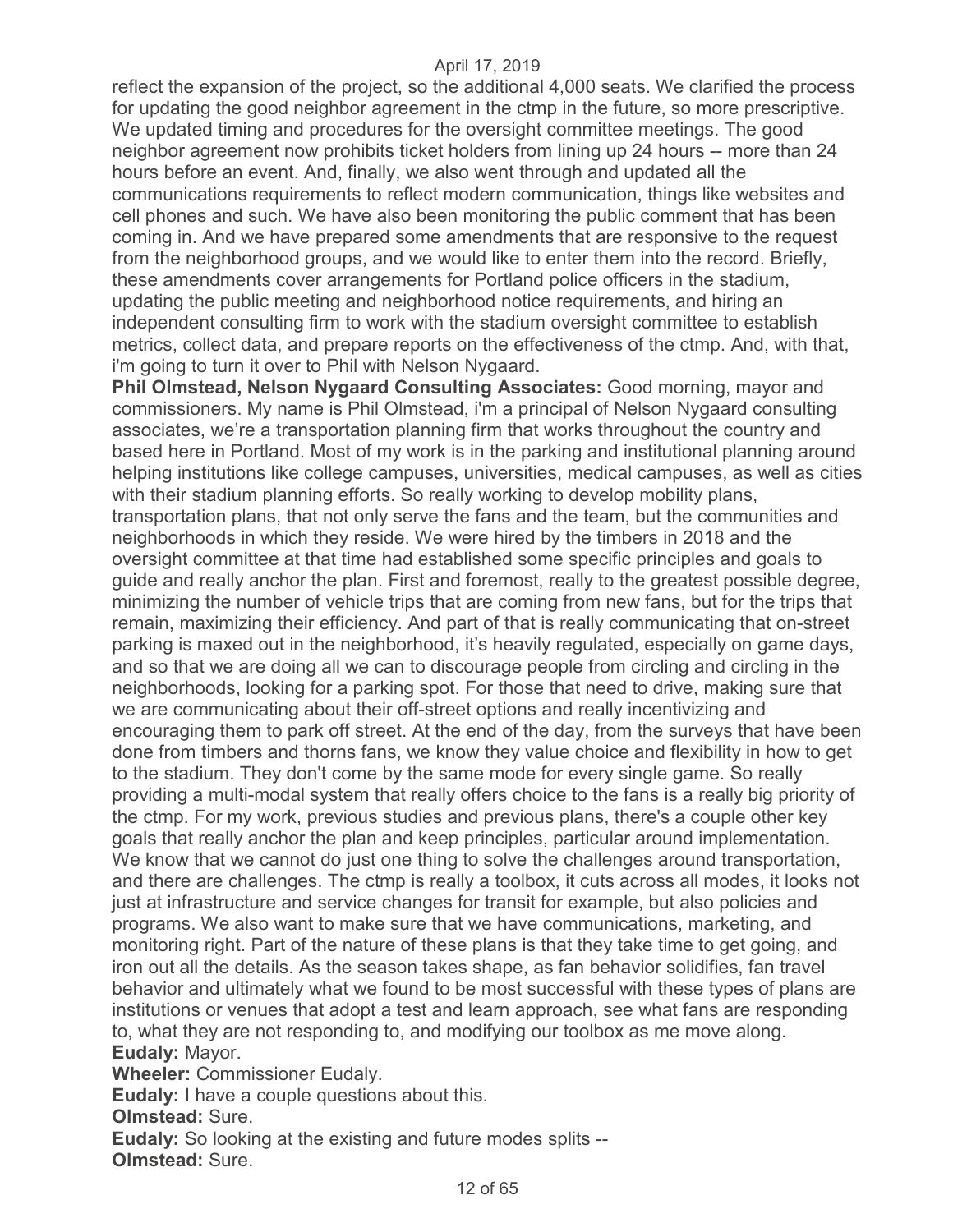reflect the expansion of the project, so the additional 4,000 seats. We clarified the process for updating the good neighbor agreement in the ctmp in the future, so more prescriptive. We updated timing and procedures for the oversight committee meetings. The good neighbor agreement now prohibits ticket holders from lining up 24 hours -- more than 24 hours before an event. And, finally, we also went through and updated all the communications requirements to reflect modern communication, things like websites and cell phones and such. We have also been monitoring the public comment that has been coming in. And we have prepared some amendments that are responsive to the request from the neighborhood groups, and we would like to enter them into the record. Briefly, these amendments cover arrangements for Portland police officers in the stadium, updating the public meeting and neighborhood notice requirements, and hiring an independent consulting firm to work with the stadium oversight committee to establish metrics, collect data, and prepare reports on the effectiveness of the ctmp. And, with that, i'm going to turn it over to Phil with Nelson Nygaard.

**Phil Olmstead, Nelson Nygaard Consulting Associates:** Good morning, mayor and commissioners. My name is Phil Olmstead, i'm a principal of Nelson Nygaard consulting associates, we're a transportation planning firm that works throughout the country and based here in Portland. Most of my work is in the parking and institutional planning around helping institutions like college campuses, universities, medical campuses, as well as cities with their stadium planning efforts. So really working to develop mobility plans, transportation plans, that not only serve the fans and the team, but the communities and neighborhoods in which they reside. We were hired by the timbers in 2018 and the oversight committee at that time had established some specific principles and goals to guide and really anchor the plan. First and foremost, really to the greatest possible degree, minimizing the number of vehicle trips that are coming from new fans, but for the trips that remain, maximizing their efficiency. And part of that is really communicating that on-street parking is maxed out in the neighborhood, it's heavily regulated, especially on game days, and so that we are doing all we can to discourage people from circling and circling in the neighborhoods, looking for a parking spot. For those that need to drive, making sure that we are communicating about their off-street options and really incentivizing and encouraging them to park off street. At the end of the day, from the surveys that have been done from timbers and thorns fans, we know they value choice and flexibility in how to get to the stadium. They don't come by the same mode for every single game. So really providing a multi-modal system that really offers choice to the fans is a really big priority of the ctmp. For my work, previous studies and previous plans, there's a couple other key goals that really anchor the plan and keep principles, particular around implementation. We know that we cannot do just one thing to solve the challenges around transportation, and there are challenges. The ctmp is really a toolbox, it cuts across all modes, it looks not just at infrastructure and service changes for transit for example, but also policies and programs. We also want to make sure that we have communications, marketing, and monitoring right. Part of the nature of these plans is that they take time to get going, and iron out all the details. As the season takes shape, as fan behavior solidifies, fan travel behavior and ultimately what we found to be most successful with these types of plans are institutions or venues that adopt a test and learn approach, see what fans are responding to, what they are not responding to, and modifying our toolbox as me move along.

**Eudaly:** Mayor.

**Wheeler:** Commissioner Eudaly.

**Eudaly:** I have a couple questions about this.

**Olmstead:** Sure.

**Eudaly:** So looking at the existing and future modes splits --

**Olmstead:** Sure.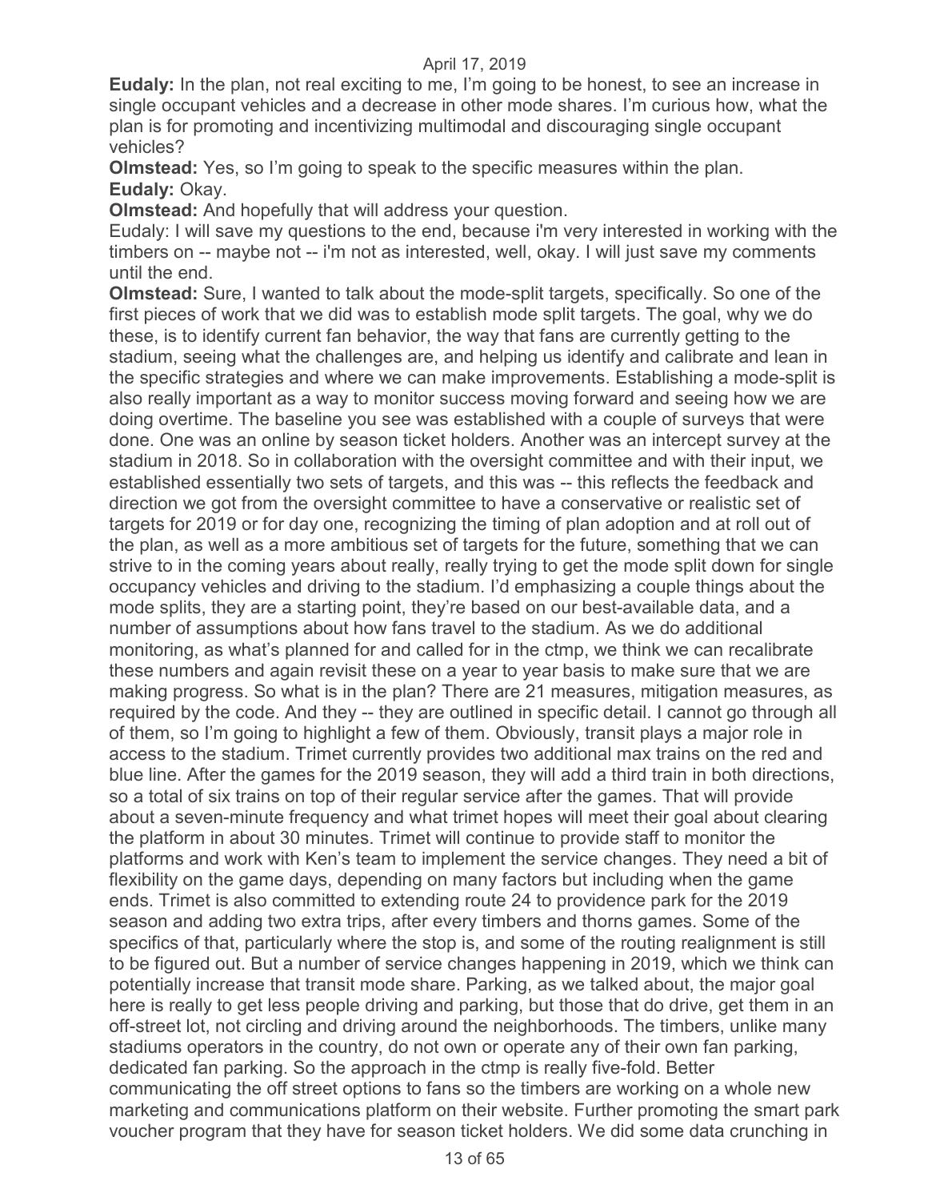**Eudaly:** In the plan, not real exciting to me, I'm going to be honest, to see an increase in single occupant vehicles and a decrease in other mode shares. I'm curious how, what the plan is for promoting and incentivizing multimodal and discouraging single occupant vehicles?

**Olmstead:** Yes, so I'm going to speak to the specific measures within the plan.

**Eudaly:** Okay.

**Olmstead:** And hopefully that will address your question.

Eudaly: I will save my questions to the end, because i'm very interested in working with the timbers on -- maybe not -- i'm not as interested, well, okay. I will just save my comments until the end.

**Olmstead:** Sure, I wanted to talk about the mode-split targets, specifically. So one of the first pieces of work that we did was to establish mode split targets. The goal, why we do these, is to identify current fan behavior, the way that fans are currently getting to the stadium, seeing what the challenges are, and helping us identify and calibrate and lean in the specific strategies and where we can make improvements. Establishing a mode-split is also really important as a way to monitor success moving forward and seeing how we are doing overtime. The baseline you see was established with a couple of surveys that were done. One was an online by season ticket holders. Another was an intercept survey at the stadium in 2018. So in collaboration with the oversight committee and with their input, we established essentially two sets of targets, and this was -- this reflects the feedback and direction we got from the oversight committee to have a conservative or realistic set of targets for 2019 or for day one, recognizing the timing of plan adoption and at roll out of the plan, as well as a more ambitious set of targets for the future, something that we can strive to in the coming years about really, really trying to get the mode split down for single occupancy vehicles and driving to the stadium. I'd emphasizing a couple things about the mode splits, they are a starting point, they're based on our best-available data, and a number of assumptions about how fans travel to the stadium. As we do additional monitoring, as what's planned for and called for in the ctmp, we think we can recalibrate these numbers and again revisit these on a year to year basis to make sure that we are making progress. So what is in the plan? There are 21 measures, mitigation measures, as required by the code. And they -- they are outlined in specific detail. I cannot go through all of them, so I'm going to highlight a few of them. Obviously, transit plays a major role in access to the stadium. Trimet currently provides two additional max trains on the red and blue line. After the games for the 2019 season, they will add a third train in both directions, so a total of six trains on top of their regular service after the games. That will provide about a seven-minute frequency and what trimet hopes will meet their goal about clearing the platform in about 30 minutes. Trimet will continue to provide staff to monitor the platforms and work with Ken's team to implement the service changes. They need a bit of flexibility on the game days, depending on many factors but including when the game ends. Trimet is also committed to extending route 24 to providence park for the 2019 season and adding two extra trips, after every timbers and thorns games. Some of the specifics of that, particularly where the stop is, and some of the routing realignment is still to be figured out. But a number of service changes happening in 2019, which we think can potentially increase that transit mode share. Parking, as we talked about, the major goal here is really to get less people driving and parking, but those that do drive, get them in an off-street lot, not circling and driving around the neighborhoods. The timbers, unlike many stadiums operators in the country, do not own or operate any of their own fan parking, dedicated fan parking. So the approach in the ctmp is really five-fold. Better communicating the off street options to fans so the timbers are working on a whole new marketing and communications platform on their website. Further promoting the smart park voucher program that they have for season ticket holders. We did some data crunching in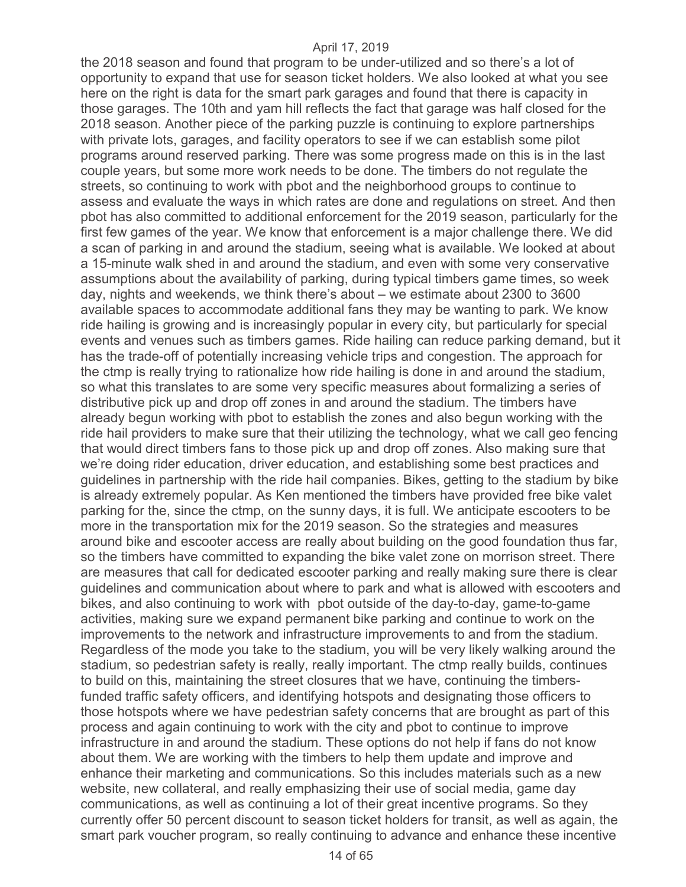the 2018 season and found that program to be under-utilized and so there's a lot of opportunity to expand that use for season ticket holders. We also looked at what you see here on the right is data for the smart park garages and found that there is capacity in those garages. The 10th and yam hill reflects the fact that garage was half closed for the 2018 season. Another piece of the parking puzzle is continuing to explore partnerships with private lots, garages, and facility operators to see if we can establish some pilot programs around reserved parking. There was some progress made on this is in the last couple years, but some more work needs to be done. The timbers do not regulate the streets, so continuing to work with pbot and the neighborhood groups to continue to assess and evaluate the ways in which rates are done and regulations on street. And then pbot has also committed to additional enforcement for the 2019 season, particularly for the first few games of the year. We know that enforcement is a major challenge there. We did a scan of parking in and around the stadium, seeing what is available. We looked at about a 15-minute walk shed in and around the stadium, and even with some very conservative assumptions about the availability of parking, during typical timbers game times, so week day, nights and weekends, we think there's about – we estimate about 2300 to 3600 available spaces to accommodate additional fans they may be wanting to park. We know ride hailing is growing and is increasingly popular in every city, but particularly for special events and venues such as timbers games. Ride hailing can reduce parking demand, but it has the trade-off of potentially increasing vehicle trips and congestion. The approach for the ctmp is really trying to rationalize how ride hailing is done in and around the stadium, so what this translates to are some very specific measures about formalizing a series of distributive pick up and drop off zones in and around the stadium. The timbers have already begun working with pbot to establish the zones and also begun working with the ride hail providers to make sure that their utilizing the technology, what we call geo fencing that would direct timbers fans to those pick up and drop off zones. Also making sure that we're doing rider education, driver education, and establishing some best practices and guidelines in partnership with the ride hail companies. Bikes, getting to the stadium by bike is already extremely popular. As Ken mentioned the timbers have provided free bike valet parking for the, since the ctmp, on the sunny days, it is full. We anticipate escooters to be more in the transportation mix for the 2019 season. So the strategies and measures around bike and escooter access are really about building on the good foundation thus far, so the timbers have committed to expanding the bike valet zone on morrison street. There are measures that call for dedicated escooter parking and really making sure there is clear guidelines and communication about where to park and what is allowed with escooters and bikes, and also continuing to work with pbot outside of the day-to-day, game-to-game activities, making sure we expand permanent bike parking and continue to work on the improvements to the network and infrastructure improvements to and from the stadium. Regardless of the mode you take to the stadium, you will be very likely walking around the stadium, so pedestrian safety is really, really important. The ctmp really builds, continues to build on this, maintaining the street closures that we have, continuing the timbers-funded traffic safety officers, and identifying hotspots and designating those officers to those hotspots where we have pedestrian safety concerns that are brought as part of this process and again continuing to work with the city and pbot to continue to improve infrastructure in and around the stadium. These options do not help if fans do not know about them. We are working with the timbers to help them update and improve and enhance their marketing and communications. So this includes materials such as a new website, new collateral, and really emphasizing their use of social media, game day communications, as well as continuing a lot of their great incentive programs. So they currently offer 50 percent discount to season ticket holders for transit, as well as again, the smart park voucher program, so really continuing to advance and enhance these incentive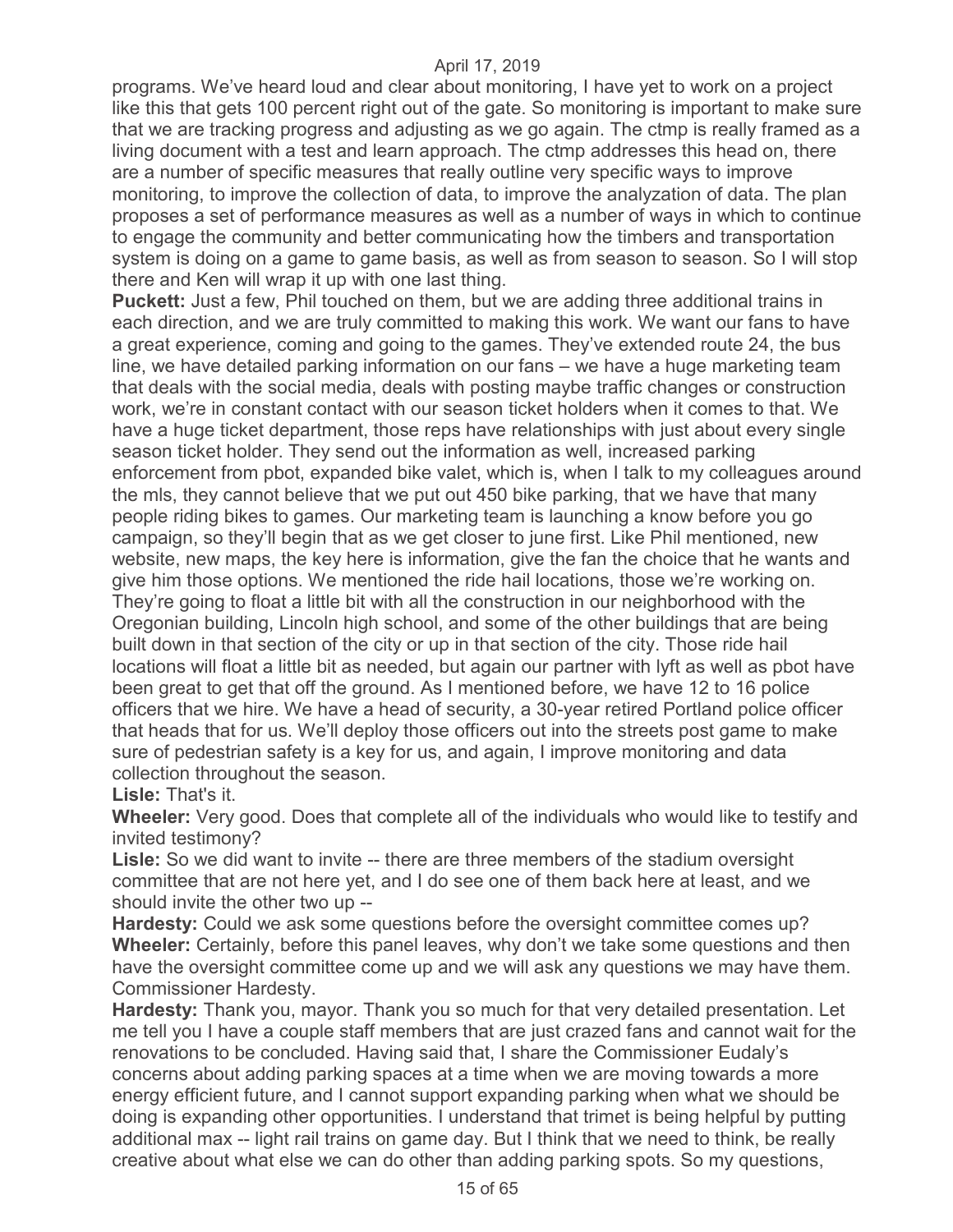programs. We've heard loud and clear about monitoring, I have yet to work on a project like this that gets 100 percent right out of the gate. So monitoring is important to make sure that we are tracking progress and adjusting as we go again. The ctmp is really framed as a living document with a test and learn approach. The ctmp addresses this head on, there are a number of specific measures that really outline very specific ways to improve monitoring, to improve the collection of data, to improve the analyzation of data. The plan proposes a set of performance measures as well as a number of ways in which to continue to engage the community and better communicating how the timbers and transportation system is doing on a game to game basis, as well as from season to season. So I will stop there and Ken will wrap it up with one last thing.

**Puckett:** Just a few, Phil touched on them, but we are adding three additional trains in each direction, and we are truly committed to making this work. We want our fans to have a great experience, coming and going to the games. They've extended route 24, the bus line, we have detailed parking information on our fans – we have a huge marketing team that deals with the social media, deals with posting maybe traffic changes or construction work, we're in constant contact with our season ticket holders when it comes to that. We have a huge ticket department, those reps have relationships with just about every single season ticket holder. They send out the information as well, increased parking enforcement from pbot, expanded bike valet, which is, when I talk to my colleagues around the mls, they cannot believe that we put out 450 bike parking, that we have that many people riding bikes to games. Our marketing team is launching a know before you go campaign, so they'll begin that as we get closer to june first. Like Phil mentioned, new website, new maps, the key here is information, give the fan the choice that he wants and give him those options. We mentioned the ride hail locations, those we're working on. They're going to float a little bit with all the construction in our neighborhood with the Oregonian building, Lincoln high school, and some of the other buildings that are being built down in that section of the city or up in that section of the city. Those ride hail locations will float a little bit as needed, but again our partner with lyft as well as pbot have been great to get that off the ground. As I mentioned before, we have 12 to 16 police officers that we hire. We have a head of security, a 30-year retired Portland police officer that heads that for us. We'll deploy those officers out into the streets post game to make sure of pedestrian safety is a key for us, and again, I improve monitoring and data collection throughout the season.

**Lisle:** That's it.

**Wheeler:** Very good. Does that complete all of the individuals who would like to testify and invited testimony?

**Lisle:** So we did want to invite -- there are three members of the stadium oversight committee that are not here yet, and I do see one of them back here at least, and we should invite the other two up --

**Hardesty:** Could we ask some questions before the oversight committee comes up?

**Wheeler:** Certainly, before this panel leaves, why don't we take some questions and then have the oversight committee come up and we will ask any questions we may have them. Commissioner Hardesty.

**Hardesty:** Thank you, mayor. Thank you so much for that very detailed presentation. Let me tell you I have a couple staff members that are just crazed fans and cannot wait for the renovations to be concluded. Having said that, I share the Commissioner Eudaly's concerns about adding parking spaces at a time when we are moving towards a more energy efficient future, and I cannot support expanding parking when what we should be doing is expanding other opportunities. I understand that trimet is being helpful by putting additional max -- light rail trains on game day. But I think that we need to think, be really creative about what else we can do other than adding parking spots. So my questions,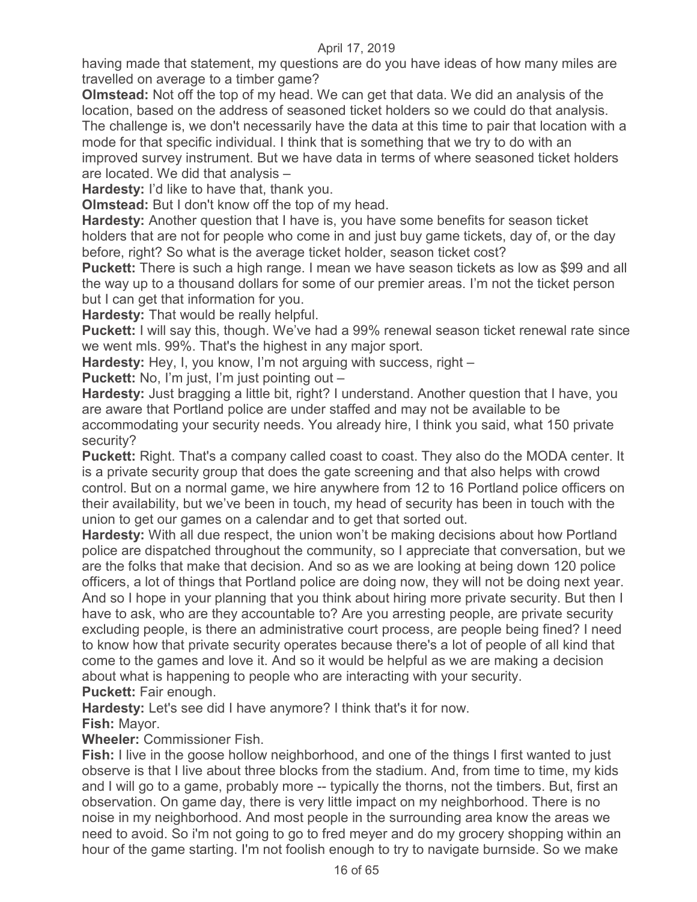having made that statement, my questions are do you have ideas of how many miles are travelled on average to a timber game?

**Olmstead:** Not off the top of my head. We can get that data. We did an analysis of the location, based on the address of seasoned ticket holders so we could do that analysis. The challenge is, we don't necessarily have the data at this time to pair that location with a mode for that specific individual. I think that is something that we try to do with an improved survey instrument. But we have data in terms of where seasoned ticket holders are located. We did that analysis –

**Hardesty:** I'd like to have that, thank you.

**Olmstead:** But I don't know off the top of my head.

**Hardesty:** Another question that I have is, you have some benefits for season ticket holders that are not for people who come in and just buy game tickets, day of, or the day before, right? So what is the average ticket holder, season ticket cost?

**Puckett:** There is such a high range. I mean we have season tickets as low as $99 and all the way up to a thousand dollars for some of our premier areas. I'm not the ticket person but I can get that information for you.

**Hardesty:** That would be really helpful.

**Puckett:** I will say this, though. We've had a 99% renewal season ticket renewal rate since we went mls. 99%. That's the highest in any major sport.

**Hardesty:** Hey, I, you know, I'm not arguing with success, right –

**Puckett:** No, I'm just, I'm just pointing out –

**Hardesty:** Just bragging a little bit, right? I understand. Another question that I have, you are aware that Portland police are under staffed and may not be available to be accommodating your security needs. You already hire, I think you said, what 150 private security?

**Puckett:** Right. That's a company called coast to coast. They also do the MODA center. It is a private security group that does the gate screening and that also helps with crowd control. But on a normal game, we hire anywhere from 12 to 16 Portland police officers on their availability, but we've been in touch, my head of security has been in touch with the union to get our games on a calendar and to get that sorted out.

**Hardesty:** With all due respect, the union won't be making decisions about how Portland police are dispatched throughout the community, so I appreciate that conversation, but we are the folks that make that decision. And so as we are looking at being down 120 police officers, a lot of things that Portland police are doing now, they will not be doing next year. And so I hope in your planning that you think about hiring more private security. But then I have to ask, who are they accountable to? Are you arresting people, are private security excluding people, is there an administrative court process, are people being fined? I need to know how that private security operates because there's a lot of people of all kind that come to the games and love it. And so it would be helpful as we are making a decision about what is happening to people who are interacting with your security.

**Puckett:** Fair enough.

**Hardesty:** Let's see did I have anymore? I think that's it for now.

**Fish:** Mayor.

**Wheeler:** Commissioner Fish.

**Fish:** I live in the goose hollow neighborhood, and one of the things I first wanted to just observe is that I live about three blocks from the stadium. And, from time to time, my kids and I will go to a game, probably more -- typically the thorns, not the timbers. But, first an observation. On game day, there is very little impact on my neighborhood. There is no noise in my neighborhood. And most people in the surrounding area know the areas we need to avoid. So i'm not going to go to fred meyer and do my grocery shopping within an hour of the game starting. I'm not foolish enough to try to navigate burnside. So we make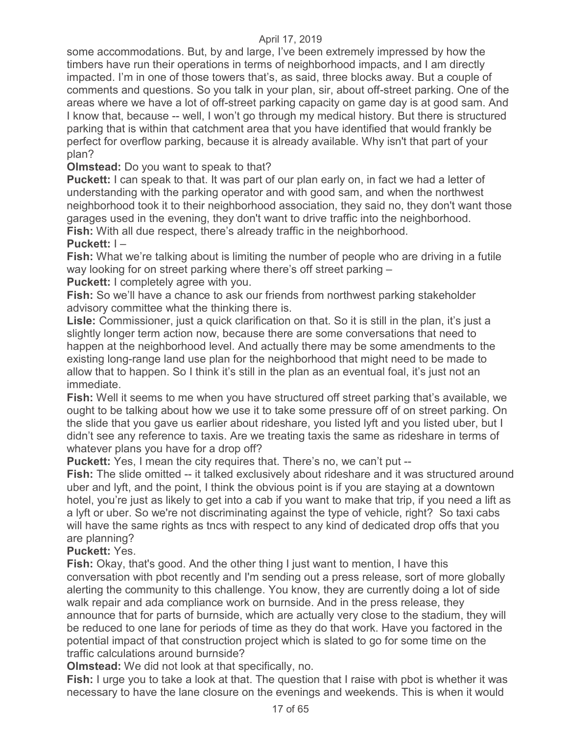some accommodations. But, by and large, I've been extremely impressed by how the timbers have run their operations in terms of neighborhood impacts, and I am directly impacted. I'm in one of those towers that's, as said, three blocks away. But a couple of comments and questions. So you talk in your plan, sir, about off-street parking. One of the areas where we have a lot of off-street parking capacity on game day is at good sam. And I know that, because -- well, I won't go through my medical history. But there is structured parking that is within that catchment area that you have identified that would frankly be perfect for overflow parking, because it is already available. Why isn't that part of your plan?

**Olmstead:** Do you want to speak to that?

**Puckett:** I can speak to that. It was part of our plan early on, in fact we had a letter of understanding with the parking operator and with good sam, and when the northwest neighborhood took it to their neighborhood association, they said no, they don't want those garages used in the evening, they don't want to drive traffic into the neighborhood.

**Fish:** With all due respect, there's already traffic in the neighborhood.

**Puckett:** I –

**Fish:** What we're talking about is limiting the number of people who are driving in a futile way looking for on street parking where there's off street parking –

**Puckett:** I completely agree with you.

**Fish:** So we'll have a chance to ask our friends from northwest parking stakeholder advisory committee what the thinking there is.

**Lisle:** Commissioner, just a quick clarification on that. So it is still in the plan, it's just a slightly longer term action now, because there are some conversations that need to happen at the neighborhood level. And actually there may be some amendments to the existing long-range land use plan for the neighborhood that might need to be made to allow that to happen. So I think it's still in the plan as an eventual foal, it's just not an immediate.

**Fish:** Well it seems to me when you have structured off street parking that's available, we ought to be talking about how we use it to take some pressure off of on street parking. On the slide that you gave us earlier about rideshare, you listed lyft and you listed uber, but I didn't see any reference to taxis. Are we treating taxis the same as rideshare in terms of whatever plans you have for a drop off?

**Puckett:** Yes, I mean the city requires that. There's no, we can't put --

**Fish:** The slide omitted -- it talked exclusively about rideshare and it was structured around uber and lyft, and the point, I think the obvious point is if you are staying at a downtown hotel, you're just as likely to get into a cab if you want to make that trip, if you need a lift as a lyft or uber. So we're not discriminating against the type of vehicle, right? So taxi cabs will have the same rights as tncs with respect to any kind of dedicated drop offs that you are planning?

**Puckett:** Yes.

**Fish:** Okay, that's good. And the other thing I just want to mention, I have this conversation with pbot recently and I'm sending out a press release, sort of more globally alerting the community to this challenge. You know, they are currently doing a lot of side walk repair and ada compliance work on burnside. And in the press release, they announce that for parts of burnside, which are actually very close to the stadium, they will be reduced to one lane for periods of time as they do that work. Have you factored in the potential impact of that construction project which is slated to go for some time on the traffic calculations around burnside?

**Olmstead:** We did not look at that specifically, no.

**Fish:** I urge you to take a look at that. The question that I raise with pbot is whether it was necessary to have the lane closure on the evenings and weekends. This is when it would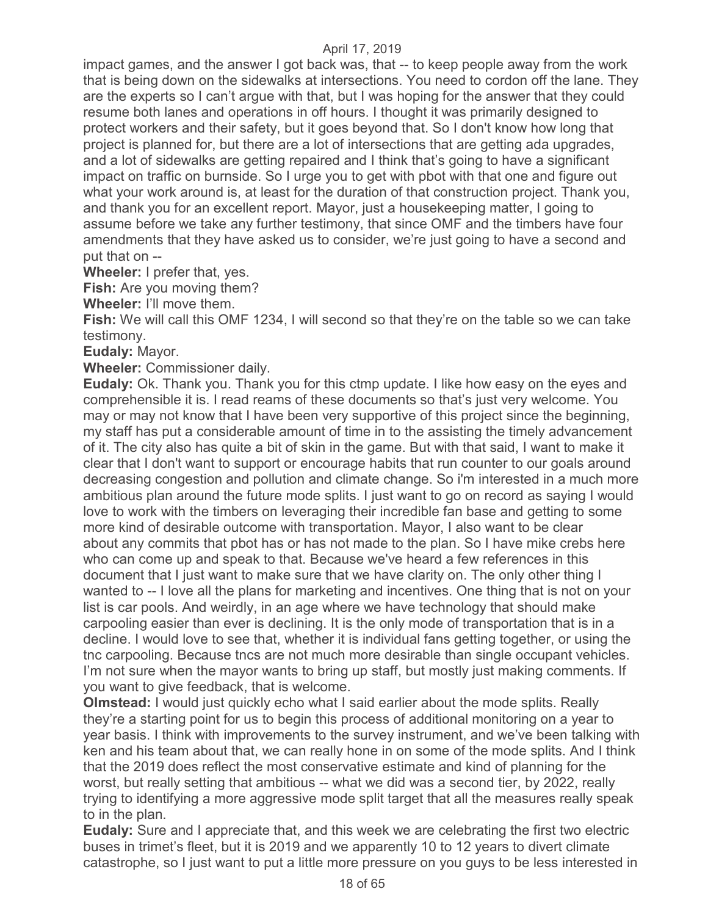impact games, and the answer I got back was, that -- to keep people away from the work that is being down on the sidewalks at intersections. You need to cordon off the lane. They are the experts so I can't argue with that, but I was hoping for the answer that they could resume both lanes and operations in off hours. I thought it was primarily designed to protect workers and their safety, but it goes beyond that. So I don't know how long that project is planned for, but there are a lot of intersections that are getting ada upgrades, and a lot of sidewalks are getting repaired and I think that's going to have a significant impact on traffic on burnside. So I urge you to get with pbot with that one and figure out what your work around is, at least for the duration of that construction project. Thank you, and thank you for an excellent report. Mayor, just a housekeeping matter, I going to assume before we take any further testimony, that since OMF and the timbers have four amendments that they have asked us to consider, we're just going to have a second and put that on --

**Wheeler:** I prefer that, yes.

**Fish:** Are you moving them?

**Wheeler:** I'll move them.

**Fish:** We will call this OMF 1234, I will second so that they're on the table so we can take testimony.

**Eudaly:** Mayor.

**Wheeler:** Commissioner daily.

**Eudaly:** Ok. Thank you. Thank you for this ctmp update. I like how easy on the eyes and comprehensible it is. I read reams of these documents so that's just very welcome. You may or may not know that I have been very supportive of this project since the beginning, my staff has put a considerable amount of time in to the assisting the timely advancement of it. The city also has quite a bit of skin in the game. But with that said, I want to make it clear that I don't want to support or encourage habits that run counter to our goals around decreasing congestion and pollution and climate change. So i'm interested in a much more ambitious plan around the future mode splits. I just want to go on record as saying I would love to work with the timbers on leveraging their incredible fan base and getting to some more kind of desirable outcome with transportation. Mayor, I also want to be clear about any commits that pbot has or has not made to the plan. So I have mike crebs here who can come up and speak to that. Because we've heard a few references in this document that I just want to make sure that we have clarity on. The only other thing I wanted to -- I love all the plans for marketing and incentives. One thing that is not on your list is car pools. And weirdly, in an age where we have technology that should make carpooling easier than ever is declining. It is the only mode of transportation that is in a decline. I would love to see that, whether it is individual fans getting together, or using the tnc carpooling. Because tncs are not much more desirable than single occupant vehicles. I'm not sure when the mayor wants to bring up staff, but mostly just making comments. If you want to give feedback, that is welcome.

**Olmstead:** I would just quickly echo what I said earlier about the mode splits. Really they're a starting point for us to begin this process of additional monitoring on a year to year basis. I think with improvements to the survey instrument, and we've been talking with ken and his team about that, we can really hone in on some of the mode splits. And I think that the 2019 does reflect the most conservative estimate and kind of planning for the worst, but really setting that ambitious -- what we did was a second tier, by 2022, really trying to identifying a more aggressive mode split target that all the measures really speak to in the plan.

**Eudaly:** Sure and I appreciate that, and this week we are celebrating the first two electric buses in trimet's fleet, but it is 2019 and we apparently 10 to 12 years to divert climate catastrophe, so I just want to put a little more pressure on you guys to be less interested in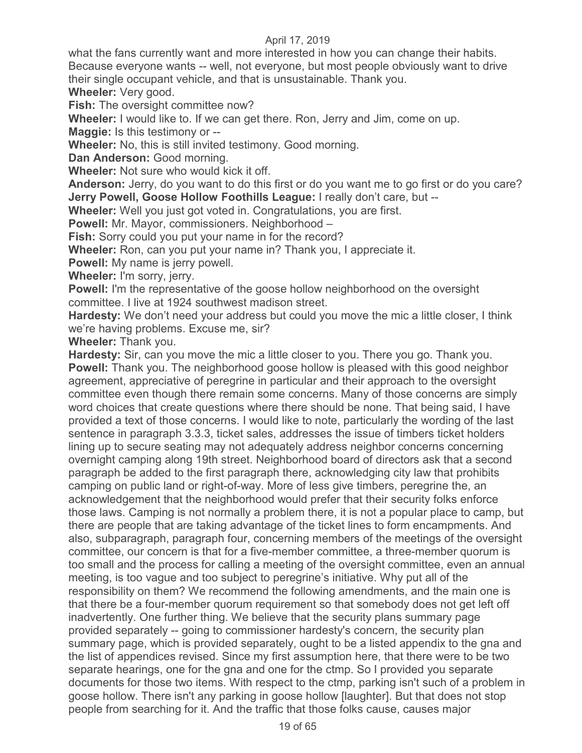what the fans currently want and more interested in how you can change their habits. Because everyone wants -- well, not everyone, but most people obviously want to drive their single occupant vehicle, and that is unsustainable. Thank you.

**Wheeler:** Very good.

**Fish:** The oversight committee now?

**Wheeler:** I would like to. If we can get there. Ron, Jerry and Jim, come on up.

**Maggie:** Is this testimony or --

**Wheeler:** No, this is still invited testimony. Good morning.

**Dan Anderson:** Good morning.

**Wheeler:** Not sure who would kick it off.

**Anderson:** Jerry, do you want to do this first or do you want me to go first or do you care?

**Jerry Powell, Goose Hollow Foothills League:** I really don't care, but --

**Wheeler:** Well you just got voted in. Congratulations, you are first.

**Powell:** Mr. Mayor, commissioners. Neighborhood –

**Fish:** Sorry could you put your name in for the record?

**Wheeler:** Ron, can you put your name in? Thank you, I appreciate it.

**Powell:** My name is jerry powell.

**Wheeler:** I'm sorry, jerry.

**Powell:** I'm the representative of the goose hollow neighborhood on the oversight committee. I live at 1924 southwest madison street.

**Hardesty:** We don't need your address but could you move the mic a little closer, I think we're having problems. Excuse me, sir?

**Wheeler:** Thank you.

**Hardesty:** Sir, can you move the mic a little closer to you. There you go. Thank you.

**Powell:** Thank you. The neighborhood goose hollow is pleased with this good neighbor agreement, appreciative of peregrine in particular and their approach to the oversight committee even though there remain some concerns. Many of those concerns are simply word choices that create questions where there should be none. That being said, I have provided a text of those concerns. I would like to note, particularly the wording of the last sentence in paragraph 3.3.3, ticket sales, addresses the issue of timbers ticket holders lining up to secure seating may not adequately address neighbor concerns concerning overnight camping along 19th street. Neighborhood board of directors ask that a second paragraph be added to the first paragraph there, acknowledging city law that prohibits camping on public land or right-of-way. More of less give timbers, peregrine the, an acknowledgement that the neighborhood would prefer that their security folks enforce those laws. Camping is not normally a problem there, it is not a popular place to camp, but there are people that are taking advantage of the ticket lines to form encampments. And also, subparagraph, paragraph four, concerning members of the meetings of the oversight committee, our concern is that for a five-member committee, a three-member quorum is too small and the process for calling a meeting of the oversight committee, even an annual meeting, is too vague and too subject to peregrine's initiative. Why put all of the responsibility on them? We recommend the following amendments, and the main one is that there be a four-member quorum requirement so that somebody does not get left off inadvertently. One further thing. We believe that the security plans summary page provided separately -- going to commissioner hardesty's concern, the security plan summary page, which is provided separately, ought to be a listed appendix to the gna and the list of appendices revised. Since my first assumption here, that there were to be two separate hearings, one for the gna and one for the ctmp. So I provided you separate documents for those two items. With respect to the ctmp, parking isn't such of a problem in goose hollow. There isn't any parking in goose hollow [laughter]. But that does not stop people from searching for it. And the traffic that those folks cause, causes major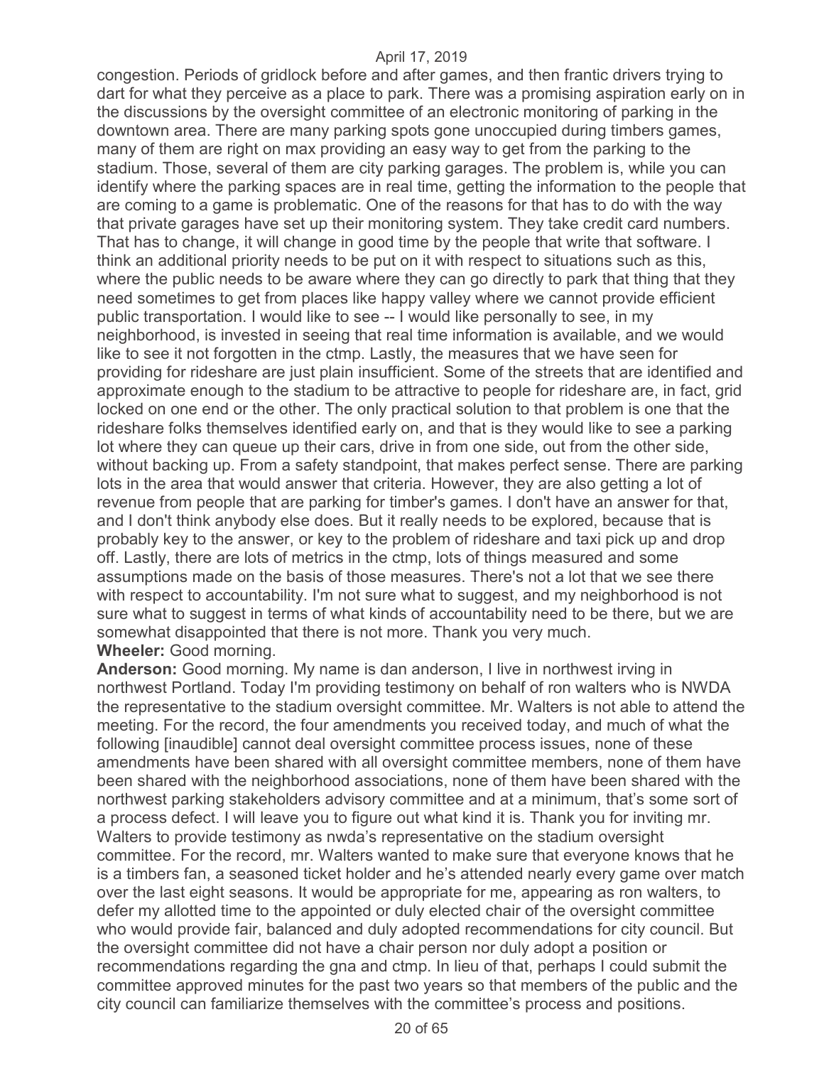congestion. Periods of gridlock before and after games, and then frantic drivers trying to dart for what they perceive as a place to park. There was a promising aspiration early on in the discussions by the oversight committee of an electronic monitoring of parking in the downtown area. There are many parking spots gone unoccupied during timbers games, many of them are right on max providing an easy way to get from the parking to the stadium. Those, several of them are city parking garages. The problem is, while you can identify where the parking spaces are in real time, getting the information to the people that are coming to a game is problematic. One of the reasons for that has to do with the way that private garages have set up their monitoring system. They take credit card numbers. That has to change, it will change in good time by the people that write that software. I think an additional priority needs to be put on it with respect to situations such as this, where the public needs to be aware where they can go directly to park that thing that they need sometimes to get from places like happy valley where we cannot provide efficient public transportation. I would like to see -- I would like personally to see, in my neighborhood, is invested in seeing that real time information is available, and we would like to see it not forgotten in the ctmp. Lastly, the measures that we have seen for providing for rideshare are just plain insufficient. Some of the streets that are identified and approximate enough to the stadium to be attractive to people for rideshare are, in fact, grid locked on one end or the other. The only practical solution to that problem is one that the rideshare folks themselves identified early on, and that is they would like to see a parking lot where they can queue up their cars, drive in from one side, out from the other side, without backing up. From a safety standpoint, that makes perfect sense. There are parking lots in the area that would answer that criteria. However, they are also getting a lot of revenue from people that are parking for timber's games. I don't have an answer for that, and I don't think anybody else does. But it really needs to be explored, because that is probably key to the answer, or key to the problem of rideshare and taxi pick up and drop off. Lastly, there are lots of metrics in the ctmp, lots of things measured and some assumptions made on the basis of those measures. There's not a lot that we see there with respect to accountability. I'm not sure what to suggest, and my neighborhood is not sure what to suggest in terms of what kinds of accountability need to be there, but we are somewhat disappointed that there is not more. Thank you very much.

**Wheeler:** Good morning.

**Anderson:** Good morning. My name is dan anderson, I live in northwest irving in northwest Portland. Today I'm providing testimony on behalf of ron walters who is NWDA the representative to the stadium oversight committee. Mr. Walters is not able to attend the meeting. For the record, the four amendments you received today, and much of what the following [inaudible] cannot deal oversight committee process issues, none of these amendments have been shared with all oversight committee members, none of them have been shared with the neighborhood associations, none of them have been shared with the northwest parking stakeholders advisory committee and at a minimum, that's some sort of a process defect. I will leave you to figure out what kind it is. Thank you for inviting mr. Walters to provide testimony as nwda's representative on the stadium oversight committee. For the record, mr. Walters wanted to make sure that everyone knows that he is a timbers fan, a seasoned ticket holder and he's attended nearly every game over match over the last eight seasons. It would be appropriate for me, appearing as ron walters, to defer my allotted time to the appointed or duly elected chair of the oversight committee who would provide fair, balanced and duly adopted recommendations for city council. But the oversight committee did not have a chair person nor duly adopt a position or recommendations regarding the gna and ctmp. In lieu of that, perhaps I could submit the committee approved minutes for the past two years so that members of the public and the city council can familiarize themselves with the committee's process and positions.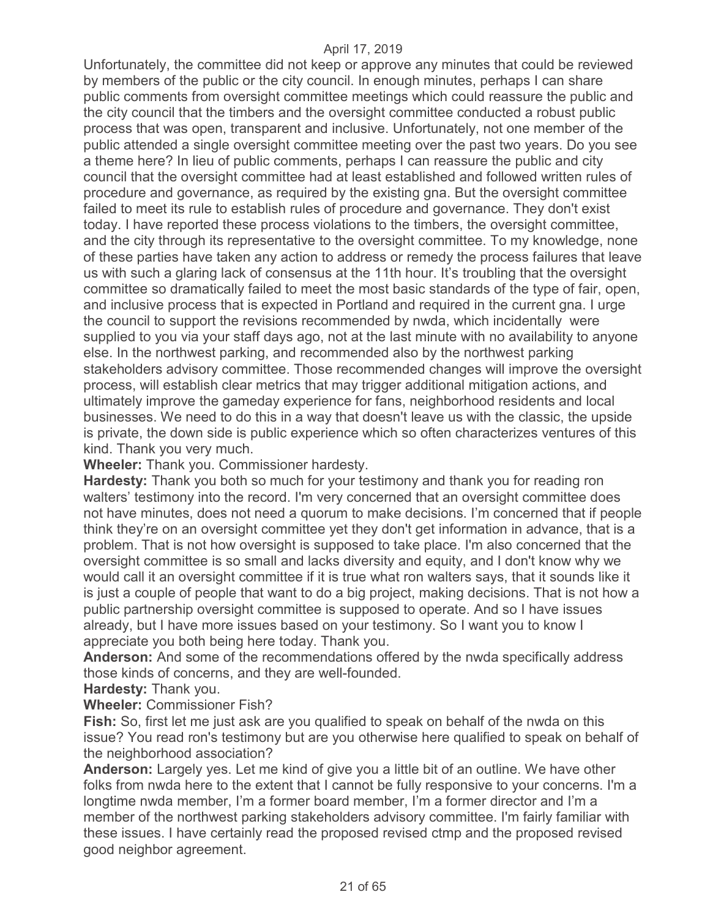Unfortunately, the committee did not keep or approve any minutes that could be reviewed by members of the public or the city council. In enough minutes, perhaps I can share public comments from oversight committee meetings which could reassure the public and the city council that the timbers and the oversight committee conducted a robust public process that was open, transparent and inclusive. Unfortunately, not one member of the public attended a single oversight committee meeting over the past two years. Do you see a theme here? In lieu of public comments, perhaps I can reassure the public and city council that the oversight committee had at least established and followed written rules of procedure and governance, as required by the existing gna. But the oversight committee failed to meet its rule to establish rules of procedure and governance. They don't exist today. I have reported these process violations to the timbers, the oversight committee, and the city through its representative to the oversight committee. To my knowledge, none of these parties have taken any action to address or remedy the process failures that leave us with such a glaring lack of consensus at the 11th hour. It's troubling that the oversight committee so dramatically failed to meet the most basic standards of the type of fair, open, and inclusive process that is expected in Portland and required in the current gna. I urge the council to support the revisions recommended by nwda, which incidentally were supplied to you via your staff days ago, not at the last minute with no availability to anyone else. In the northwest parking, and recommended also by the northwest parking stakeholders advisory committee. Those recommended changes will improve the oversight process, will establish clear metrics that may trigger additional mitigation actions, and ultimately improve the gameday experience for fans, neighborhood residents and local businesses. We need to do this in a way that doesn't leave us with the classic, the upside is private, the down side is public experience which so often characterizes ventures of this kind. Thank you very much.

**Wheeler:** Thank you. Commissioner hardesty.

**Hardesty:** Thank you both so much for your testimony and thank you for reading ron walters' testimony into the record. I'm very concerned that an oversight committee does not have minutes, does not need a quorum to make decisions. I'm concerned that if people think they're on an oversight committee yet they don't get information in advance, that is a problem. That is not how oversight is supposed to take place. I'm also concerned that the oversight committee is so small and lacks diversity and equity, and I don't know why we would call it an oversight committee if it is true what ron walters says, that it sounds like it is just a couple of people that want to do a big project, making decisions. That is not how a public partnership oversight committee is supposed to operate. And so I have issues already, but I have more issues based on your testimony. So I want you to know I appreciate you both being here today. Thank you.

**Anderson:** And some of the recommendations offered by the nwda specifically address those kinds of concerns, and they are well-founded.

**Hardesty:** Thank you.

**Wheeler:** Commissioner Fish?

**Fish:** So, first let me just ask are you qualified to speak on behalf of the nwda on this issue? You read ron's testimony but are you otherwise here qualified to speak on behalf of the neighborhood association?

**Anderson:** Largely yes. Let me kind of give you a little bit of an outline. We have other folks from nwda here to the extent that I cannot be fully responsive to your concerns. I'm a longtime nwda member, I'm a former board member, I'm a former director and I'm a member of the northwest parking stakeholders advisory committee. I'm fairly familiar with these issues. I have certainly read the proposed revised ctmp and the proposed revised good neighbor agreement.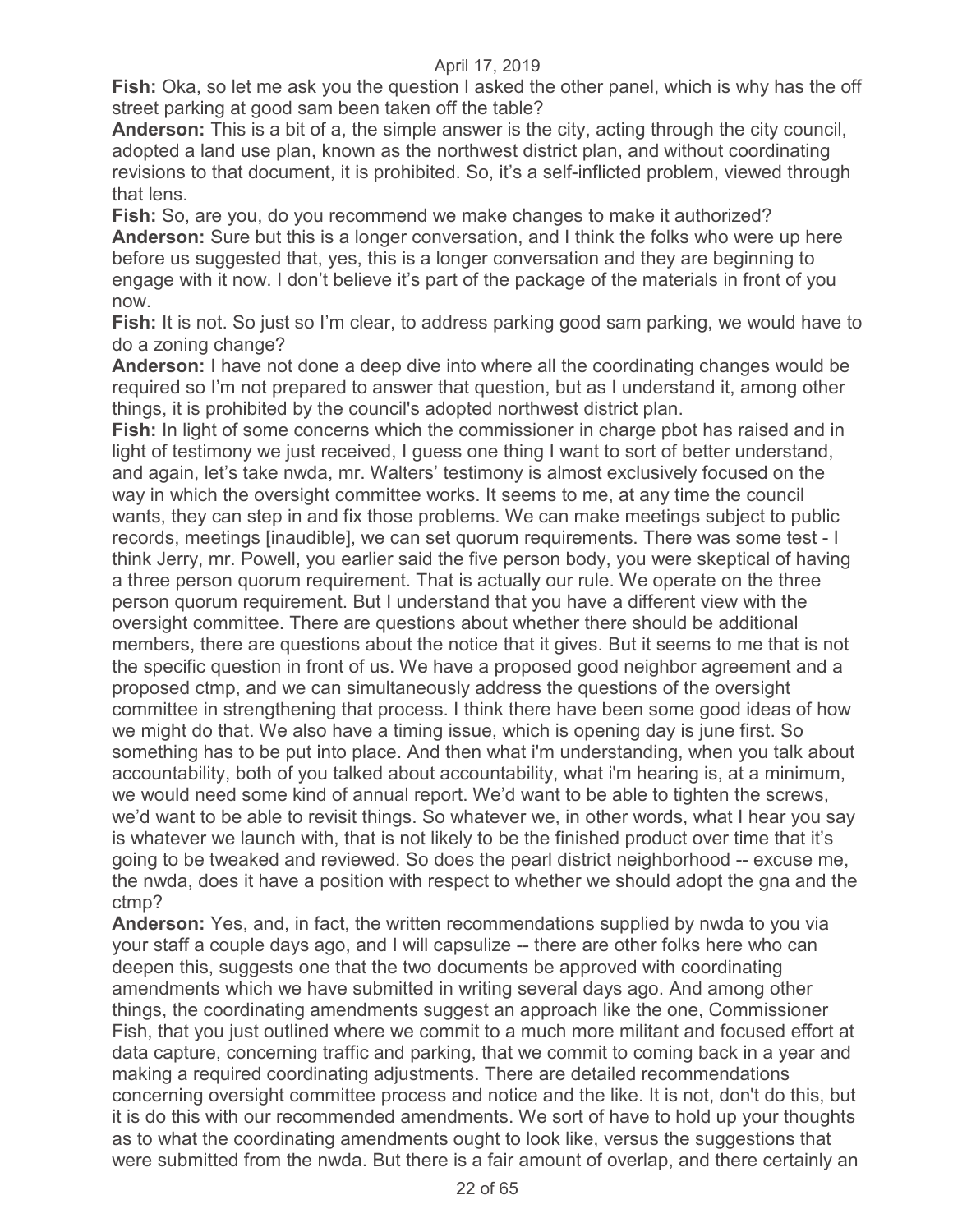**Fish:** Oka, so let me ask you the question I asked the other panel, which is why has the off street parking at good sam been taken off the table?

**Anderson:** This is a bit of a, the simple answer is the city, acting through the city council, adopted a land use plan, known as the northwest district plan, and without coordinating revisions to that document, it is prohibited. So, it's a self-inflicted problem, viewed through that lens.

**Fish:** So, are you, do you recommend we make changes to make it authorized?

**Anderson:** Sure but this is a longer conversation, and I think the folks who were up here before us suggested that, yes, this is a longer conversation and they are beginning to engage with it now. I don't believe it's part of the package of the materials in front of you now.

**Fish:** It is not. So just so I'm clear, to address parking good sam parking, we would have to do a zoning change?

**Anderson:** I have not done a deep dive into where all the coordinating changes would be required so I'm not prepared to answer that question, but as I understand it, among other things, it is prohibited by the council's adopted northwest district plan.

**Fish:** In light of some concerns which the commissioner in charge pbot has raised and in light of testimony we just received, I guess one thing I want to sort of better understand, and again, let's take nwda, mr. Walters' testimony is almost exclusively focused on the way in which the oversight committee works. It seems to me, at any time the council wants, they can step in and fix those problems. We can make meetings subject to public records, meetings [inaudible], we can set quorum requirements. There was some test - I think Jerry, mr. Powell, you earlier said the five person body, you were skeptical of having a three person quorum requirement. That is actually our rule. We operate on the three person quorum requirement. But I understand that you have a different view with the oversight committee. There are questions about whether there should be additional members, there are questions about the notice that it gives. But it seems to me that is not the specific question in front of us. We have a proposed good neighbor agreement and a proposed ctmp, and we can simultaneously address the questions of the oversight committee in strengthening that process. I think there have been some good ideas of how we might do that. We also have a timing issue, which is opening day is june first. So something has to be put into place. And then what i'm understanding, when you talk about accountability, both of you talked about accountability, what i'm hearing is, at a minimum, we would need some kind of annual report. We'd want to be able to tighten the screws, we'd want to be able to revisit things. So whatever we, in other words, what I hear you say is whatever we launch with, that is not likely to be the finished product over time that it's going to be tweaked and reviewed. So does the pearl district neighborhood -- excuse me, the nwda, does it have a position with respect to whether we should adopt the gna and the ctmp?

**Anderson:** Yes, and, in fact, the written recommendations supplied by nwda to you via your staff a couple days ago, and I will capsulize -- there are other folks here who can deepen this, suggests one that the two documents be approved with coordinating amendments which we have submitted in writing several days ago. And among other things, the coordinating amendments suggest an approach like the one, Commissioner Fish, that you just outlined where we commit to a much more militant and focused effort at data capture, concerning traffic and parking, that we commit to coming back in a year and making a required coordinating adjustments. There are detailed recommendations concerning oversight committee process and notice and the like. It is not, don't do this, but it is do this with our recommended amendments. We sort of have to hold up your thoughts as to what the coordinating amendments ought to look like, versus the suggestions that were submitted from the nwda. But there is a fair amount of overlap, and there certainly an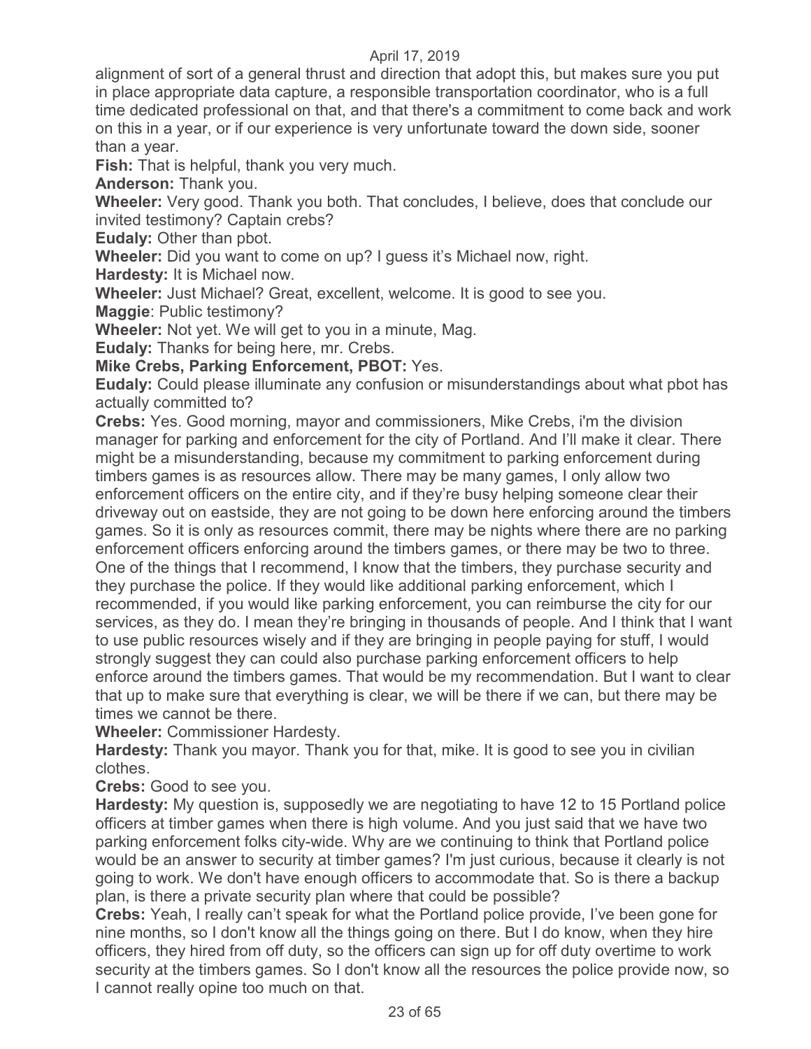alignment of sort of a general thrust and direction that adopt this, but makes sure you put in place appropriate data capture, a responsible transportation coordinator, who is a full time dedicated professional on that, and that there's a commitment to come back and work on this in a year, or if our experience is very unfortunate toward the down side, sooner than a year.

**Fish:** That is helpful, thank you very much.

**Anderson:** Thank you.

**Wheeler:** Very good. Thank you both. That concludes, I believe, does that conclude our invited testimony? Captain crebs?

**Eudaly:** Other than pbot.

**Wheeler:** Did you want to come on up? I guess it's Michael now, right.

**Hardesty:** It is Michael now.

**Wheeler:** Just Michael? Great, excellent, welcome. It is good to see you.

**Maggie**: Public testimony?

**Wheeler:** Not yet. We will get to you in a minute, Mag.

**Eudaly:** Thanks for being here, mr. Crebs.

**Mike Crebs, Parking Enforcement, PBOT:** Yes.

**Eudaly:** Could please illuminate any confusion or misunderstandings about what pbot has actually committed to?

**Crebs:** Yes. Good morning, mayor and commissioners, Mike Crebs, i'm the division manager for parking and enforcement for the city of Portland. And I'll make it clear. There might be a misunderstanding, because my commitment to parking enforcement during timbers games is as resources allow. There may be many games, I only allow two enforcement officers on the entire city, and if they're busy helping someone clear their driveway out on eastside, they are not going to be down here enforcing around the timbers games. So it is only as resources commit, there may be nights where there are no parking enforcement officers enforcing around the timbers games, or there may be two to three. One of the things that I recommend, I know that the timbers, they purchase security and they purchase the police. If they would like additional parking enforcement, which I recommended, if you would like parking enforcement, you can reimburse the city for our services, as they do. I mean they're bringing in thousands of people. And I think that I want to use public resources wisely and if they are bringing in people paying for stuff, I would strongly suggest they can could also purchase parking enforcement officers to help enforce around the timbers games. That would be my recommendation. But I want to clear that up to make sure that everything is clear, we will be there if we can, but there may be times we cannot be there.

**Wheeler:** Commissioner Hardesty.

**Hardesty:** Thank you mayor. Thank you for that, mike. It is good to see you in civilian clothes.

**Crebs:** Good to see you.

**Hardesty:** My question is, supposedly we are negotiating to have 12 to 15 Portland police officers at timber games when there is high volume. And you just said that we have two parking enforcement folks city-wide. Why are we continuing to think that Portland police would be an answer to security at timber games? I'm just curious, because it clearly is not going to work. We don't have enough officers to accommodate that. So is there a backup plan, is there a private security plan where that could be possible?

**Crebs:** Yeah, I really can't speak for what the Portland police provide, I've been gone for nine months, so I don't know all the things going on there. But I do know, when they hire officers, they hired from off duty, so the officers can sign up for off duty overtime to work security at the timbers games. So I don't know all the resources the police provide now, so I cannot really opine too much on that.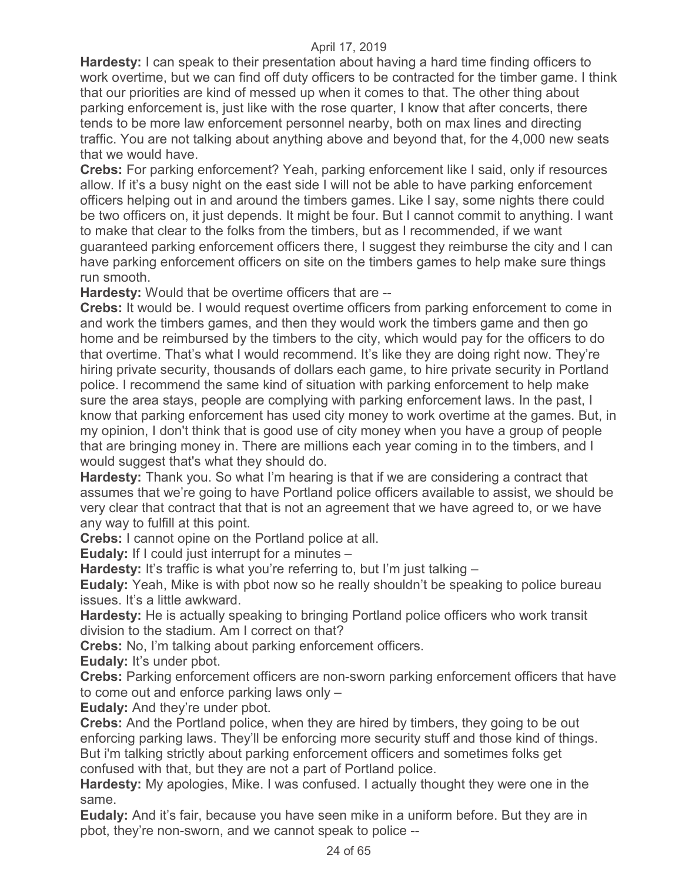**Hardesty:** I can speak to their presentation about having a hard time finding officers to work overtime, but we can find off duty officers to be contracted for the timber game. I think that our priorities are kind of messed up when it comes to that. The other thing about parking enforcement is, just like with the rose quarter, I know that after concerts, there tends to be more law enforcement personnel nearby, both on max lines and directing traffic. You are not talking about anything above and beyond that, for the 4,000 new seats that we would have.

**Crebs:** For parking enforcement? Yeah, parking enforcement like I said, only if resources allow. If it's a busy night on the east side I will not be able to have parking enforcement officers helping out in and around the timbers games. Like I say, some nights there could be two officers on, it just depends. It might be four. But I cannot commit to anything. I want to make that clear to the folks from the timbers, but as I recommended, if we want guaranteed parking enforcement officers there, I suggest they reimburse the city and I can have parking enforcement officers on site on the timbers games to help make sure things run smooth.

**Hardesty:** Would that be overtime officers that are --

**Crebs:** It would be. I would request overtime officers from parking enforcement to come in and work the timbers games, and then they would work the timbers game and then go home and be reimbursed by the timbers to the city, which would pay for the officers to do that overtime. That's what I would recommend. It's like they are doing right now. They're hiring private security, thousands of dollars each game, to hire private security in Portland police. I recommend the same kind of situation with parking enforcement to help make sure the area stays, people are complying with parking enforcement laws. In the past, I know that parking enforcement has used city money to work overtime at the games. But, in my opinion, I don't think that is good use of city money when you have a group of people that are bringing money in. There are millions each year coming in to the timbers, and I would suggest that's what they should do.

**Hardesty:** Thank you. So what I'm hearing is that if we are considering a contract that assumes that we're going to have Portland police officers available to assist, we should be very clear that contract that that is not an agreement that we have agreed to, or we have any way to fulfill at this point.

**Crebs:** I cannot opine on the Portland police at all.

**Eudaly:** If I could just interrupt for a minutes –

**Hardesty:** It's traffic is what you're referring to, but I'm just talking –

**Eudaly:** Yeah, Mike is with pbot now so he really shouldn't be speaking to police bureau issues. It's a little awkward.

**Hardesty:** He is actually speaking to bringing Portland police officers who work transit division to the stadium. Am I correct on that?

**Crebs:** No, I'm talking about parking enforcement officers.

**Eudaly:** It's under pbot.

**Crebs:** Parking enforcement officers are non-sworn parking enforcement officers that have to come out and enforce parking laws only –

**Eudaly:** And they're under pbot.

**Crebs:** And the Portland police, when they are hired by timbers, they going to be out enforcing parking laws. They'll be enforcing more security stuff and those kind of things. But i'm talking strictly about parking enforcement officers and sometimes folks get confused with that, but they are not a part of Portland police.

**Hardesty:** My apologies, Mike. I was confused. I actually thought they were one in the same.

**Eudaly:** And it's fair, because you have seen mike in a uniform before. But they are in pbot, they're non-sworn, and we cannot speak to police --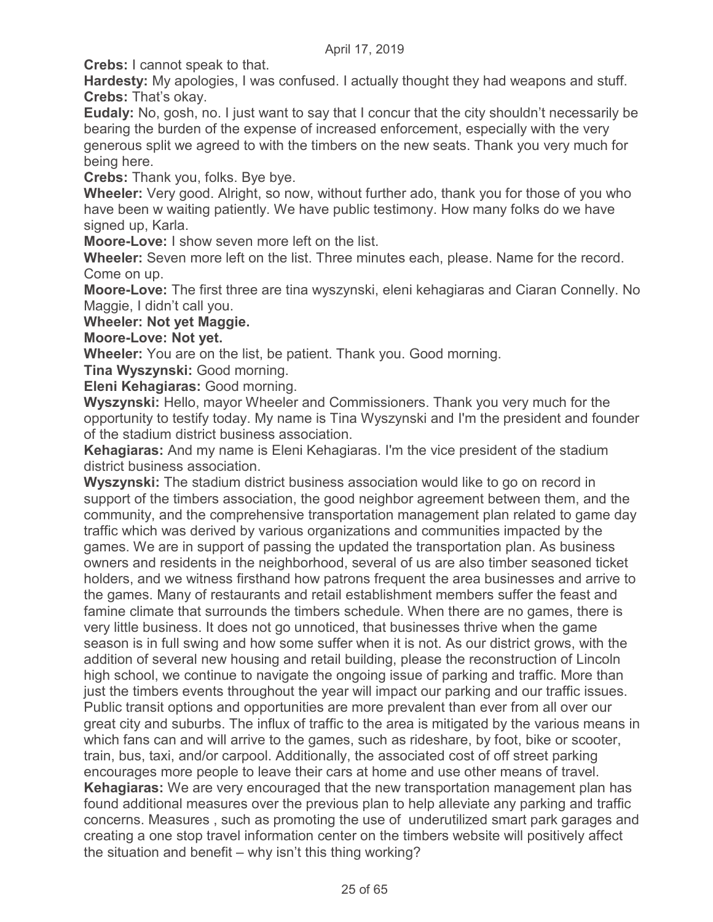**Crebs:** I cannot speak to that.

**Hardesty:** My apologies, I was confused. I actually thought they had weapons and stuff.

**Crebs:** That's okay.

**Eudaly:** No, gosh, no. I just want to say that I concur that the city shouldn't necessarily be bearing the burden of the expense of increased enforcement, especially with the very generous split we agreed to with the timbers on the new seats. Thank you very much for being here.

**Crebs:** Thank you, folks. Bye bye.

**Wheeler:** Very good. Alright, so now, without further ado, thank you for those of you who have been w waiting patiently. We have public testimony. How many folks do we have signed up, Karla.

**Moore-Love:** I show seven more left on the list.

**Wheeler:** Seven more left on the list. Three minutes each, please. Name for the record. Come on up.

**Moore-Love:** The first three are tina wyszynski, eleni kehagiaras and Ciaran Connelly. No Maggie, I didn't call you.

**Wheeler: Not yet Maggie.**

**Moore-Love: Not yet.**

**Wheeler:** You are on the list, be patient. Thank you. Good morning.

**Tina Wyszynski:** Good morning.

**Eleni Kehagiaras:** Good morning.

**Wyszynski:** Hello, mayor Wheeler and Commissioners. Thank you very much for the opportunity to testify today. My name is Tina Wyszynski and I'm the president and founder of the stadium district business association.

**Kehagiaras:** And my name is Eleni Kehagiaras. I'm the vice president of the stadium district business association.

**Wyszynski:** The stadium district business association would like to go on record in support of the timbers association, the good neighbor agreement between them, and the community, and the comprehensive transportation management plan related to game day traffic which was derived by various organizations and communities impacted by the games. We are in support of passing the updated the transportation plan. As business owners and residents in the neighborhood, several of us are also timber seasoned ticket holders, and we witness firsthand how patrons frequent the area businesses and arrive to the games. Many of restaurants and retail establishment members suffer the feast and famine climate that surrounds the timbers schedule. When there are no games, there is very little business. It does not go unnoticed, that businesses thrive when the game season is in full swing and how some suffer when it is not. As our district grows, with the addition of several new housing and retail building, please the reconstruction of Lincoln high school, we continue to navigate the ongoing issue of parking and traffic. More than just the timbers events throughout the year will impact our parking and our traffic issues. Public transit options and opportunities are more prevalent than ever from all over our great city and suburbs. The influx of traffic to the area is mitigated by the various means in which fans can and will arrive to the games, such as rideshare, by foot, bike or scooter, train, bus, taxi, and/or carpool. Additionally, the associated cost of off street parking encourages more people to leave their cars at home and use other means of travel.

**Kehagiaras:** We are very encouraged that the new transportation management plan has found additional measures over the previous plan to help alleviate any parking and traffic concerns. Measures , such as promoting the use of underutilized smart park garages and creating a one stop travel information center on the timbers website will positively affect the situation and benefit – why isn't this thing working?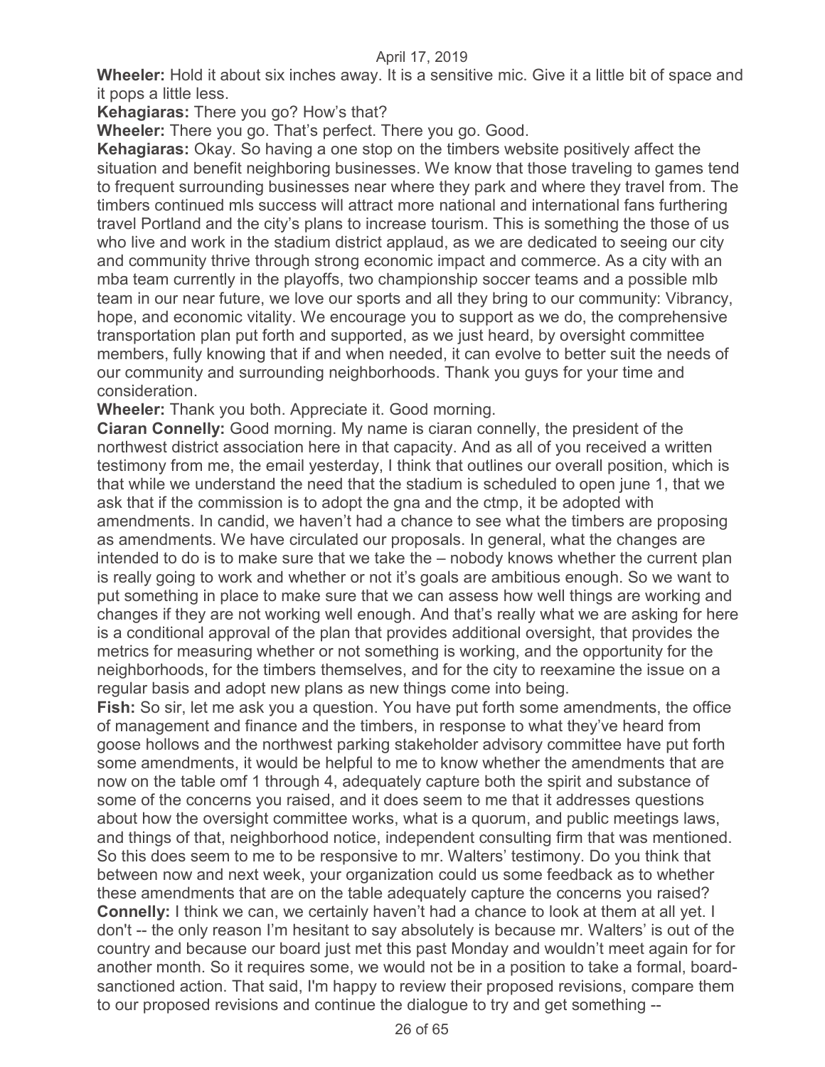**Wheeler:** Hold it about six inches away. It is a sensitive mic. Give it a little bit of space and it pops a little less.

**Kehagiaras:** There you go? How's that?

**Wheeler:** There you go. That's perfect. There you go. Good.

**Kehagiaras:** Okay. So having a one stop on the timbers website positively affect the situation and benefit neighboring businesses. We know that those traveling to games tend to frequent surrounding businesses near where they park and where they travel from. The timbers continued mls success will attract more national and international fans furthering travel Portland and the city's plans to increase tourism. This is something the those of us who live and work in the stadium district applaud, as we are dedicated to seeing our city and community thrive through strong economic impact and commerce. As a city with an mba team currently in the playoffs, two championship soccer teams and a possible mlb team in our near future, we love our sports and all they bring to our community: Vibrancy, hope, and economic vitality. We encourage you to support as we do, the comprehensive transportation plan put forth and supported, as we just heard, by oversight committee members, fully knowing that if and when needed, it can evolve to better suit the needs of our community and surrounding neighborhoods. Thank you guys for your time and consideration.

**Wheeler:** Thank you both. Appreciate it. Good morning.

**Ciaran Connelly:** Good morning. My name is ciaran connelly, the president of the northwest district association here in that capacity. And as all of you received a written testimony from me, the email yesterday, I think that outlines our overall position, which is that while we understand the need that the stadium is scheduled to open june 1, that we ask that if the commission is to adopt the gna and the ctmp, it be adopted with amendments. In candid, we haven't had a chance to see what the timbers are proposing as amendments. We have circulated our proposals. In general, what the changes are intended to do is to make sure that we take the – nobody knows whether the current plan is really going to work and whether or not it's goals are ambitious enough. So we want to put something in place to make sure that we can assess how well things are working and changes if they are not working well enough. And that's really what we are asking for here is a conditional approval of the plan that provides additional oversight, that provides the metrics for measuring whether or not something is working, and the opportunity for the neighborhoods, for the timbers themselves, and for the city to reexamine the issue on a regular basis and adopt new plans as new things come into being.

**Fish:** So sir, let me ask you a question. You have put forth some amendments, the office of management and finance and the timbers, in response to what they've heard from goose hollows and the northwest parking stakeholder advisory committee have put forth some amendments, it would be helpful to me to know whether the amendments that are now on the table omf 1 through 4, adequately capture both the spirit and substance of some of the concerns you raised, and it does seem to me that it addresses questions about how the oversight committee works, what is a quorum, and public meetings laws, and things of that, neighborhood notice, independent consulting firm that was mentioned. So this does seem to me to be responsive to mr. Walters' testimony. Do you think that between now and next week, your organization could us some feedback as to whether these amendments that are on the table adequately capture the concerns you raised?

**Connelly:** I think we can, we certainly haven't had a chance to look at them at all yet. I don't -- the only reason I'm hesitant to say absolutely is because mr. Walters' is out of the country and because our board just met this past Monday and wouldn't meet again for for another month. So it requires some, we would not be in a position to take a formal, board-sanctioned action. That said, I'm happy to review their proposed revisions, compare them to our proposed revisions and continue the dialogue to try and get something --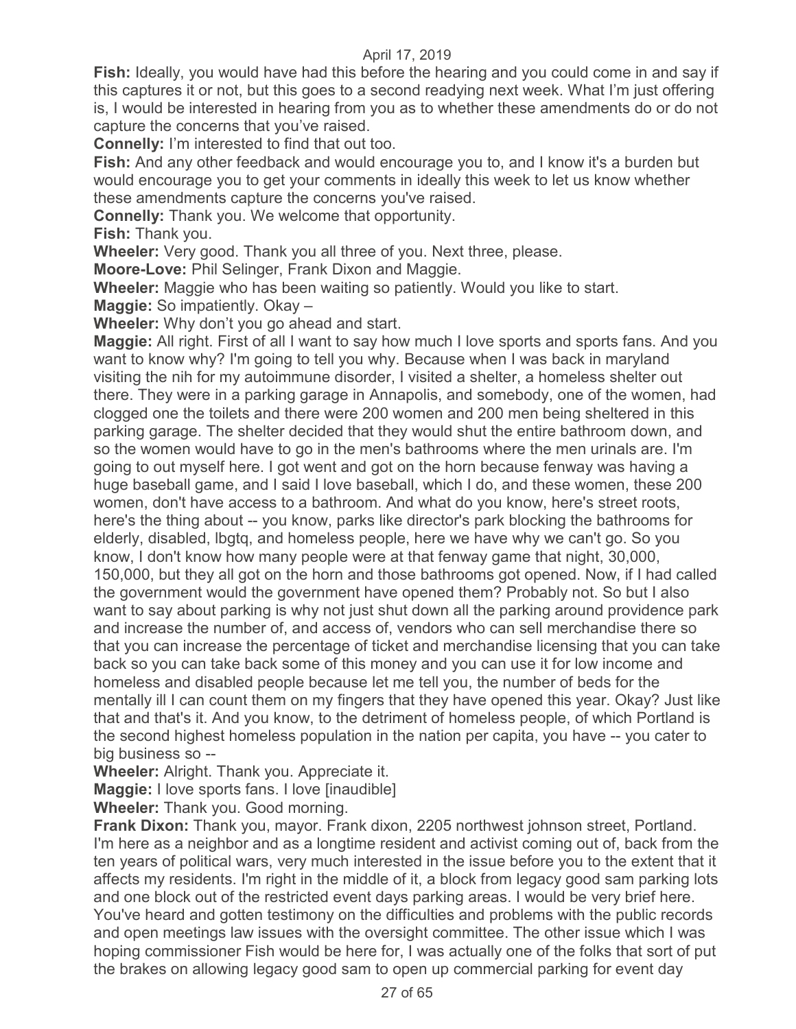**Fish:** Ideally, you would have had this before the hearing and you could come in and say if this captures it or not, but this goes to a second readying next week. What I'm just offering is, I would be interested in hearing from you as to whether these amendments do or do not capture the concerns that you've raised.

**Connelly:** I'm interested to find that out too.

**Fish:** And any other feedback and would encourage you to, and I know it's a burden but would encourage you to get your comments in ideally this week to let us know whether these amendments capture the concerns you've raised.

**Connelly:** Thank you. We welcome that opportunity.

**Fish:** Thank you.

**Wheeler:** Very good. Thank you all three of you. Next three, please.

**Moore-Love:** Phil Selinger, Frank Dixon and Maggie.

**Wheeler:** Maggie who has been waiting so patiently. Would you like to start.

**Maggie:** So impatiently. Okay –

**Wheeler:** Why don't you go ahead and start.

**Maggie:** All right. First of all I want to say how much I love sports and sports fans. And you want to know why? I'm going to tell you why. Because when I was back in maryland visiting the nih for my autoimmune disorder, I visited a shelter, a homeless shelter out there. They were in a parking garage in Annapolis, and somebody, one of the women, had clogged one the toilets and there were 200 women and 200 men being sheltered in this parking garage. The shelter decided that they would shut the entire bathroom down, and so the women would have to go in the men's bathrooms where the men urinals are. I'm going to out myself here. I got went and got on the horn because fenway was having a huge baseball game, and I said I love baseball, which I do, and these women, these 200 women, don't have access to a bathroom. And what do you know, here's street roots, here's the thing about -- you know, parks like director's park blocking the bathrooms for elderly, disabled, lbgtq, and homeless people, here we have why we can't go. So you know, I don't know how many people were at that fenway game that night, 30,000, 150,000, but they all got on the horn and those bathrooms got opened. Now, if I had called the government would the government have opened them? Probably not. So but I also want to say about parking is why not just shut down all the parking around providence park and increase the number of, and access of, vendors who can sell merchandise there so that you can increase the percentage of ticket and merchandise licensing that you can take back so you can take back some of this money and you can use it for low income and homeless and disabled people because let me tell you, the number of beds for the mentally ill I can count them on my fingers that they have opened this year. Okay? Just like that and that's it. And you know, to the detriment of homeless people, of which Portland is the second highest homeless population in the nation per capita, you have -- you cater to big business so --

**Wheeler:** Alright. Thank you. Appreciate it.

**Maggie:** I love sports fans. I love [inaudible]

**Wheeler:** Thank you. Good morning.

**Frank Dixon:** Thank you, mayor. Frank dixon, 2205 northwest johnson street, Portland. I'm here as a neighbor and as a longtime resident and activist coming out of, back from the ten years of political wars, very much interested in the issue before you to the extent that it affects my residents. I'm right in the middle of it, a block from legacy good sam parking lots and one block out of the restricted event days parking areas. I would be very brief here. You've heard and gotten testimony on the difficulties and problems with the public records and open meetings law issues with the oversight committee. The other issue which I was hoping commissioner Fish would be here for, I was actually one of the folks that sort of put the brakes on allowing legacy good sam to open up commercial parking for event day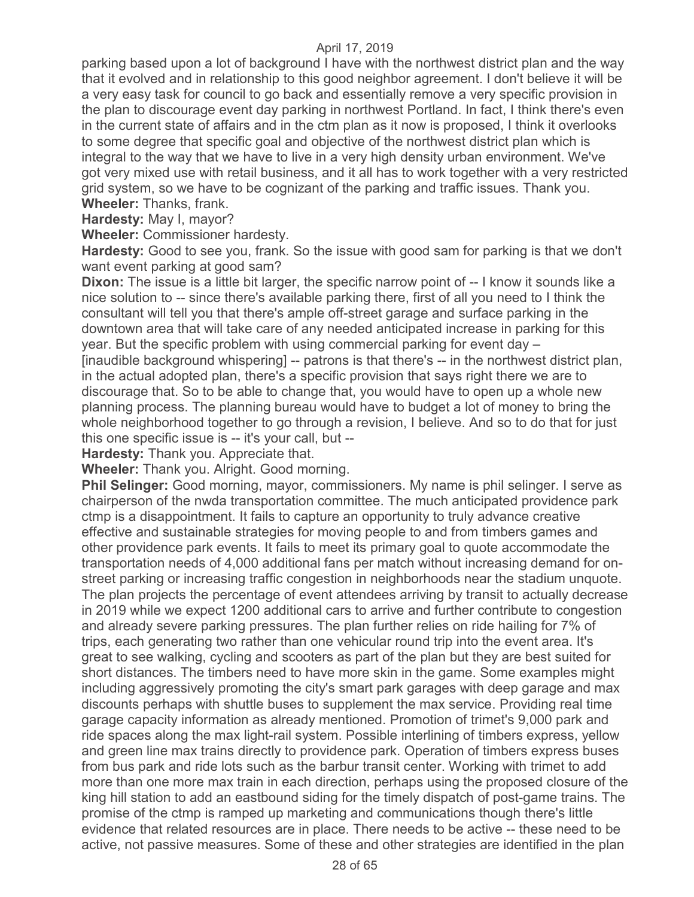parking based upon a lot of background I have with the northwest district plan and the way that it evolved and in relationship to this good neighbor agreement. I don't believe it will be a very easy task for council to go back and essentially remove a very specific provision in the plan to discourage event day parking in northwest Portland. In fact, I think there's even in the current state of affairs and in the ctm plan as it now is proposed, I think it overlooks to some degree that specific goal and objective of the northwest district plan which is integral to the way that we have to live in a very high density urban environment. We've got very mixed use with retail business, and it all has to work together with a very restricted grid system, so we have to be cognizant of the parking and traffic issues. Thank you.
**Wheeler:** Thanks, frank.
**Hardesty:** May I, mayor?
**Wheeler:** Commissioner hardesty.
**Hardesty:** Good to see you, frank. So the issue with good sam for parking is that we don't want event parking at good sam?
**Dixon:** The issue is a little bit larger, the specific narrow point of -- I know it sounds like a nice solution to -- since there's available parking there, first of all you need to I think the consultant will tell you that there's ample off-street garage and surface parking in the downtown area that will take care of any needed anticipated increase in parking for this year. But the specific problem with using commercial parking for event day – [inaudible background whispering] -- patrons is that there's -- in the northwest district plan, in the actual adopted plan, there's a specific provision that says right there we are to discourage that. So to be able to change that, you would have to open up a whole new planning process. The planning bureau would have to budget a lot of money to bring the whole neighborhood together to go through a revision, I believe. And so to do that for just this one specific issue is -- it's your call, but --
**Hardesty:** Thank you. Appreciate that.
**Wheeler:** Thank you. Alright. Good morning.
**Phil Selinger:** Good morning, mayor, commissioners. My name is phil selinger. I serve as chairperson of the nwda transportation committee. The much anticipated providence park ctmp is a disappointment. It fails to capture an opportunity to truly advance creative effective and sustainable strategies for moving people to and from timbers games and other providence park events. It fails to meet its primary goal to quote accommodate the transportation needs of 4,000 additional fans per match without increasing demand for on-street parking or increasing traffic congestion in neighborhoods near the stadium unquote. The plan projects the percentage of event attendees arriving by transit to actually decrease in 2019 while we expect 1200 additional cars to arrive and further contribute to congestion and already severe parking pressures. The plan further relies on ride hailing for 7% of trips, each generating two rather than one vehicular round trip into the event area. It's great to see walking, cycling and scooters as part of the plan but they are best suited for short distances. The timbers need to have more skin in the game. Some examples might including aggressively promoting the city's smart park garages with deep garage and max discounts perhaps with shuttle buses to supplement the max service. Providing real time garage capacity information as already mentioned. Promotion of trimet's 9,000 park and ride spaces along the max light-rail system. Possible interlining of timbers express, yellow and green line max trains directly to providence park. Operation of timbers express buses from bus park and ride lots such as the barbur transit center. Working with trimet to add more than one more max train in each direction, perhaps using the proposed closure of the king hill station to add an eastbound siding for the timely dispatch of post-game trains. The promise of the ctmp is ramped up marketing and communications though there's little evidence that related resources are in place. There needs to be active -- these need to be active, not passive measures. Some of these and other strategies are identified in the plan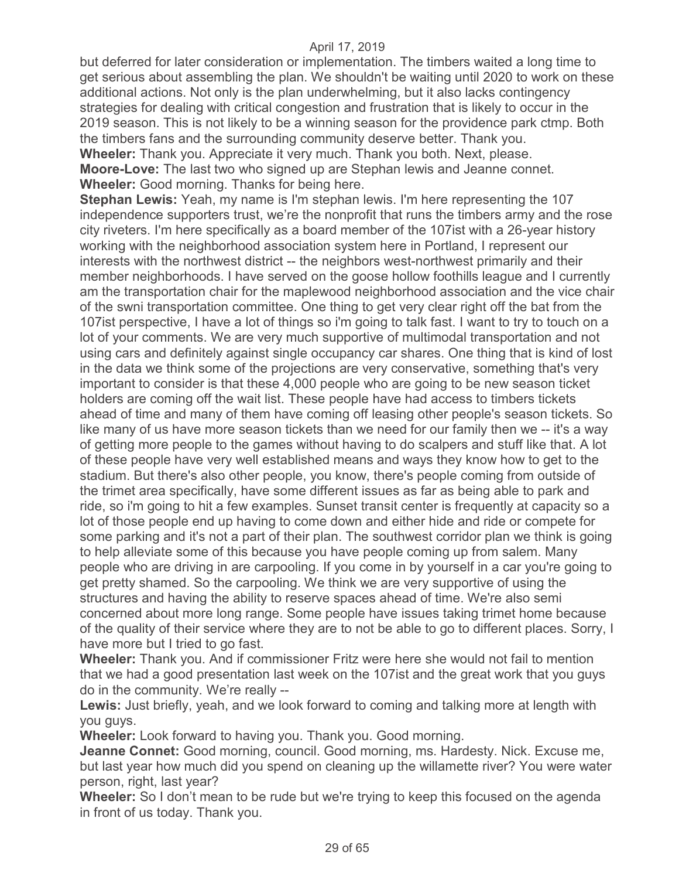but deferred for later consideration or implementation. The timbers waited a long time to get serious about assembling the plan. We shouldn't be waiting until 2020 to work on these additional actions. Not only is the plan underwhelming, but it also lacks contingency strategies for dealing with critical congestion and frustration that is likely to occur in the 2019 season. This is not likely to be a winning season for the providence park ctmp. Both the timbers fans and the surrounding community deserve better. Thank you.

**Wheeler:** Thank you. Appreciate it very much. Thank you both. Next, please.

**Moore-Love:** The last two who signed up are Stephan lewis and Jeanne connet.

**Wheeler:** Good morning. Thanks for being here.

**Stephan Lewis:** Yeah, my name is I'm stephan lewis. I'm here representing the 107 independence supporters trust, we're the nonprofit that runs the timbers army and the rose city riveters. I'm here specifically as a board member of the 107ist with a 26-year history working with the neighborhood association system here in Portland, I represent our interests with the northwest district -- the neighbors west-northwest primarily and their member neighborhoods. I have served on the goose hollow foothills league and I currently am the transportation chair for the maplewood neighborhood association and the vice chair of the swni transportation committee. One thing to get very clear right off the bat from the 107ist perspective, I have a lot of things so i'm going to talk fast. I want to try to touch on a lot of your comments. We are very much supportive of multimodal transportation and not using cars and definitely against single occupancy car shares. One thing that is kind of lost in the data we think some of the projections are very conservative, something that's very important to consider is that these 4,000 people who are going to be new season ticket holders are coming off the wait list. These people have had access to timbers tickets ahead of time and many of them have coming off leasing other people's season tickets. So like many of us have more season tickets than we need for our family then we -- it's a way of getting more people to the games without having to do scalpers and stuff like that. A lot of these people have very well established means and ways they know how to get to the stadium. But there's also other people, you know, there's people coming from outside of the trimet area specifically, have some different issues as far as being able to park and ride, so i'm going to hit a few examples. Sunset transit center is frequently at capacity so a lot of those people end up having to come down and either hide and ride or compete for some parking and it's not a part of their plan. The southwest corridor plan we think is going to help alleviate some of this because you have people coming up from salem. Many people who are driving in are carpooling. If you come in by yourself in a car you're going to get pretty shamed. So the carpooling. We think we are very supportive of using the structures and having the ability to reserve spaces ahead of time. We're also semi concerned about more long range. Some people have issues taking trimet home because of the quality of their service where they are to not be able to go to different places. Sorry, I have more but I tried to go fast.

**Wheeler:** Thank you. And if commissioner Fritz were here she would not fail to mention that we had a good presentation last week on the 107ist and the great work that you guys do in the community. We're really --

**Lewis:** Just briefly, yeah, and we look forward to coming and talking more at length with you guys.

**Wheeler:** Look forward to having you. Thank you. Good morning.

**Jeanne Connet:** Good morning, council. Good morning, ms. Hardesty. Nick. Excuse me, but last year how much did you spend on cleaning up the willamette river? You were water person, right, last year?

**Wheeler:** So I don't mean to be rude but we're trying to keep this focused on the agenda in front of us today. Thank you.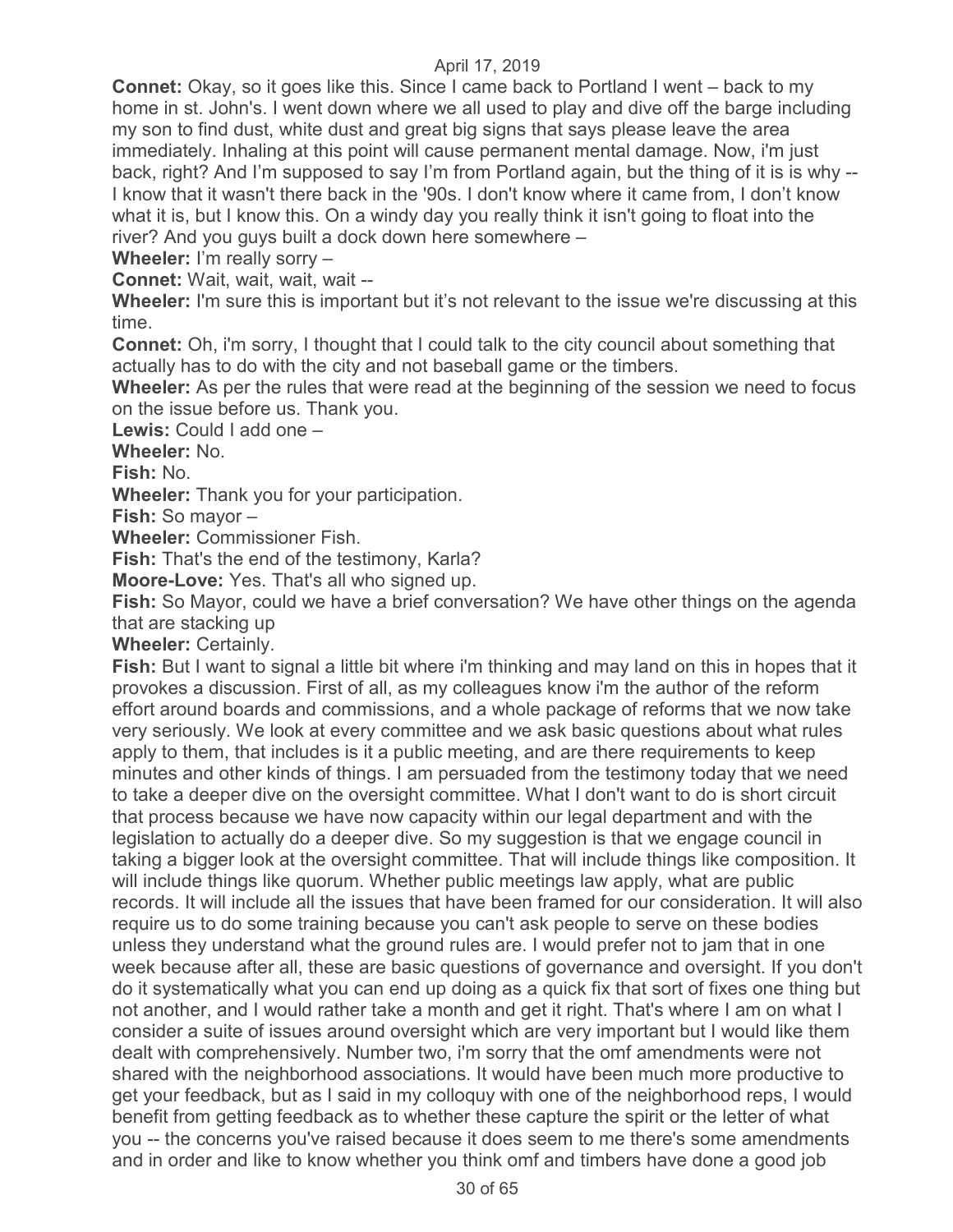**Connet:** Okay, so it goes like this. Since I came back to Portland I went – back to my home in st. John's. I went down where we all used to play and dive off the barge including my son to find dust, white dust and great big signs that says please leave the area immediately. Inhaling at this point will cause permanent mental damage. Now, i'm just back, right? And I'm supposed to say I'm from Portland again, but the thing of it is is why -- I know that it wasn't there back in the '90s. I don't know where it came from, I don't know what it is, but I know this. On a windy day you really think it isn't going to float into the river? And you guys built a dock down here somewhere –

**Wheeler:** I'm really sorry –

**Connet:** Wait, wait, wait, wait --

**Wheeler:** I'm sure this is important but it's not relevant to the issue we're discussing at this time.

**Connet:** Oh, i'm sorry, I thought that I could talk to the city council about something that actually has to do with the city and not baseball game or the timbers.

**Wheeler:** As per the rules that were read at the beginning of the session we need to focus on the issue before us. Thank you.

**Lewis:** Could I add one –

**Wheeler:** No.

**Fish:** No.

**Wheeler:** Thank you for your participation.

**Fish:** So mayor –

**Wheeler:** Commissioner Fish.

**Fish:** That's the end of the testimony, Karla?

**Moore-Love:** Yes. That's all who signed up.

**Fish:** So Mayor, could we have a brief conversation? We have other things on the agenda that are stacking up

**Wheeler:** Certainly.

**Fish:** But I want to signal a little bit where i'm thinking and may land on this in hopes that it provokes a discussion. First of all, as my colleagues know i'm the author of the reform effort around boards and commissions, and a whole package of reforms that we now take very seriously. We look at every committee and we ask basic questions about what rules apply to them, that includes is it a public meeting, and are there requirements to keep minutes and other kinds of things. I am persuaded from the testimony today that we need to take a deeper dive on the oversight committee. What I don't want to do is short circuit that process because we have now capacity within our legal department and with the legislation to actually do a deeper dive. So my suggestion is that we engage council in taking a bigger look at the oversight committee. That will include things like composition. It will include things like quorum. Whether public meetings law apply, what are public records. It will include all the issues that have been framed for our consideration. It will also require us to do some training because you can't ask people to serve on these bodies unless they understand what the ground rules are. I would prefer not to jam that in one week because after all, these are basic questions of governance and oversight. If you don't do it systematically what you can end up doing as a quick fix that sort of fixes one thing but not another, and I would rather take a month and get it right. That's where I am on what I consider a suite of issues around oversight which are very important but I would like them dealt with comprehensively. Number two, i'm sorry that the omf amendments were not shared with the neighborhood associations. It would have been much more productive to get your feedback, but as I said in my colloquy with one of the neighborhood reps, I would benefit from getting feedback as to whether these capture the spirit or the letter of what you -- the concerns you've raised because it does seem to me there's some amendments and in order and like to know whether you think omf and timbers have done a good job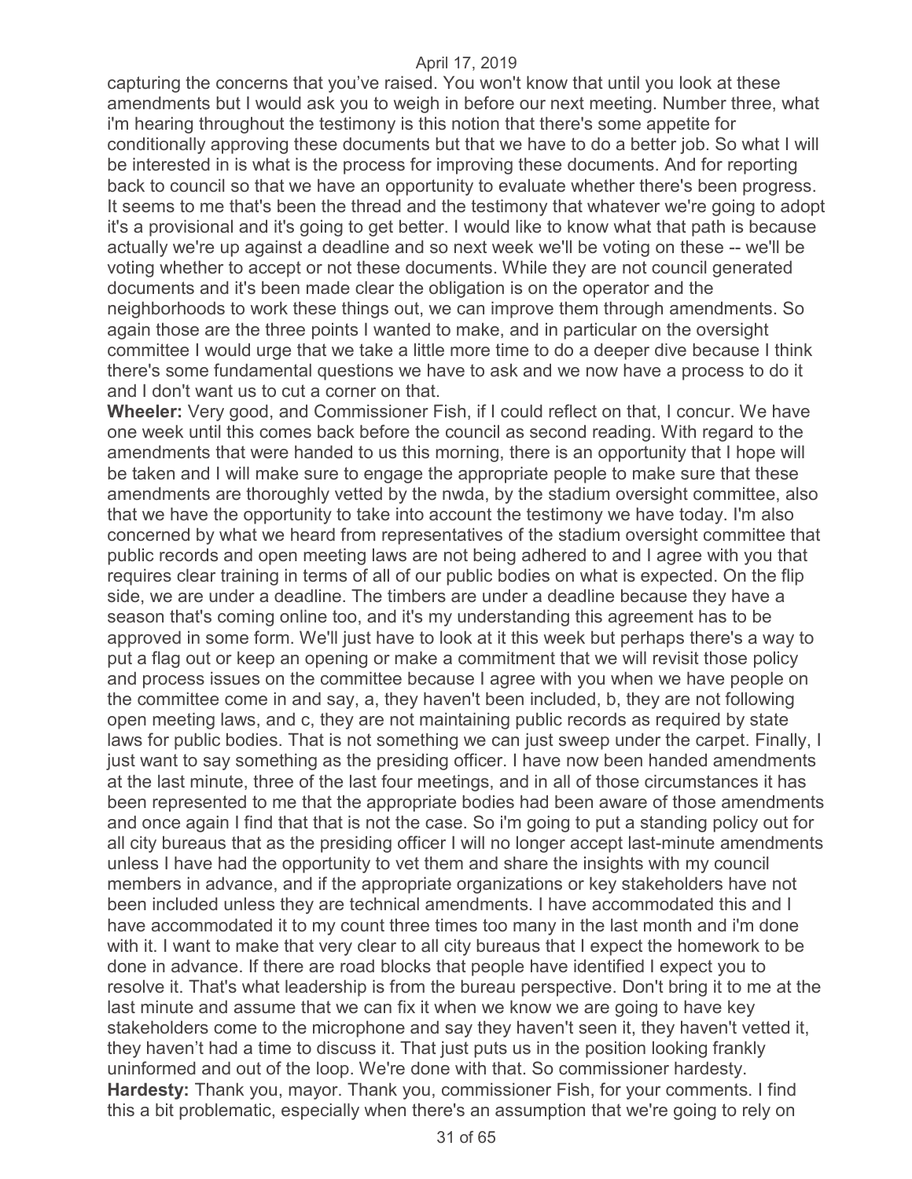capturing the concerns that you've raised. You won't know that until you look at these amendments but I would ask you to weigh in before our next meeting. Number three, what i'm hearing throughout the testimony is this notion that there's some appetite for conditionally approving these documents but that we have to do a better job. So what I will be interested in is what is the process for improving these documents. And for reporting back to council so that we have an opportunity to evaluate whether there's been progress. It seems to me that's been the thread and the testimony that whatever we're going to adopt it's a provisional and it's going to get better. I would like to know what that path is because actually we're up against a deadline and so next week we'll be voting on these -- we'll be voting whether to accept or not these documents. While they are not council generated documents and it's been made clear the obligation is on the operator and the neighborhoods to work these things out, we can improve them through amendments. So again those are the three points I wanted to make, and in particular on the oversight committee I would urge that we take a little more time to do a deeper dive because I think there's some fundamental questions we have to ask and we now have a process to do it and I don't want us to cut a corner on that.

**Wheeler:** Very good, and Commissioner Fish, if I could reflect on that, I concur. We have one week until this comes back before the council as second reading. With regard to the amendments that were handed to us this morning, there is an opportunity that I hope will be taken and I will make sure to engage the appropriate people to make sure that these amendments are thoroughly vetted by the nwda, by the stadium oversight committee, also that we have the opportunity to take into account the testimony we have today. I'm also concerned by what we heard from representatives of the stadium oversight committee that public records and open meeting laws are not being adhered to and I agree with you that requires clear training in terms of all of our public bodies on what is expected. On the flip side, we are under a deadline. The timbers are under a deadline because they have a season that's coming online too, and it's my understanding this agreement has to be approved in some form. We'll just have to look at it this week but perhaps there's a way to put a flag out or keep an opening or make a commitment that we will revisit those policy and process issues on the committee because I agree with you when we have people on the committee come in and say, a, they haven't been included, b, they are not following open meeting laws, and c, they are not maintaining public records as required by state laws for public bodies. That is not something we can just sweep under the carpet. Finally, I just want to say something as the presiding officer. I have now been handed amendments at the last minute, three of the last four meetings, and in all of those circumstances it has been represented to me that the appropriate bodies had been aware of those amendments and once again I find that that is not the case. So i'm going to put a standing policy out for all city bureaus that as the presiding officer I will no longer accept last-minute amendments unless I have had the opportunity to vet them and share the insights with my council members in advance, and if the appropriate organizations or key stakeholders have not been included unless they are technical amendments. I have accommodated this and I have accommodated it to my count three times too many in the last month and i'm done with it. I want to make that very clear to all city bureaus that I expect the homework to be done in advance. If there are road blocks that people have identified I expect you to resolve it. That's what leadership is from the bureau perspective. Don't bring it to me at the last minute and assume that we can fix it when we know we are going to have key stakeholders come to the microphone and say they haven't seen it, they haven't vetted it, they haven't had a time to discuss it. That just puts us in the position looking frankly uninformed and out of the loop. We're done with that. So commissioner hardesty.

**Hardesty:** Thank you, mayor. Thank you, commissioner Fish, for your comments. I find this a bit problematic, especially when there's an assumption that we're going to rely on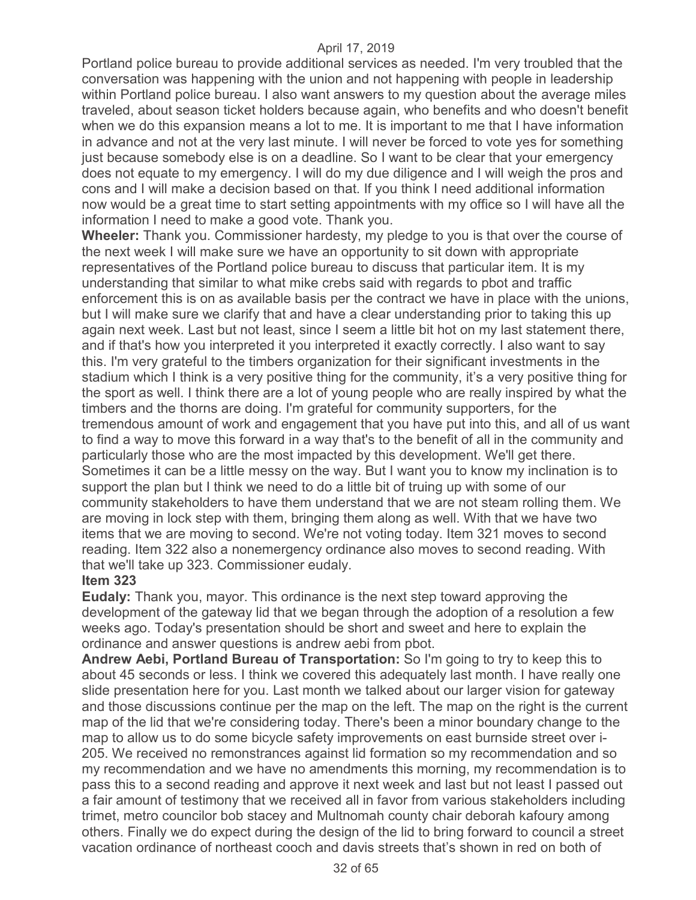Portland police bureau to provide additional services as needed. I'm very troubled that the conversation was happening with the union and not happening with people in leadership within Portland police bureau. I also want answers to my question about the average miles traveled, about season ticket holders because again, who benefits and who doesn't benefit when we do this expansion means a lot to me. It is important to me that I have information in advance and not at the very last minute. I will never be forced to vote yes for something just because somebody else is on a deadline. So I want to be clear that your emergency does not equate to my emergency. I will do my due diligence and I will weigh the pros and cons and I will make a decision based on that. If you think I need additional information now would be a great time to start setting appointments with my office so I will have all the information I need to make a good vote. Thank you.

**Wheeler:** Thank you. Commissioner hardesty, my pledge to you is that over the course of the next week I will make sure we have an opportunity to sit down with appropriate representatives of the Portland police bureau to discuss that particular item. It is my understanding that similar to what mike crebs said with regards to pbot and traffic enforcement this is on as available basis per the contract we have in place with the unions, but I will make sure we clarify that and have a clear understanding prior to taking this up again next week. Last but not least, since I seem a little bit hot on my last statement there, and if that's how you interpreted it you interpreted it exactly correctly. I also want to say this. I'm very grateful to the timbers organization for their significant investments in the stadium which I think is a very positive thing for the community, it's a very positive thing for the sport as well. I think there are a lot of young people who are really inspired by what the timbers and the thorns are doing. I'm grateful for community supporters, for the tremendous amount of work and engagement that you have put into this, and all of us want to find a way to move this forward in a way that's to the benefit of all in the community and particularly those who are the most impacted by this development. We'll get there. Sometimes it can be a little messy on the way. But I want you to know my inclination is to support the plan but I think we need to do a little bit of truing up with some of our community stakeholders to have them understand that we are not steam rolling them. We are moving in lock step with them, bringing them along as well. With that we have two items that we are moving to second. We're not voting today. Item 321 moves to second reading. Item 322 also a nonemergency ordinance also moves to second reading. With that we'll take up 323. Commissioner eudaly.

**Item 323**

**Eudaly:** Thank you, mayor. This ordinance is the next step toward approving the development of the gateway lid that we began through the adoption of a resolution a few weeks ago. Today's presentation should be short and sweet and here to explain the ordinance and answer questions is andrew aebi from pbot.

**Andrew Aebi, Portland Bureau of Transportation:** So I'm going to try to keep this to about 45 seconds or less. I think we covered this adequately last month. I have really one slide presentation here for you. Last month we talked about our larger vision for gateway and those discussions continue per the map on the left. The map on the right is the current map of the lid that we're considering today. There's been a minor boundary change to the map to allow us to do some bicycle safety improvements on east burnside street over i-205. We received no remonstrances against lid formation so my recommendation and so my recommendation and we have no amendments this morning, my recommendation is to pass this to a second reading and approve it next week and last but not least I passed out a fair amount of testimony that we received all in favor from various stakeholders including trimet, metro councilor bob stacey and Multnomah county chair deborah kafoury among others. Finally we do expect during the design of the lid to bring forward to council a street vacation ordinance of northeast cooch and davis streets that's shown in red on both of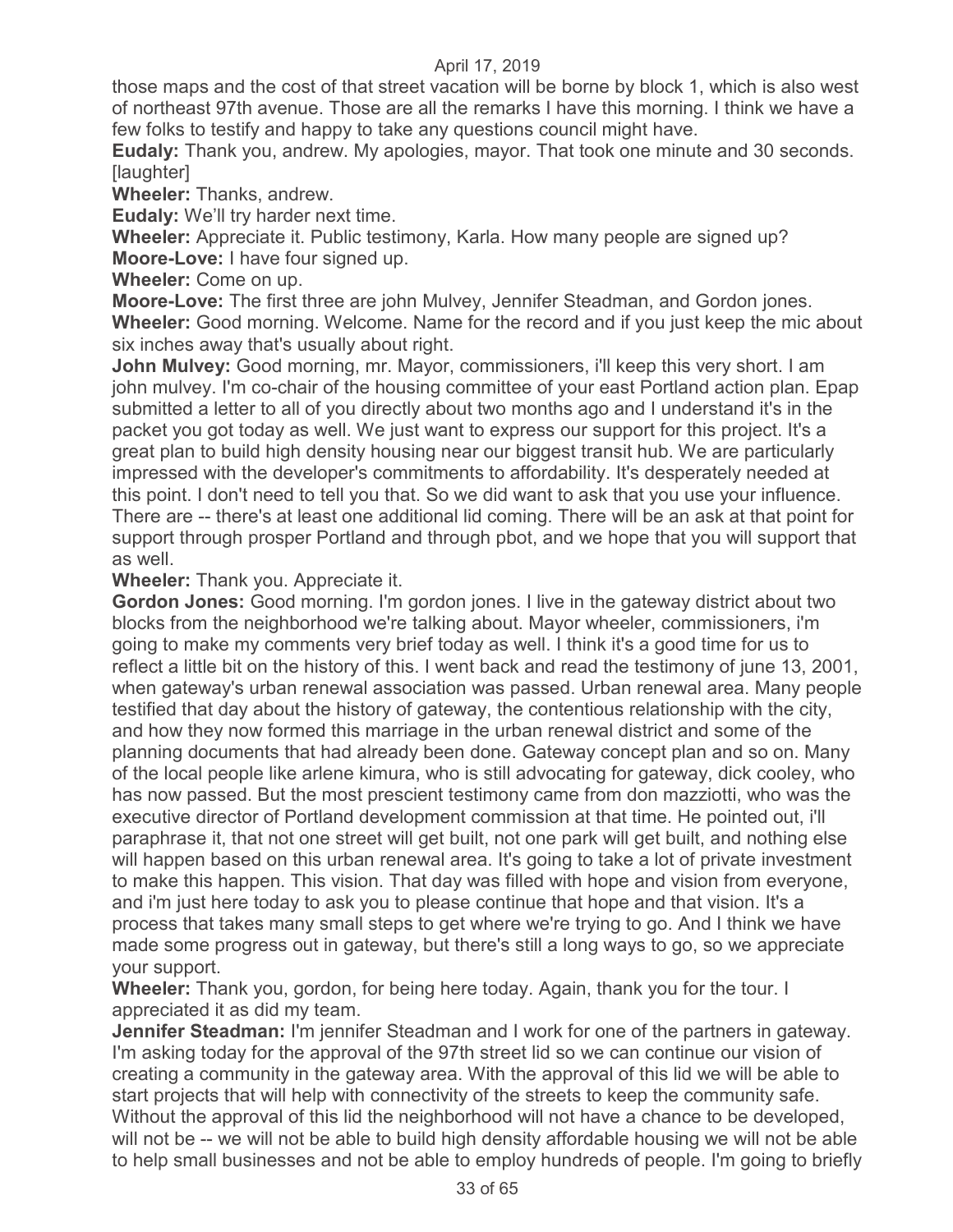those maps and the cost of that street vacation will be borne by block 1, which is also west of northeast 97th avenue. Those are all the remarks I have this morning. I think we have a few folks to testify and happy to take any questions council might have.

**Eudaly:** Thank you, andrew. My apologies, mayor. That took one minute and 30 seconds. [laughter]

**Wheeler:** Thanks, andrew.

**Eudaly:** We'll try harder next time.

**Wheeler:** Appreciate it. Public testimony, Karla. How many people are signed up?

**Moore-Love:** I have four signed up.

**Wheeler:** Come on up.

**Moore-Love:** The first three are john Mulvey, Jennifer Steadman, and Gordon jones.

**Wheeler:** Good morning. Welcome. Name for the record and if you just keep the mic about six inches away that's usually about right.

**John Mulvey:** Good morning, mr. Mayor, commissioners, i'll keep this very short. I am john mulvey. I'm co-chair of the housing committee of your east Portland action plan. Epap submitted a letter to all of you directly about two months ago and I understand it's in the packet you got today as well. We just want to express our support for this project. It's a great plan to build high density housing near our biggest transit hub. We are particularly impressed with the developer's commitments to affordability. It's desperately needed at this point. I don't need to tell you that. So we did want to ask that you use your influence. There are -- there's at least one additional lid coming. There will be an ask at that point for support through prosper Portland and through pbot, and we hope that you will support that as well.

**Wheeler:** Thank you. Appreciate it.

**Gordon Jones:** Good morning. I'm gordon jones. I live in the gateway district about two blocks from the neighborhood we're talking about. Mayor wheeler, commissioners, i'm going to make my comments very brief today as well. I think it's a good time for us to reflect a little bit on the history of this. I went back and read the testimony of june 13, 2001, when gateway's urban renewal association was passed. Urban renewal area. Many people testified that day about the history of gateway, the contentious relationship with the city, and how they now formed this marriage in the urban renewal district and some of the planning documents that had already been done. Gateway concept plan and so on. Many of the local people like arlene kimura, who is still advocating for gateway, dick cooley, who has now passed. But the most prescient testimony came from don mazziotti, who was the executive director of Portland development commission at that time. He pointed out, i'll paraphrase it, that not one street will get built, not one park will get built, and nothing else will happen based on this urban renewal area. It's going to take a lot of private investment to make this happen. This vision. That day was filled with hope and vision from everyone, and i'm just here today to ask you to please continue that hope and that vision. It's a process that takes many small steps to get where we're trying to go. And I think we have made some progress out in gateway, but there's still a long ways to go, so we appreciate your support.

**Wheeler:** Thank you, gordon, for being here today. Again, thank you for the tour. I appreciated it as did my team.

**Jennifer Steadman:** I'm jennifer Steadman and I work for one of the partners in gateway. I'm asking today for the approval of the 97th street lid so we can continue our vision of creating a community in the gateway area. With the approval of this lid we will be able to start projects that will help with connectivity of the streets to keep the community safe. Without the approval of this lid the neighborhood will not have a chance to be developed, will not be -- we will not be able to build high density affordable housing we will not be able to help small businesses and not be able to employ hundreds of people. I'm going to briefly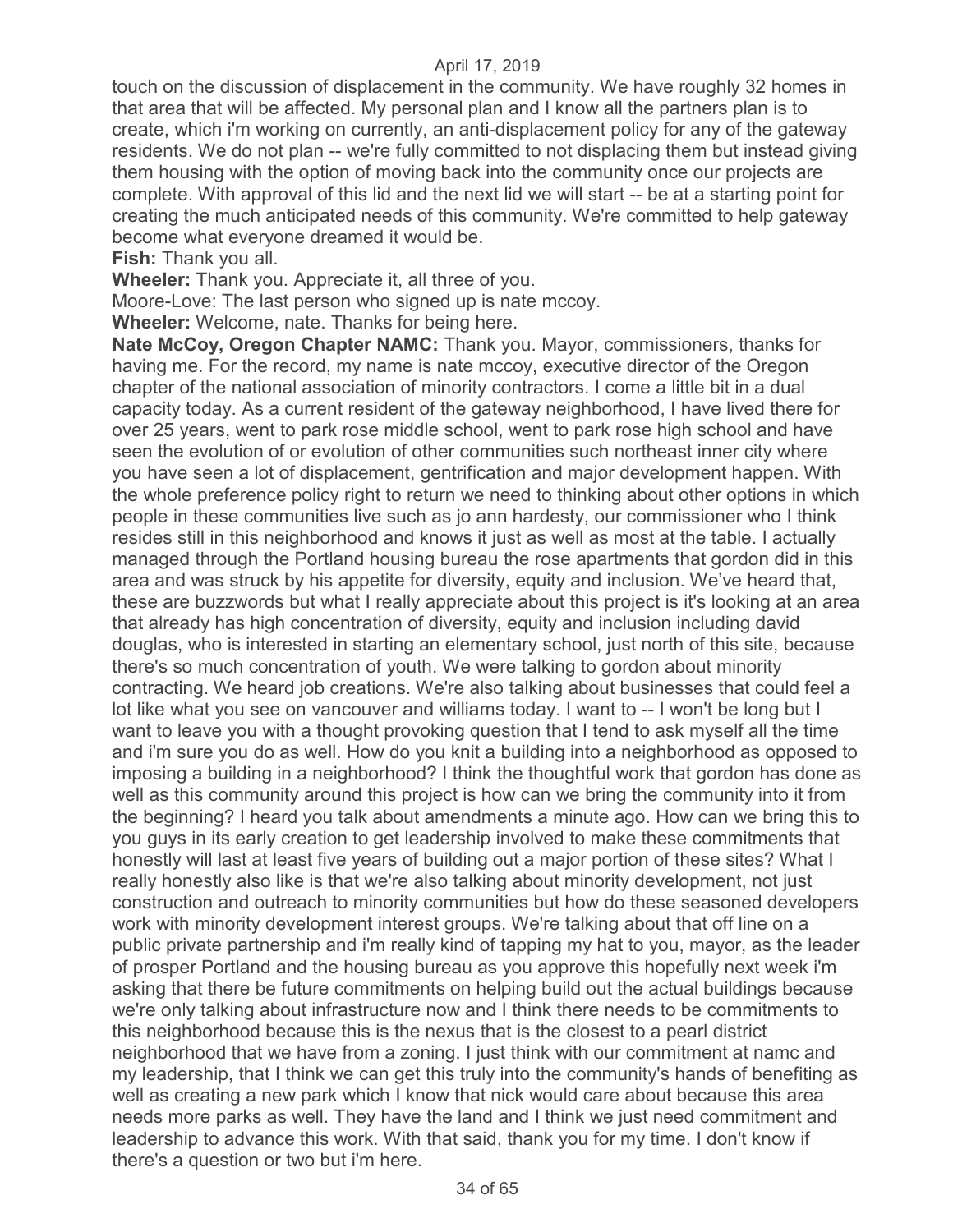touch on the discussion of displacement in the community. We have roughly 32 homes in that area that will be affected. My personal plan and I know all the partners plan is to create, which i'm working on currently, an anti-displacement policy for any of the gateway residents. We do not plan -- we're fully committed to not displacing them but instead giving them housing with the option of moving back into the community once our projects are complete. With approval of this lid and the next lid we will start -- be at a starting point for creating the much anticipated needs of this community. We're committed to help gateway become what everyone dreamed it would be.

**Fish:** Thank you all.

**Wheeler:** Thank you. Appreciate it, all three of you.

Moore-Love: The last person who signed up is nate mccoy.

**Wheeler:** Welcome, nate. Thanks for being here.

**Nate McCoy, Oregon Chapter NAMC:** Thank you. Mayor, commissioners, thanks for having me. For the record, my name is nate mccoy, executive director of the Oregon chapter of the national association of minority contractors. I come a little bit in a dual capacity today. As a current resident of the gateway neighborhood, I have lived there for over 25 years, went to park rose middle school, went to park rose high school and have seen the evolution of or evolution of other communities such northeast inner city where you have seen a lot of displacement, gentrification and major development happen. With the whole preference policy right to return we need to thinking about other options in which people in these communities live such as jo ann hardesty, our commissioner who I think resides still in this neighborhood and knows it just as well as most at the table. I actually managed through the Portland housing bureau the rose apartments that gordon did in this area and was struck by his appetite for diversity, equity and inclusion. We've heard that, these are buzzwords but what I really appreciate about this project is it's looking at an area that already has high concentration of diversity, equity and inclusion including david douglas, who is interested in starting an elementary school, just north of this site, because there's so much concentration of youth. We were talking to gordon about minority contracting. We heard job creations. We're also talking about businesses that could feel a lot like what you see on vancouver and williams today. I want to -- I won't be long but I want to leave you with a thought provoking question that I tend to ask myself all the time and i'm sure you do as well. How do you knit a building into a neighborhood as opposed to imposing a building in a neighborhood? I think the thoughtful work that gordon has done as well as this community around this project is how can we bring the community into it from the beginning? I heard you talk about amendments a minute ago. How can we bring this to you guys in its early creation to get leadership involved to make these commitments that honestly will last at least five years of building out a major portion of these sites? What I really honestly also like is that we're also talking about minority development, not just construction and outreach to minority communities but how do these seasoned developers work with minority development interest groups. We're talking about that off line on a public private partnership and i'm really kind of tapping my hat to you, mayor, as the leader of prosper Portland and the housing bureau as you approve this hopefully next week i'm asking that there be future commitments on helping build out the actual buildings because we're only talking about infrastructure now and I think there needs to be commitments to this neighborhood because this is the nexus that is the closest to a pearl district neighborhood that we have from a zoning. I just think with our commitment at namc and my leadership, that I think we can get this truly into the community's hands of benefiting as well as creating a new park which I know that nick would care about because this area needs more parks as well. They have the land and I think we just need commitment and leadership to advance this work. With that said, thank you for my time. I don't know if there's a question or two but i'm here.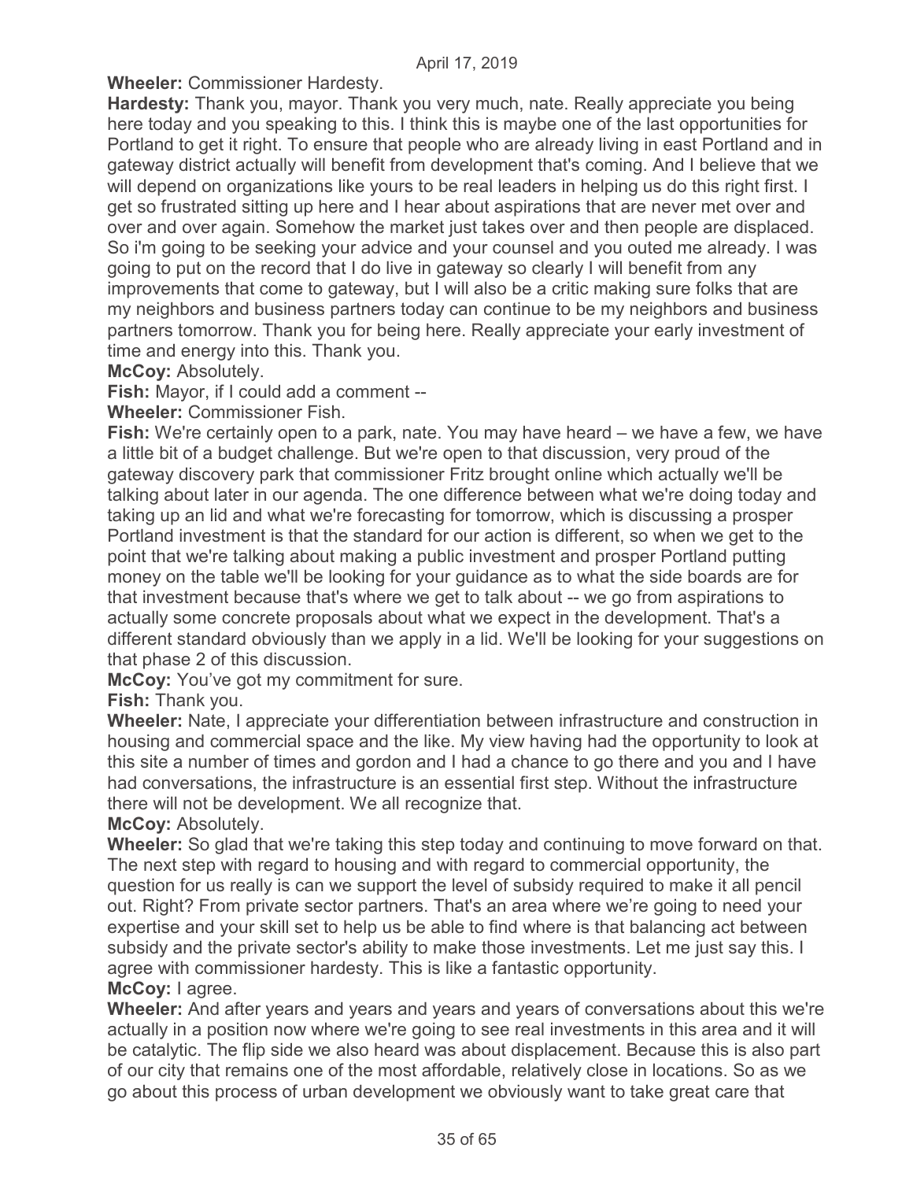**Wheeler:** Commissioner Hardesty.

**Hardesty:** Thank you, mayor. Thank you very much, nate. Really appreciate you being here today and you speaking to this. I think this is maybe one of the last opportunities for Portland to get it right. To ensure that people who are already living in east Portland and in gateway district actually will benefit from development that's coming. And I believe that we will depend on organizations like yours to be real leaders in helping us do this right first. I get so frustrated sitting up here and I hear about aspirations that are never met over and over and over again. Somehow the market just takes over and then people are displaced. So i'm going to be seeking your advice and your counsel and you outed me already. I was going to put on the record that I do live in gateway so clearly I will benefit from any improvements that come to gateway, but I will also be a critic making sure folks that are my neighbors and business partners today can continue to be my neighbors and business partners tomorrow. Thank you for being here. Really appreciate your early investment of time and energy into this. Thank you.

**McCoy:** Absolutely.

**Fish:** Mayor, if I could add a comment --

**Wheeler:** Commissioner Fish.

**Fish:** We're certainly open to a park, nate. You may have heard – we have a few, we have a little bit of a budget challenge. But we're open to that discussion, very proud of the gateway discovery park that commissioner Fritz brought online which actually we'll be talking about later in our agenda. The one difference between what we're doing today and taking up an lid and what we're forecasting for tomorrow, which is discussing a prosper Portland investment is that the standard for our action is different, so when we get to the point that we're talking about making a public investment and prosper Portland putting money on the table we'll be looking for your guidance as to what the side boards are for that investment because that's where we get to talk about -- we go from aspirations to actually some concrete proposals about what we expect in the development. That's a different standard obviously than we apply in a lid. We'll be looking for your suggestions on that phase 2 of this discussion.

**McCoy:** You've got my commitment for sure.

**Fish:** Thank you.

**Wheeler:** Nate, I appreciate your differentiation between infrastructure and construction in housing and commercial space and the like. My view having had the opportunity to look at this site a number of times and gordon and I had a chance to go there and you and I have had conversations, the infrastructure is an essential first step. Without the infrastructure there will not be development. We all recognize that.

**McCoy:** Absolutely.

**Wheeler:** So glad that we're taking this step today and continuing to move forward on that. The next step with regard to housing and with regard to commercial opportunity, the question for us really is can we support the level of subsidy required to make it all pencil out. Right? From private sector partners. That's an area where we're going to need your expertise and your skill set to help us be able to find where is that balancing act between subsidy and the private sector's ability to make those investments. Let me just say this. I agree with commissioner hardesty. This is like a fantastic opportunity.

**McCoy:** I agree.

**Wheeler:** And after years and years and years and years of conversations about this we're actually in a position now where we're going to see real investments in this area and it will be catalytic. The flip side we also heard was about displacement. Because this is also part of our city that remains one of the most affordable, relatively close in locations. So as we go about this process of urban development we obviously want to take great care that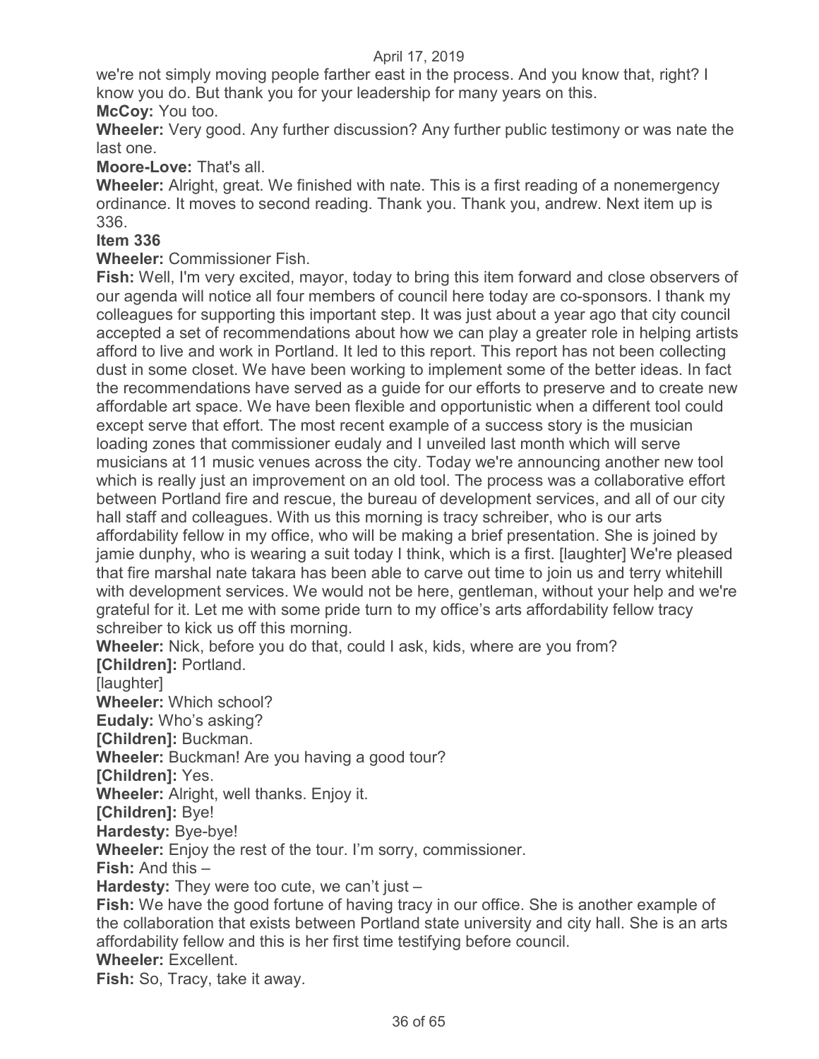we're not simply moving people farther east in the process. And you know that, right? I know you do. But thank you for your leadership for many years on this.

**McCoy:** You too.

**Wheeler:** Very good. Any further discussion? Any further public testimony or was nate the last one.

**Moore-Love:** That's all.

**Wheeler:** Alright, great. We finished with nate. This is a first reading of a nonemergency ordinance. It moves to second reading. Thank you. Thank you, andrew. Next item up is 336.

**Item 336**

**Wheeler:** Commissioner Fish.

**Fish:** Well, I'm very excited, mayor, today to bring this item forward and close observers of our agenda will notice all four members of council here today are co-sponsors. I thank my colleagues for supporting this important step. It was just about a year ago that city council accepted a set of recommendations about how we can play a greater role in helping artists afford to live and work in Portland. It led to this report. This report has not been collecting dust in some closet. We have been working to implement some of the better ideas. In fact the recommendations have served as a guide for our efforts to preserve and to create new affordable art space. We have been flexible and opportunistic when a different tool could except serve that effort. The most recent example of a success story is the musician loading zones that commissioner eudaly and I unveiled last month which will serve musicians at 11 music venues across the city. Today we're announcing another new tool which is really just an improvement on an old tool. The process was a collaborative effort between Portland fire and rescue, the bureau of development services, and all of our city hall staff and colleagues. With us this morning is tracy schreiber, who is our arts affordability fellow in my office, who will be making a brief presentation. She is joined by jamie dunphy, who is wearing a suit today I think, which is a first. [laughter] We're pleased that fire marshal nate takara has been able to carve out time to join us and terry whitehill with development services. We would not be here, gentleman, without your help and we're grateful for it. Let me with some pride turn to my office's arts affordability fellow tracy schreiber to kick us off this morning.

**Wheeler:** Nick, before you do that, could I ask, kids, where are you from?

**[Children]:** Portland.

[laughter]

**Wheeler:** Which school?

**Eudaly:** Who's asking?

**[Children]:** Buckman.

**Wheeler:** Buckman! Are you having a good tour?

**[Children]:** Yes.

**Wheeler:** Alright, well thanks. Enjoy it.

**[Children]:** Bye!

**Hardesty:** Bye-bye!

**Wheeler:** Enjoy the rest of the tour. I'm sorry, commissioner.

**Fish:** And this –

**Hardesty:** They were too cute, we can't just –

**Fish:** We have the good fortune of having tracy in our office. She is another example of the collaboration that exists between Portland state university and city hall. She is an arts affordability fellow and this is her first time testifying before council.

**Wheeler:** Excellent.

**Fish:** So, Tracy, take it away.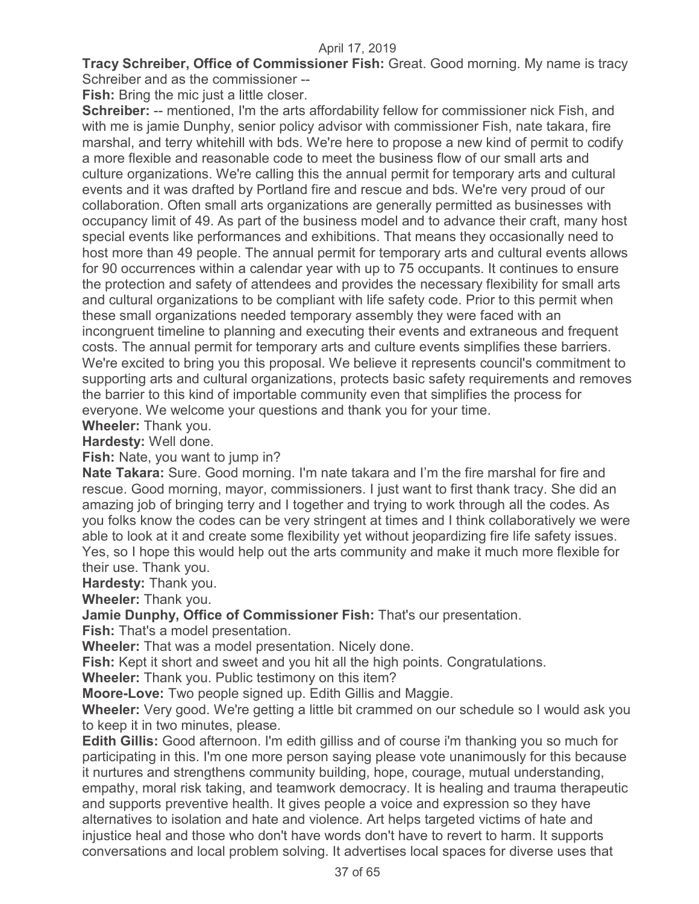**Tracy Schreiber, Office of Commissioner Fish:** Great. Good morning. My name is tracy Schreiber and as the commissioner --

**Fish:** Bring the mic just a little closer.

**Schreiber:** -- mentioned, I'm the arts affordability fellow for commissioner nick Fish, and with me is jamie Dunphy, senior policy advisor with commissioner Fish, nate takara, fire marshal, and terry whitehill with bds. We're here to propose a new kind of permit to codify a more flexible and reasonable code to meet the business flow of our small arts and culture organizations. We're calling this the annual permit for temporary arts and cultural events and it was drafted by Portland fire and rescue and bds. We're very proud of our collaboration. Often small arts organizations are generally permitted as businesses with occupancy limit of 49. As part of the business model and to advance their craft, many host special events like performances and exhibitions. That means they occasionally need to host more than 49 people. The annual permit for temporary arts and cultural events allows for 90 occurrences within a calendar year with up to 75 occupants. It continues to ensure the protection and safety of attendees and provides the necessary flexibility for small arts and cultural organizations to be compliant with life safety code. Prior to this permit when these small organizations needed temporary assembly they were faced with an incongruent timeline to planning and executing their events and extraneous and frequent costs. The annual permit for temporary arts and culture events simplifies these barriers. We're excited to bring you this proposal. We believe it represents council's commitment to supporting arts and cultural organizations, protects basic safety requirements and removes the barrier to this kind of importable community even that simplifies the process for everyone. We welcome your questions and thank you for your time.

**Wheeler:** Thank you.

**Hardesty:** Well done.

**Fish:** Nate, you want to jump in?

**Nate Takara:** Sure. Good morning. I'm nate takara and I'm the fire marshal for fire and rescue. Good morning, mayor, commissioners. I just want to first thank tracy. She did an amazing job of bringing terry and I together and trying to work through all the codes. As you folks know the codes can be very stringent at times and I think collaboratively we were able to look at it and create some flexibility yet without jeopardizing fire life safety issues. Yes, so I hope this would help out the arts community and make it much more flexible for their use. Thank you.

**Hardesty:** Thank you.

**Wheeler:** Thank you.

**Jamie Dunphy, Office of Commissioner Fish:** That's our presentation.

**Fish:** That's a model presentation.

**Wheeler:** That was a model presentation. Nicely done.

**Fish:** Kept it short and sweet and you hit all the high points. Congratulations.

**Wheeler:** Thank you. Public testimony on this item?

**Moore-Love:** Two people signed up. Edith Gillis and Maggie.

**Wheeler:** Very good. We're getting a little bit crammed on our schedule so I would ask you to keep it in two minutes, please.

**Edith Gillis:** Good afternoon. I'm edith gilliss and of course i'm thanking you so much for participating in this. I'm one more person saying please vote unanimously for this because it nurtures and strengthens community building, hope, courage, mutual understanding, empathy, moral risk taking, and teamwork democracy. It is healing and trauma therapeutic and supports preventive health. It gives people a voice and expression so they have alternatives to isolation and hate and violence. Art helps targeted victims of hate and injustice heal and those who don't have words don't have to revert to harm. It supports conversations and local problem solving. It advertises local spaces for diverse uses that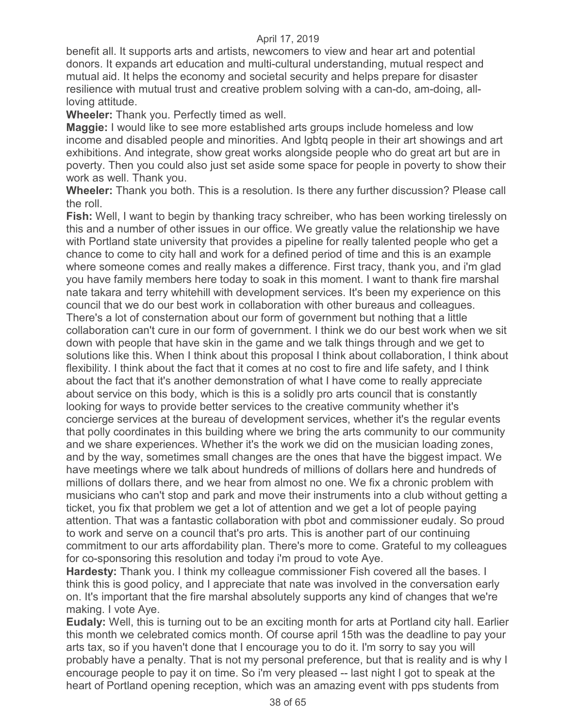benefit all. It supports arts and artists, newcomers to view and hear art and potential donors. It expands art education and multi-cultural understanding, mutual respect and mutual aid. It helps the economy and societal security and helps prepare for disaster resilience with mutual trust and creative problem solving with a can-do, am-doing, all-loving attitude.

**Wheeler:** Thank you. Perfectly timed as well.

**Maggie:** I would like to see more established arts groups include homeless and low income and disabled people and minorities. And lgbtq people in their art showings and art exhibitions. And integrate, show great works alongside people who do great art but are in poverty. Then you could also just set aside some space for people in poverty to show their work as well. Thank you.

**Wheeler:** Thank you both. This is a resolution. Is there any further discussion? Please call the roll.

**Fish:** Well, I want to begin by thanking tracy schreiber, who has been working tirelessly on this and a number of other issues in our office. We greatly value the relationship we have with Portland state university that provides a pipeline for really talented people who get a chance to come to city hall and work for a defined period of time and this is an example where someone comes and really makes a difference. First tracy, thank you, and i'm glad you have family members here today to soak in this moment. I want to thank fire marshal nate takara and terry whitehill with development services. It's been my experience on this council that we do our best work in collaboration with other bureaus and colleagues. There's a lot of consternation about our form of government but nothing that a little collaboration can't cure in our form of government. I think we do our best work when we sit down with people that have skin in the game and we talk things through and we get to solutions like this. When I think about this proposal I think about collaboration, I think about flexibility. I think about the fact that it comes at no cost to fire and life safety, and I think about the fact that it's another demonstration of what I have come to really appreciate about service on this body, which is this is a solidly pro arts council that is constantly looking for ways to provide better services to the creative community whether it's concierge services at the bureau of development services, whether it's the regular events that polly coordinates in this building where we bring the arts community to our community and we share experiences. Whether it's the work we did on the musician loading zones, and by the way, sometimes small changes are the ones that have the biggest impact. We have meetings where we talk about hundreds of millions of dollars here and hundreds of millions of dollars there, and we hear from almost no one. We fix a chronic problem with musicians who can't stop and park and move their instruments into a club without getting a ticket, you fix that problem we get a lot of attention and we get a lot of people paying attention. That was a fantastic collaboration with pbot and commissioner eudaly. So proud to work and serve on a council that's pro arts. This is another part of our continuing commitment to our arts affordability plan. There's more to come. Grateful to my colleagues for co-sponsoring this resolution and today i'm proud to vote Aye.

**Hardesty:** Thank you. I think my colleague commissioner Fish covered all the bases. I think this is good policy, and I appreciate that nate was involved in the conversation early on. It's important that the fire marshal absolutely supports any kind of changes that we're making. I vote Aye.

**Eudaly:** Well, this is turning out to be an exciting month for arts at Portland city hall. Earlier this month we celebrated comics month. Of course april 15th was the deadline to pay your arts tax, so if you haven't done that I encourage you to do it. I'm sorry to say you will probably have a penalty. That is not my personal preference, but that is reality and is why I encourage people to pay it on time. So i'm very pleased -- last night I got to speak at the heart of Portland opening reception, which was an amazing event with pps students from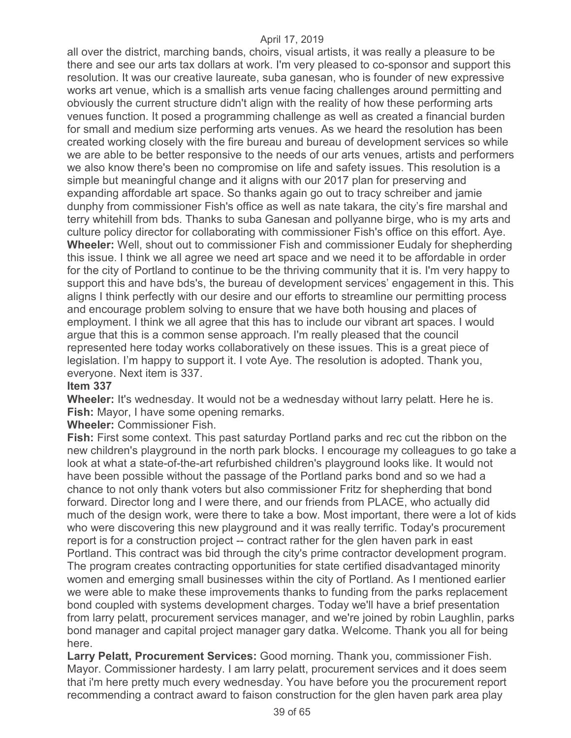all over the district, marching bands, choirs, visual artists, it was really a pleasure to be there and see our arts tax dollars at work. I'm very pleased to co-sponsor and support this resolution. It was our creative laureate, suba ganesan, who is founder of new expressive works art venue, which is a smallish arts venue facing challenges around permitting and obviously the current structure didn't align with the reality of how these performing arts venues function. It posed a programming challenge as well as created a financial burden for small and medium size performing arts venues. As we heard the resolution has been created working closely with the fire bureau and bureau of development services so while we are able to be better responsive to the needs of our arts venues, artists and performers we also know there's been no compromise on life and safety issues. This resolution is a simple but meaningful change and it aligns with our 2017 plan for preserving and expanding affordable art space. So thanks again go out to tracy schreiber and jamie dunphy from commissioner Fish's office as well as nate takara, the city's fire marshal and terry whitehill from bds. Thanks to suba Ganesan and pollyanne birge, who is my arts and culture policy director for collaborating with commissioner Fish's office on this effort. Aye.

**Wheeler:** Well, shout out to commissioner Fish and commissioner Eudaly for shepherding this issue. I think we all agree we need art space and we need it to be affordable in order for the city of Portland to continue to be the thriving community that it is. I'm very happy to support this and have bds's, the bureau of development services' engagement in this. This aligns I think perfectly with our desire and our efforts to streamline our permitting process and encourage problem solving to ensure that we have both housing and places of employment. I think we all agree that this has to include our vibrant art spaces. I would argue that this is a common sense approach. I'm really pleased that the council represented here today works collaboratively on these issues. This is a great piece of legislation. I'm happy to support it. I vote Aye. The resolution is adopted. Thank you, everyone. Next item is 337.

**Item 337**

**Wheeler:** It's wednesday. It would not be a wednesday without larry pelatt. Here he is.

**Fish:** Mayor, I have some opening remarks.

**Wheeler:** Commissioner Fish.

**Fish:** First some context. This past saturday Portland parks and rec cut the ribbon on the new children's playground in the north park blocks. I encourage my colleagues to go take a look at what a state-of-the-art refurbished children's playground looks like. It would not have been possible without the passage of the Portland parks bond and so we had a chance to not only thank voters but also commissioner Fritz for shepherding that bond forward. Director long and I were there, and our friends from PLACE, who actually did much of the design work, were there to take a bow. Most important, there were a lot of kids who were discovering this new playground and it was really terrific. Today's procurement report is for a construction project -- contract rather for the glen haven park in east Portland. This contract was bid through the city's prime contractor development program. The program creates contracting opportunities for state certified disadvantaged minority women and emerging small businesses within the city of Portland. As I mentioned earlier we were able to make these improvements thanks to funding from the parks replacement bond coupled with systems development charges. Today we'll have a brief presentation from larry pelatt, procurement services manager, and we're joined by robin Laughlin, parks bond manager and capital project manager gary datka. Welcome. Thank you all for being here.

**Larry Pelatt, Procurement Services:** Good morning. Thank you, commissioner Fish. Mayor. Commissioner hardesty. I am larry pelatt, procurement services and it does seem that i'm here pretty much every wednesday. You have before you the procurement report recommending a contract award to faison construction for the glen haven park area play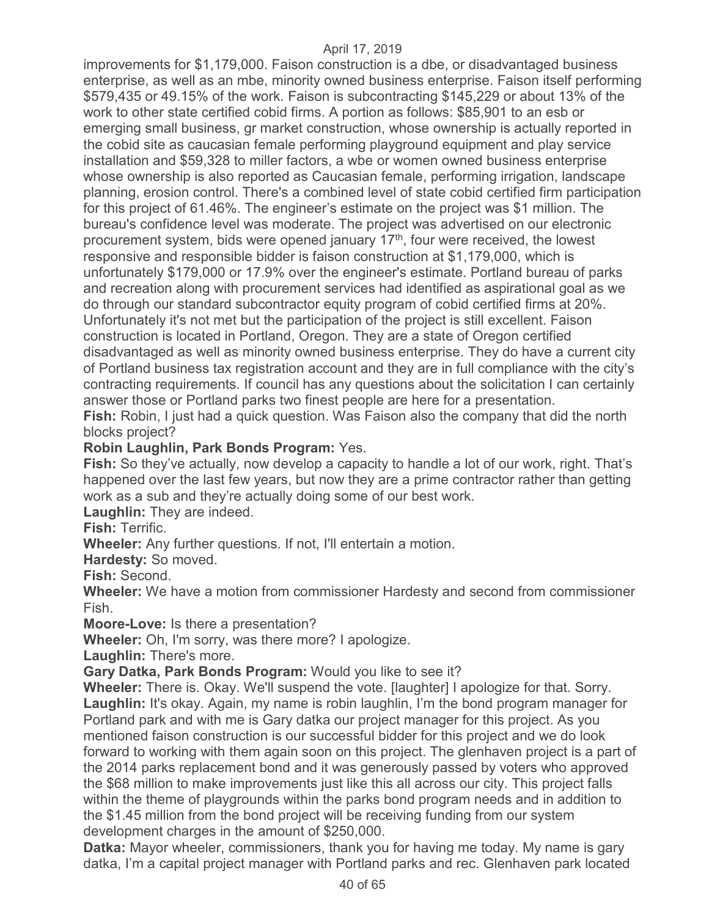improvements for $1,179,000. Faison construction is a dbe, or disadvantaged business enterprise, as well as an mbe, minority owned business enterprise. Faison itself performing $579,435 or 49.15% of the work. Faison is subcontracting $145,229 or about 13% of the work to other state certified cobid firms. A portion as follows: $85,901 to an esb or emerging small business, gr market construction, whose ownership is actually reported in the cobid site as caucasian female performing playground equipment and play service installation and $59,328 to miller factors, a wbe or women owned business enterprise whose ownership is also reported as Caucasian female, performing irrigation, landscape planning, erosion control. There's a combined level of state cobid certified firm participation for this project of 61.46%. The engineer's estimate on the project was $1 million. The bureau's confidence level was moderate. The project was advertised on our electronic procurement system, bids were opened january 17th, four were received, the lowest responsive and responsible bidder is faison construction at $1,179,000, which is unfortunately $179,000 or 17.9% over the engineer's estimate. Portland bureau of parks and recreation along with procurement services had identified as aspirational goal as we do through our standard subcontractor equity program of cobid certified firms at 20%. Unfortunately it's not met but the participation of the project is still excellent. Faison construction is located in Portland, Oregon. They are a state of Oregon certified disadvantaged as well as minority owned business enterprise. They do have a current city of Portland business tax registration account and they are in full compliance with the city's contracting requirements. If council has any questions about the solicitation I can certainly answer those or Portland parks two finest people are here for a presentation.

**Fish:** Robin, I just had a quick question. Was Faison also the company that did the north blocks project?

**Robin Laughlin, Park Bonds Program:** Yes.

**Fish:** So they've actually, now develop a capacity to handle a lot of our work, right. That's happened over the last few years, but now they are a prime contractor rather than getting work as a sub and they're actually doing some of our best work.

**Laughlin:** They are indeed.

**Fish:** Terrific.

**Wheeler:** Any further questions. If not, I'll entertain a motion.

**Hardesty:** So moved.

**Fish:** Second.

**Wheeler:** We have a motion from commissioner Hardesty and second from commissioner Fish.

**Moore-Love:** Is there a presentation?

**Wheeler:** Oh, I'm sorry, was there more? I apologize.

**Laughlin:** There's more.

**Gary Datka, Park Bonds Program:** Would you like to see it?

**Wheeler:** There is. Okay. We'll suspend the vote. [laughter] I apologize for that. Sorry.

**Laughlin:** It's okay. Again, my name is robin laughlin, I'm the bond program manager for Portland park and with me is Gary datka our project manager for this project. As you mentioned faison construction is our successful bidder for this project and we do look forward to working with them again soon on this project. The glenhaven project is a part of the 2014 parks replacement bond and it was generously passed by voters who approved the $68 million to make improvements just like this all across our city. This project falls within the theme of playgrounds within the parks bond program needs and in addition to the $1.45 million from the bond project will be receiving funding from our system development charges in the amount of $250,000.

**Datka:** Mayor wheeler, commissioners, thank you for having me today. My name is gary datka, I'm a capital project manager with Portland parks and rec. Glenhaven park located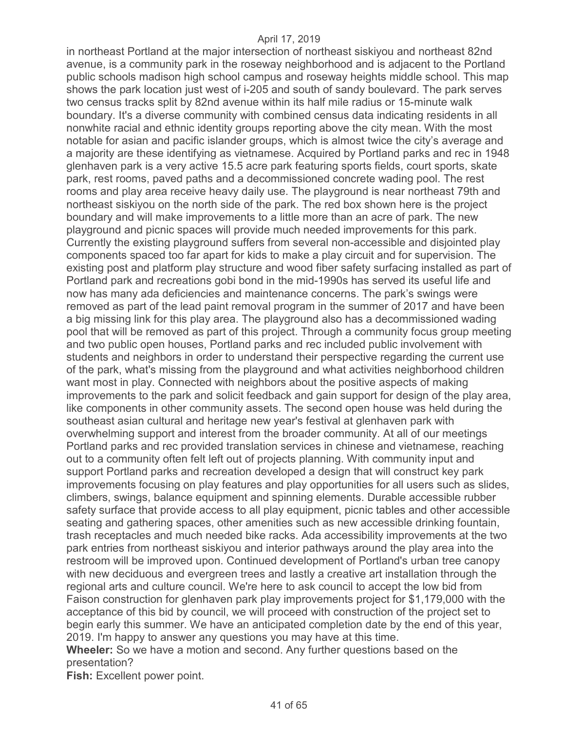in northeast Portland at the major intersection of northeast siskiyou and northeast 82nd avenue, is a community park in the roseway neighborhood and is adjacent to the Portland public schools madison high school campus and roseway heights middle school. This map shows the park location just west of i-205 and south of sandy boulevard. The park serves two census tracks split by 82nd avenue within its half mile radius or 15-minute walk boundary. It's a diverse community with combined census data indicating residents in all nonwhite racial and ethnic identity groups reporting above the city mean. With the most notable for asian and pacific islander groups, which is almost twice the city's average and a majority are these identifying as vietnamese. Acquired by Portland parks and rec in 1948 glenhaven park is a very active 15.5 acre park featuring sports fields, court sports, skate park, rest rooms, paved paths and a decommissioned concrete wading pool. The rest rooms and play area receive heavy daily use. The playground is near northeast 79th and northeast siskiyou on the north side of the park. The red box shown here is the project boundary and will make improvements to a little more than an acre of park. The new playground and picnic spaces will provide much needed improvements for this park. Currently the existing playground suffers from several non-accessible and disjointed play components spaced too far apart for kids to make a play circuit and for supervision. The existing post and platform play structure and wood fiber safety surfacing installed as part of Portland park and recreations gobi bond in the mid-1990s has served its useful life and now has many ada deficiencies and maintenance concerns. The park's swings were removed as part of the lead paint removal program in the summer of 2017 and have been a big missing link for this play area. The playground also has a decommissioned wading pool that will be removed as part of this project. Through a community focus group meeting and two public open houses, Portland parks and rec included public involvement with students and neighbors in order to understand their perspective regarding the current use of the park, what's missing from the playground and what activities neighborhood children want most in play. Connected with neighbors about the positive aspects of making improvements to the park and solicit feedback and gain support for design of the play area, like components in other community assets. The second open house was held during the southeast asian cultural and heritage new year's festival at glenhaven park with overwhelming support and interest from the broader community. At all of our meetings Portland parks and rec provided translation services in chinese and vietnamese, reaching out to a community often felt left out of projects planning. With community input and support Portland parks and recreation developed a design that will construct key park improvements focusing on play features and play opportunities for all users such as slides, climbers, swings, balance equipment and spinning elements. Durable accessible rubber safety surface that provide access to all play equipment, picnic tables and other accessible seating and gathering spaces, other amenities such as new accessible drinking fountain, trash receptacles and much needed bike racks. Ada accessibility improvements at the two park entries from northeast siskiyou and interior pathways around the play area into the restroom will be improved upon. Continued development of Portland's urban tree canopy with new deciduous and evergreen trees and lastly a creative art installation through the regional arts and culture council. We're here to ask council to accept the low bid from Faison construction for glenhaven park play improvements project for $1,179,000 with the acceptance of this bid by council, we will proceed with construction of the project set to begin early this summer. We have an anticipated completion date by the end of this year, 2019. I'm happy to answer any questions you may have at this time.

**Wheeler:** So we have a motion and second. Any further questions based on the presentation?

**Fish:** Excellent power point.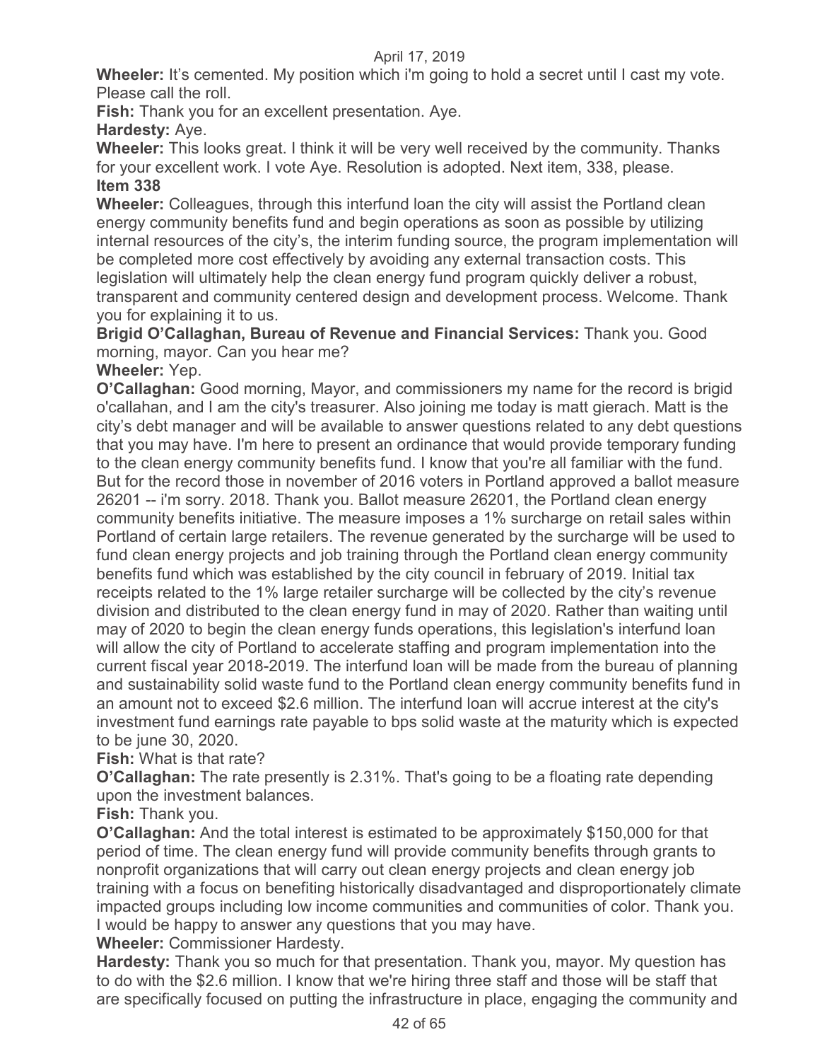**Wheeler:** It's cemented. My position which i'm going to hold a secret until I cast my vote. Please call the roll.

**Fish:** Thank you for an excellent presentation. Aye.

**Hardesty:** Aye.

**Wheeler:** This looks great. I think it will be very well received by the community. Thanks for your excellent work. I vote Aye. Resolution is adopted. Next item, 338, please.

**Item 338**

**Wheeler:** Colleagues, through this interfund loan the city will assist the Portland clean energy community benefits fund and begin operations as soon as possible by utilizing internal resources of the city's, the interim funding source, the program implementation will be completed more cost effectively by avoiding any external transaction costs. This legislation will ultimately help the clean energy fund program quickly deliver a robust, transparent and community centered design and development process. Welcome. Thank you for explaining it to us.

**Brigid O'Callaghan, Bureau of Revenue and Financial Services:** Thank you. Good morning, mayor. Can you hear me?

**Wheeler:** Yep.

**O'Callaghan:** Good morning, Mayor, and commissioners my name for the record is brigid o'callahan, and I am the city's treasurer. Also joining me today is matt gierach. Matt is the city's debt manager and will be available to answer questions related to any debt questions that you may have. I'm here to present an ordinance that would provide temporary funding to the clean energy community benefits fund. I know that you're all familiar with the fund. But for the record those in november of 2016 voters in Portland approved a ballot measure 26201 -- i'm sorry. 2018. Thank you. Ballot measure 26201, the Portland clean energy community benefits initiative. The measure imposes a 1% surcharge on retail sales within Portland of certain large retailers. The revenue generated by the surcharge will be used to fund clean energy projects and job training through the Portland clean energy community benefits fund which was established by the city council in february of 2019. Initial tax receipts related to the 1% large retailer surcharge will be collected by the city's revenue division and distributed to the clean energy fund in may of 2020. Rather than waiting until may of 2020 to begin the clean energy funds operations, this legislation's interfund loan will allow the city of Portland to accelerate staffing and program implementation into the current fiscal year 2018-2019. The interfund loan will be made from the bureau of planning and sustainability solid waste fund to the Portland clean energy community benefits fund in an amount not to exceed $2.6 million. The interfund loan will accrue interest at the city's investment fund earnings rate payable to bps solid waste at the maturity which is expected to be june 30, 2020.

**Fish:** What is that rate?

**O'Callaghan:** The rate presently is 2.31%. That's going to be a floating rate depending upon the investment balances.

**Fish:** Thank you.

**O'Callaghan:** And the total interest is estimated to be approximately $150,000 for that period of time. The clean energy fund will provide community benefits through grants to nonprofit organizations that will carry out clean energy projects and clean energy job training with a focus on benefiting historically disadvantaged and disproportionately climate impacted groups including low income communities and communities of color. Thank you. I would be happy to answer any questions that you may have.

**Wheeler:** Commissioner Hardesty.

**Hardesty:** Thank you so much for that presentation. Thank you, mayor. My question has to do with the $2.6 million. I know that we're hiring three staff and those will be staff that are specifically focused on putting the infrastructure in place, engaging the community and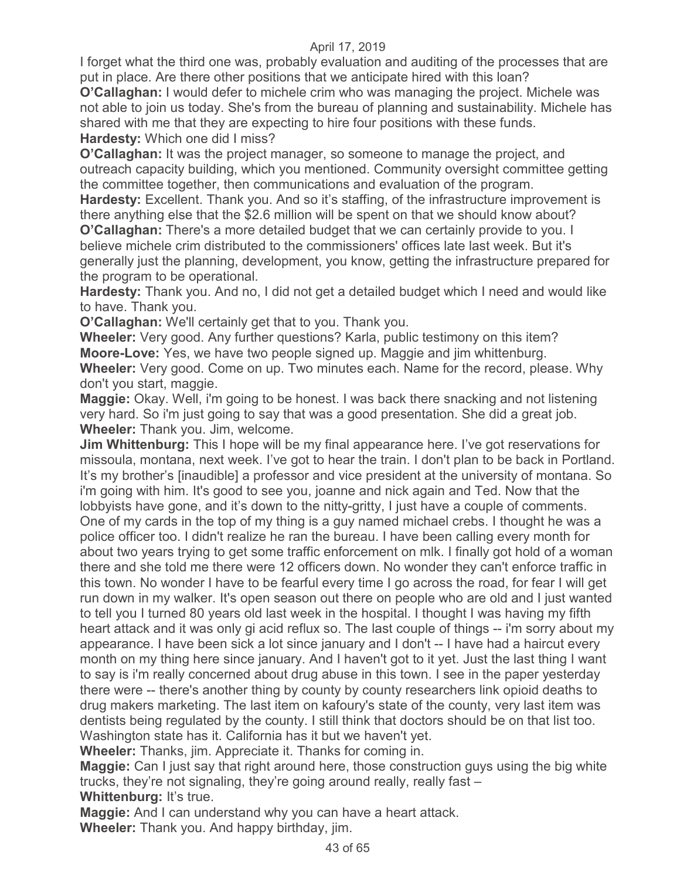I forget what the third one was, probably evaluation and auditing of the processes that are put in place. Are there other positions that we anticipate hired with this loan?

**O'Callaghan:** I would defer to michele crim who was managing the project. Michele was not able to join us today. She's from the bureau of planning and sustainability. Michele has shared with me that they are expecting to hire four positions with these funds.

**Hardesty:** Which one did I miss?

**O'Callaghan:** It was the project manager, so someone to manage the project, and outreach capacity building, which you mentioned. Community oversight committee getting the committee together, then communications and evaluation of the program.

**Hardesty:** Excellent. Thank you. And so it's staffing, of the infrastructure improvement is there anything else that the $2.6 million will be spent on that we should know about?

**O'Callaghan:** There's a more detailed budget that we can certainly provide to you. I believe michele crim distributed to the commissioners' offices late last week. But it's generally just the planning, development, you know, getting the infrastructure prepared for the program to be operational.

**Hardesty:** Thank you. And no, I did not get a detailed budget which I need and would like to have. Thank you.

**O'Callaghan:** We'll certainly get that to you. Thank you.

**Wheeler:** Very good. Any further questions? Karla, public testimony on this item?

**Moore-Love:** Yes, we have two people signed up. Maggie and jim whittenburg.

**Wheeler:** Very good. Come on up. Two minutes each. Name for the record, please. Why don't you start, maggie.

**Maggie:** Okay. Well, i'm going to be honest. I was back there snacking and not listening very hard. So i'm just going to say that was a good presentation. She did a great job.

**Wheeler:** Thank you. Jim, welcome.

**Jim Whittenburg:** This I hope will be my final appearance here. I've got reservations for missoula, montana, next week. I've got to hear the train. I don't plan to be back in Portland. It's my brother's [inaudible] a professor and vice president at the university of montana. So i'm going with him. It's good to see you, joanne and nick again and Ted. Now that the lobbyists have gone, and it's down to the nitty-gritty, I just have a couple of comments. One of my cards in the top of my thing is a guy named michael crebs. I thought he was a police officer too. I didn't realize he ran the bureau. I have been calling every month for about two years trying to get some traffic enforcement on mlk. I finally got hold of a woman there and she told me there were 12 officers down. No wonder they can't enforce traffic in this town. No wonder I have to be fearful every time I go across the road, for fear I will get run down in my walker. It's open season out there on people who are old and I just wanted to tell you I turned 80 years old last week in the hospital. I thought I was having my fifth heart attack and it was only gi acid reflux so. The last couple of things -- i'm sorry about my appearance. I have been sick a lot since january and I don't -- I have had a haircut every month on my thing here since january. And I haven't got to it yet. Just the last thing I want to say is i'm really concerned about drug abuse in this town. I see in the paper yesterday there were -- there's another thing by county by county researchers link opioid deaths to drug makers marketing. The last item on kafoury's state of the county, very last item was dentists being regulated by the county. I still think that doctors should be on that list too. Washington state has it. California has it but we haven't yet.

**Wheeler:** Thanks, jim. Appreciate it. Thanks for coming in.

**Maggie:** Can I just say that right around here, those construction guys using the big white trucks, they're not signaling, they're going around really, really fast –

**Whittenburg:** It's true.

**Maggie:** And I can understand why you can have a heart attack.

**Wheeler:** Thank you. And happy birthday, jim.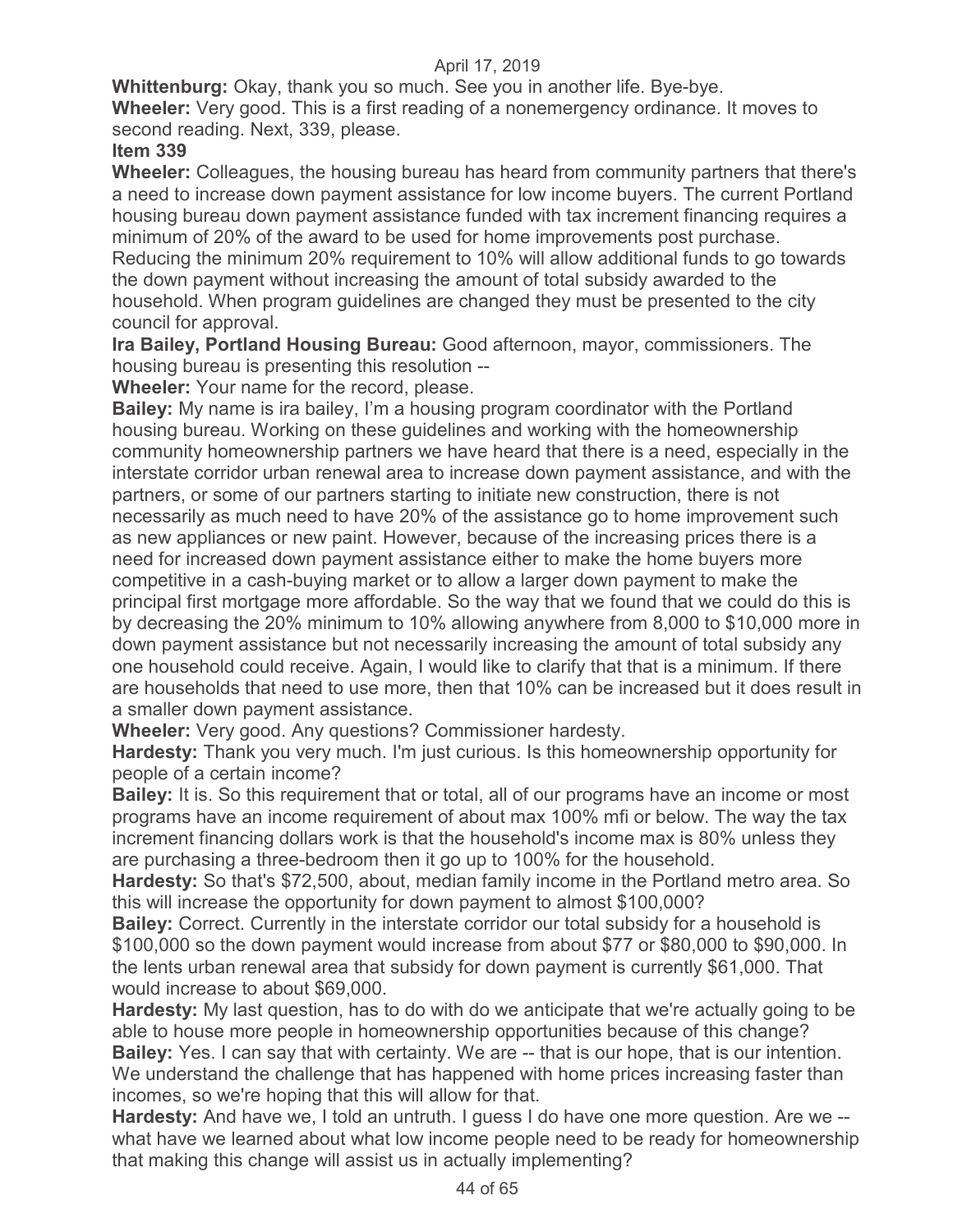**Whittenburg:** Okay, thank you so much. See you in another life. Bye-bye.

**Wheeler:** Very good. This is a first reading of a nonemergency ordinance. It moves to second reading. Next, 339, please.

**Item 339**

**Wheeler:** Colleagues, the housing bureau has heard from community partners that there's a need to increase down payment assistance for low income buyers. The current Portland housing bureau down payment assistance funded with tax increment financing requires a minimum of 20% of the award to be used for home improvements post purchase. Reducing the minimum 20% requirement to 10% will allow additional funds to go towards the down payment without increasing the amount of total subsidy awarded to the household. When program guidelines are changed they must be presented to the city council for approval.

**Ira Bailey, Portland Housing Bureau:** Good afternoon, mayor, commissioners. The housing bureau is presenting this resolution --

**Wheeler:** Your name for the record, please.

**Bailey:** My name is ira bailey, I'm a housing program coordinator with the Portland housing bureau. Working on these guidelines and working with the homeownership community homeownership partners we have heard that there is a need, especially in the interstate corridor urban renewal area to increase down payment assistance, and with the partners, or some of our partners starting to initiate new construction, there is not necessarily as much need to have 20% of the assistance go to home improvement such as new appliances or new paint. However, because of the increasing prices there is a need for increased down payment assistance either to make the home buyers more competitive in a cash-buying market or to allow a larger down payment to make the principal first mortgage more affordable. So the way that we found that we could do this is by decreasing the 20% minimum to 10% allowing anywhere from 8,000 to $10,000 more in down payment assistance but not necessarily increasing the amount of total subsidy any one household could receive. Again, I would like to clarify that that is a minimum. If there are households that need to use more, then that 10% can be increased but it does result in a smaller down payment assistance.

**Wheeler:** Very good. Any questions? Commissioner hardesty.

**Hardesty:** Thank you very much. I'm just curious. Is this homeownership opportunity for people of a certain income?

**Bailey:** It is. So this requirement that or total, all of our programs have an income or most programs have an income requirement of about max 100% mfi or below. The way the tax increment financing dollars work is that the household's income max is 80% unless they are purchasing a three-bedroom then it go up to 100% for the household.

**Hardesty:** So that's $72,500, about, median family income in the Portland metro area. So this will increase the opportunity for down payment to almost $100,000?

**Bailey:** Correct. Currently in the interstate corridor our total subsidy for a household is $100,000 so the down payment would increase from about $77 or $80,000 to $90,000. In the lents urban renewal area that subsidy for down payment is currently $61,000. That would increase to about $69,000.

**Hardesty:** My last question, has to do with do we anticipate that we're actually going to be able to house more people in homeownership opportunities because of this change?

**Bailey:** Yes. I can say that with certainty. We are -- that is our hope, that is our intention. We understand the challenge that has happened with home prices increasing faster than incomes, so we're hoping that this will allow for that.

**Hardesty:** And have we, I told an untruth. I guess I do have one more question. Are we -- what have we learned about what low income people need to be ready for homeownership that making this change will assist us in actually implementing?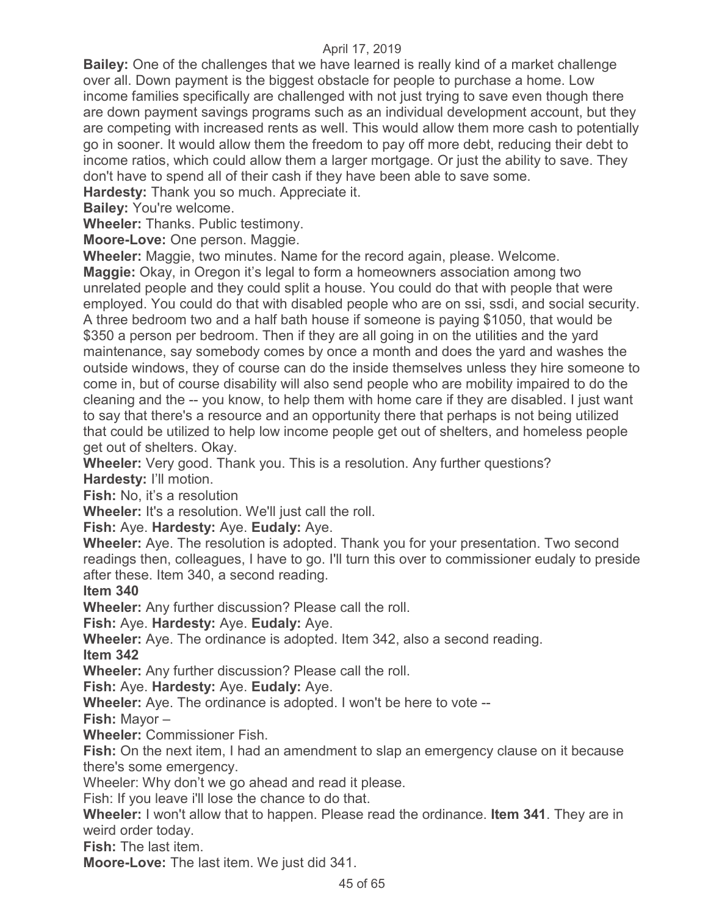**Bailey:** One of the challenges that we have learned is really kind of a market challenge over all. Down payment is the biggest obstacle for people to purchase a home. Low income families specifically are challenged with not just trying to save even though there are down payment savings programs such as an individual development account, but they are competing with increased rents as well. This would allow them more cash to potentially go in sooner. It would allow them the freedom to pay off more debt, reducing their debt to income ratios, which could allow them a larger mortgage. Or just the ability to save. They don't have to spend all of their cash if they have been able to save some.

**Hardesty:** Thank you so much. Appreciate it.

**Bailey:** You're welcome.

**Wheeler:** Thanks. Public testimony.

**Moore-Love:** One person. Maggie.

**Wheeler:** Maggie, two minutes. Name for the record again, please. Welcome.

**Maggie:** Okay, in Oregon it's legal to form a homeowners association among two unrelated people and they could split a house. You could do that with people that were employed. You could do that with disabled people who are on ssi, ssdi, and social security. A three bedroom two and a half bath house if someone is paying $1050, that would be $350 a person per bedroom. Then if they are all going in on the utilities and the yard maintenance, say somebody comes by once a month and does the yard and washes the outside windows, they of course can do the inside themselves unless they hire someone to come in, but of course disability will also send people who are mobility impaired to do the cleaning and the -- you know, to help them with home care if they are disabled. I just want to say that there's a resource and an opportunity there that perhaps is not being utilized that could be utilized to help low income people get out of shelters, and homeless people get out of shelters. Okay.

**Wheeler:** Very good. Thank you. This is a resolution. Any further questions?

**Hardesty:** I'll motion.

**Fish:** No, it's a resolution

**Wheeler:** It's a resolution. We'll just call the roll.

**Fish:** Aye. **Hardesty:** Aye. **Eudaly:** Aye.

**Wheeler:** Aye. The resolution is adopted. Thank you for your presentation. Two second readings then, colleagues, I have to go. I'll turn this over to commissioner eudaly to preside after these. Item 340, a second reading.

**Item 340**

**Wheeler:** Any further discussion? Please call the roll.

**Fish:** Aye. **Hardesty:** Aye. **Eudaly:** Aye.

**Wheeler:** Aye. The ordinance is adopted. Item 342, also a second reading.

**Item 342**

**Wheeler:** Any further discussion? Please call the roll.

**Fish:** Aye. **Hardesty:** Aye. **Eudaly:** Aye.

**Wheeler:** Aye. The ordinance is adopted. I won't be here to vote --

**Fish:** Mayor –

**Wheeler:** Commissioner Fish.

**Fish:** On the next item, I had an amendment to slap an emergency clause on it because there's some emergency.

Wheeler: Why don't we go ahead and read it please.

Fish: If you leave i'll lose the chance to do that.

**Wheeler:** I won't allow that to happen. Please read the ordinance. **Item 341**. They are in weird order today.

**Fish:** The last item.

**Moore-Love:** The last item. We just did 341.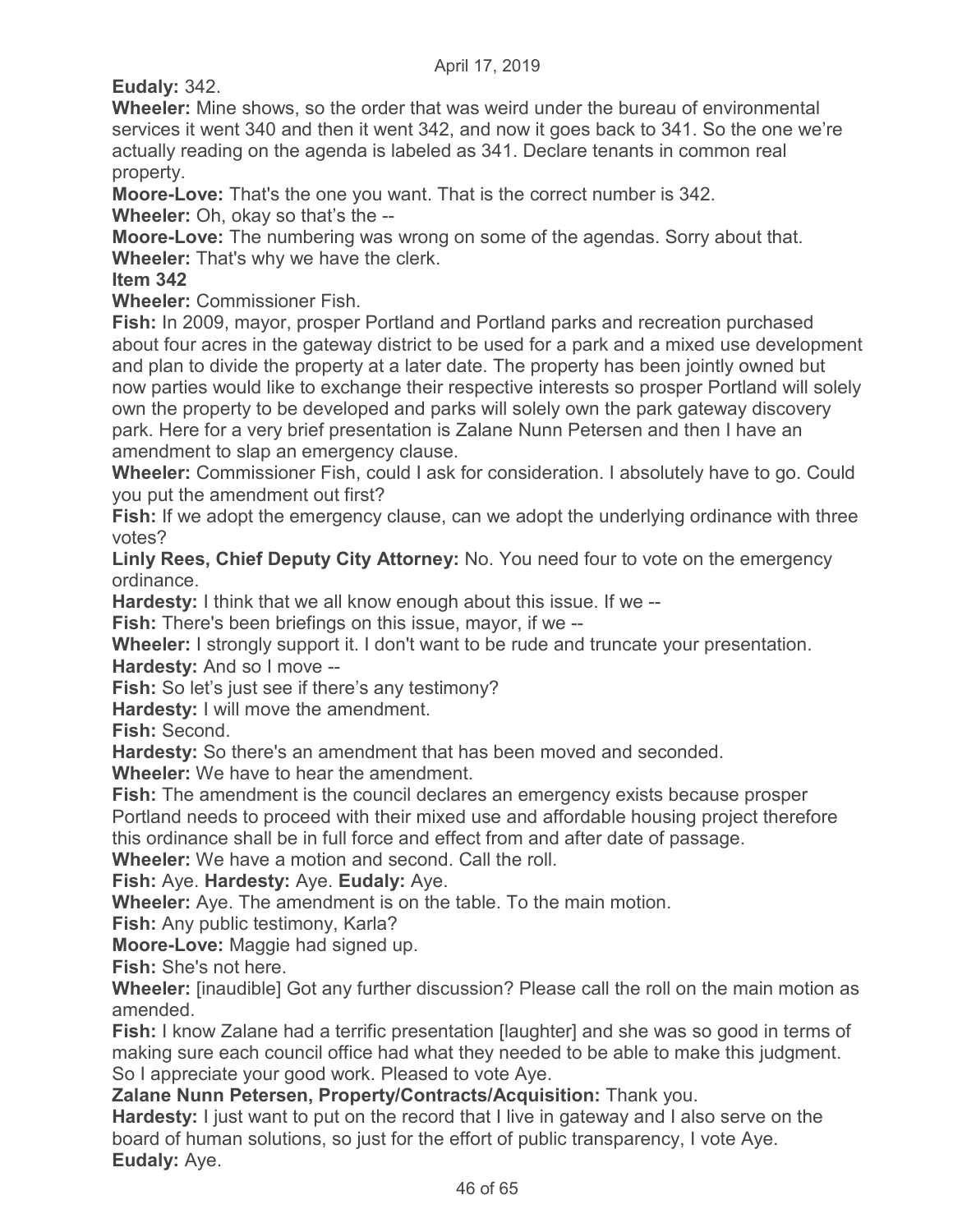**Eudaly:** 342.

**Wheeler:** Mine shows, so the order that was weird under the bureau of environmental services it went 340 and then it went 342, and now it goes back to 341. So the one we're actually reading on the agenda is labeled as 341. Declare tenants in common real property.

**Moore-Love:** That's the one you want. That is the correct number is 342.

**Wheeler:** Oh, okay so that's the --

**Moore-Love:** The numbering was wrong on some of the agendas. Sorry about that.

**Wheeler:** That's why we have the clerk.

**Item 342**

**Wheeler:** Commissioner Fish.

**Fish:** In 2009, mayor, prosper Portland and Portland parks and recreation purchased about four acres in the gateway district to be used for a park and a mixed use development and plan to divide the property at a later date. The property has been jointly owned but now parties would like to exchange their respective interests so prosper Portland will solely own the property to be developed and parks will solely own the park gateway discovery park. Here for a very brief presentation is Zalane Nunn Petersen and then I have an amendment to slap an emergency clause.

**Wheeler:** Commissioner Fish, could I ask for consideration. I absolutely have to go. Could you put the amendment out first?

**Fish:** If we adopt the emergency clause, can we adopt the underlying ordinance with three votes?

**Linly Rees, Chief Deputy City Attorney:** No. You need four to vote on the emergency ordinance.

**Hardesty:** I think that we all know enough about this issue. If we --

**Fish:** There's been briefings on this issue, mayor, if we --

**Wheeler:** I strongly support it. I don't want to be rude and truncate your presentation.

**Hardesty:** And so I move --

**Fish:** So let's just see if there's any testimony?

**Hardesty:** I will move the amendment.

**Fish:** Second.

**Hardesty:** So there's an amendment that has been moved and seconded.

**Wheeler:** We have to hear the amendment.

**Fish:** The amendment is the council declares an emergency exists because prosper Portland needs to proceed with their mixed use and affordable housing project therefore this ordinance shall be in full force and effect from and after date of passage.

**Wheeler:** We have a motion and second. Call the roll.

**Fish:** Aye. **Hardesty:** Aye. **Eudaly:** Aye.

**Wheeler:** Aye. The amendment is on the table. To the main motion.

**Fish:** Any public testimony, Karla?

**Moore-Love:** Maggie had signed up.

**Fish:** She's not here.

**Wheeler:** [inaudible] Got any further discussion? Please call the roll on the main motion as amended.

**Fish:** I know Zalane had a terrific presentation [laughter] and she was so good in terms of making sure each council office had what they needed to be able to make this judgment. So I appreciate your good work. Pleased to vote Aye.

**Zalane Nunn Petersen, Property/Contracts/Acquisition:** Thank you.

**Hardesty:** I just want to put on the record that I live in gateway and I also serve on the board of human solutions, so just for the effort of public transparency, I vote Aye.

**Eudaly:** Aye.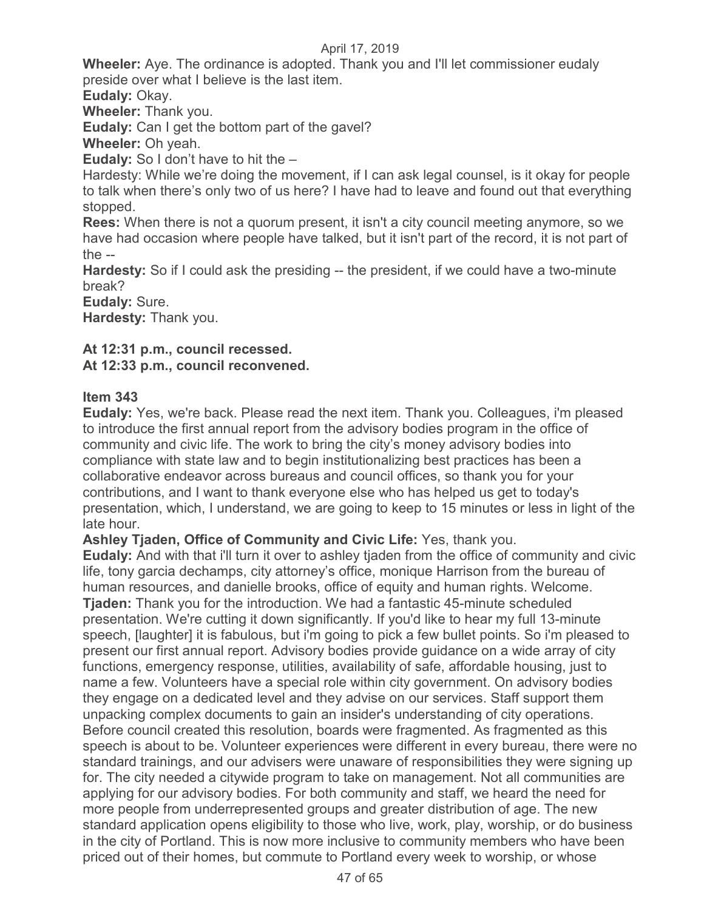**Wheeler:** Aye. The ordinance is adopted. Thank you and I'll let commissioner eudaly preside over what I believe is the last item.

**Eudaly:** Okay.

**Wheeler:** Thank you.

**Eudaly:** Can I get the bottom part of the gavel?

**Wheeler:** Oh yeah.

**Eudaly:** So I don't have to hit the –

Hardesty: While we're doing the movement, if I can ask legal counsel, is it okay for people to talk when there's only two of us here? I have had to leave and found out that everything stopped.

**Rees:** When there is not a quorum present, it isn't a city council meeting anymore, so we have had occasion where people have talked, but it isn't part of the record, it is not part of the --

**Hardesty:** So if I could ask the presiding -- the president, if we could have a two-minute break?

**Eudaly:** Sure.

**Hardesty:** Thank you.

**At 12:31 p.m., council recessed.**
**At 12:33 p.m., council reconvened.**

**Item 343**

**Eudaly:** Yes, we're back. Please read the next item. Thank you. Colleagues, i'm pleased to introduce the first annual report from the advisory bodies program in the office of community and civic life. The work to bring the city's money advisory bodies into compliance with state law and to begin institutionalizing best practices has been a collaborative endeavor across bureaus and council offices, so thank you for your contributions, and I want to thank everyone else who has helped us get to today's presentation, which, I understand, we are going to keep to 15 minutes or less in light of the late hour.

**Ashley Tjaden, Office of Community and Civic Life:** Yes, thank you.

**Eudaly:** And with that i'll turn it over to ashley tjaden from the office of community and civic life, tony garcia dechamps, city attorney's office, monique Harrison from the bureau of human resources, and danielle brooks, office of equity and human rights. Welcome.

**Tjaden:** Thank you for the introduction. We had a fantastic 45-minute scheduled presentation. We're cutting it down significantly. If you'd like to hear my full 13-minute speech, [laughter] it is fabulous, but i'm going to pick a few bullet points. So i'm pleased to present our first annual report. Advisory bodies provide guidance on a wide array of city functions, emergency response, utilities, availability of safe, affordable housing, just to name a few. Volunteers have a special role within city government. On advisory bodies they engage on a dedicated level and they advise on our services. Staff support them unpacking complex documents to gain an insider's understanding of city operations. Before council created this resolution, boards were fragmented. As fragmented as this speech is about to be. Volunteer experiences were different in every bureau, there were no standard trainings, and our advisers were unaware of responsibilities they were signing up for. The city needed a citywide program to take on management. Not all communities are applying for our advisory bodies. For both community and staff, we heard the need for more people from underrepresented groups and greater distribution of age. The new standard application opens eligibility to those who live, work, play, worship, or do business in the city of Portland. This is now more inclusive to community members who have been priced out of their homes, but commute to Portland every week to worship, or whose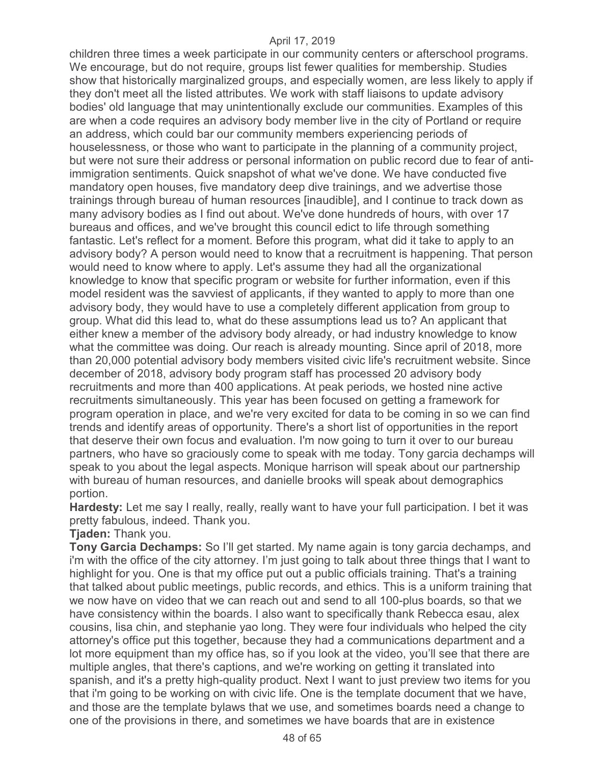children three times a week participate in our community centers or afterschool programs. We encourage, but do not require, groups list fewer qualities for membership. Studies show that historically marginalized groups, and especially women, are less likely to apply if they don't meet all the listed attributes. We work with staff liaisons to update advisory bodies' old language that may unintentionally exclude our communities. Examples of this are when a code requires an advisory body member live in the city of Portland or require an address, which could bar our community members experiencing periods of houselessness, or those who want to participate in the planning of a community project, but were not sure their address or personal information on public record due to fear of anti-immigration sentiments. Quick snapshot of what we've done. We have conducted five mandatory open houses, five mandatory deep dive trainings, and we advertise those trainings through bureau of human resources [inaudible], and I continue to track down as many advisory bodies as I find out about. We've done hundreds of hours, with over 17 bureaus and offices, and we've brought this council edict to life through something fantastic. Let's reflect for a moment. Before this program, what did it take to apply to an advisory body? A person would need to know that a recruitment is happening. That person would need to know where to apply. Let's assume they had all the organizational knowledge to know that specific program or website for further information, even if this model resident was the savviest of applicants, if they wanted to apply to more than one advisory body, they would have to use a completely different application from group to group. What did this lead to, what do these assumptions lead us to? An applicant that either knew a member of the advisory body already, or had industry knowledge to know what the committee was doing. Our reach is already mounting. Since april of 2018, more than 20,000 potential advisory body members visited civic life's recruitment website. Since december of 2018, advisory body program staff has processed 20 advisory body recruitments and more than 400 applications. At peak periods, we hosted nine active recruitments simultaneously. This year has been focused on getting a framework for program operation in place, and we're very excited for data to be coming in so we can find trends and identify areas of opportunity. There's a short list of opportunities in the report that deserve their own focus and evaluation. I'm now going to turn it over to our bureau partners, who have so graciously come to speak with me today. Tony garcia dechamps will speak to you about the legal aspects. Monique harrison will speak about our partnership with bureau of human resources, and danielle brooks will speak about demographics portion.

**Hardesty:** Let me say I really, really, really want to have your full participation. I bet it was pretty fabulous, indeed. Thank you.

**Tjaden:** Thank you.

**Tony Garcia Dechamps:** So I'll get started. My name again is tony garcia dechamps, and i'm with the office of the city attorney. I'm just going to talk about three things that I want to highlight for you. One is that my office put out a public officials training. That's a training that talked about public meetings, public records, and ethics. This is a uniform training that we now have on video that we can reach out and send to all 100-plus boards, so that we have consistency within the boards. I also want to specifically thank Rebecca esau, alex cousins, lisa chin, and stephanie yao long. They were four individuals who helped the city attorney's office put this together, because they had a communications department and a lot more equipment than my office has, so if you look at the video, you'll see that there are multiple angles, that there's captions, and we're working on getting it translated into spanish, and it's a pretty high-quality product. Next I want to just preview two items for you that i'm going to be working on with civic life. One is the template document that we have, and those are the template bylaws that we use, and sometimes boards need a change to one of the provisions in there, and sometimes we have boards that are in existence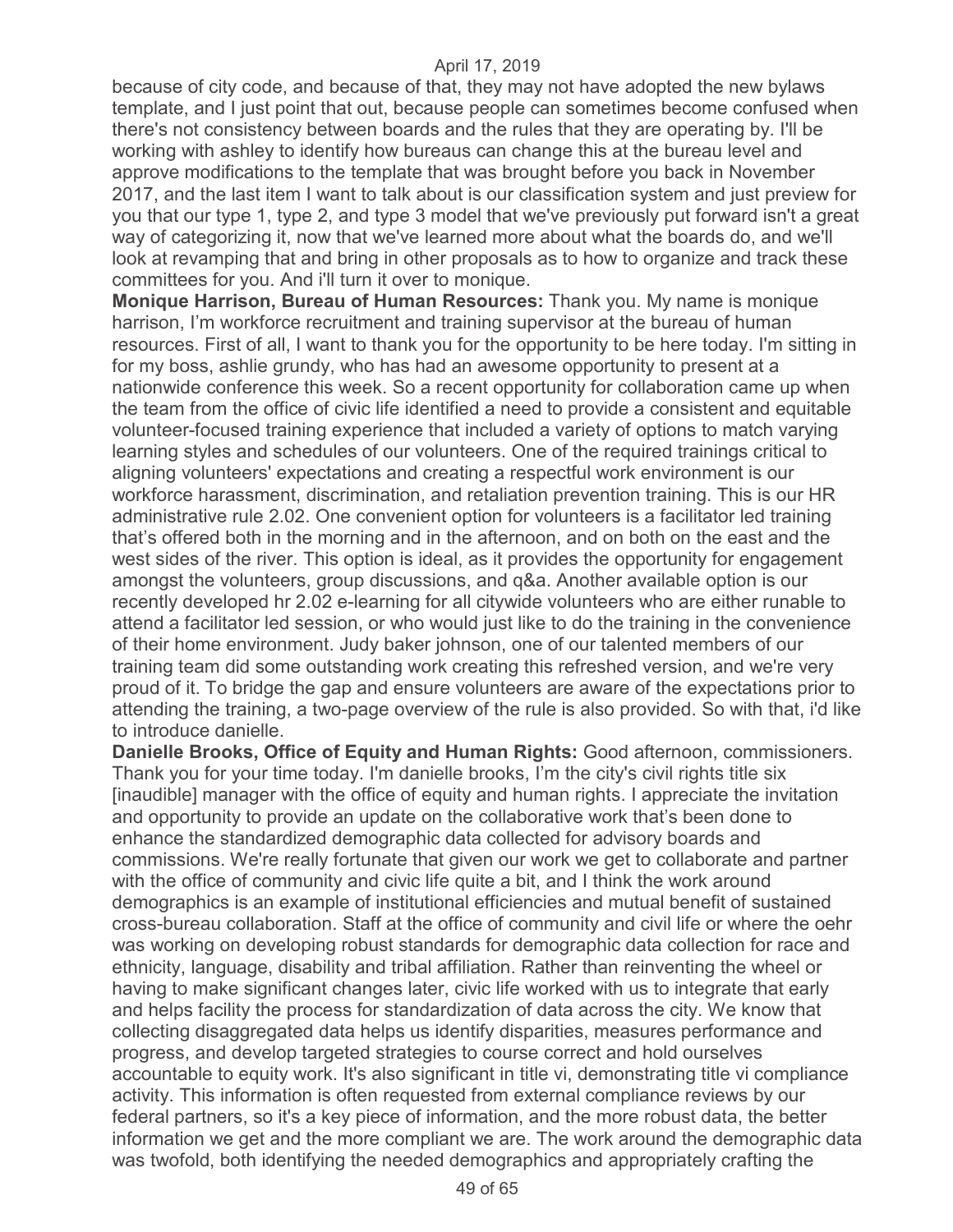because of city code, and because of that, they may not have adopted the new bylaws template, and I just point that out, because people can sometimes become confused when there's not consistency between boards and the rules that they are operating by. I'll be working with ashley to identify how bureaus can change this at the bureau level and approve modifications to the template that was brought before you back in November 2017, and the last item I want to talk about is our classification system and just preview for you that our type 1, type 2, and type 3 model that we've previously put forward isn't a great way of categorizing it, now that we've learned more about what the boards do, and we'll look at revamping that and bring in other proposals as to how to organize and track these committees for you. And i'll turn it over to monique.

**Monique Harrison, Bureau of Human Resources:** Thank you. My name is monique harrison, I'm workforce recruitment and training supervisor at the bureau of human resources. First of all, I want to thank you for the opportunity to be here today. I'm sitting in for my boss, ashlie grundy, who has had an awesome opportunity to present at a nationwide conference this week. So a recent opportunity for collaboration came up when the team from the office of civic life identified a need to provide a consistent and equitable volunteer-focused training experience that included a variety of options to match varying learning styles and schedules of our volunteers. One of the required trainings critical to aligning volunteers' expectations and creating a respectful work environment is our workforce harassment, discrimination, and retaliation prevention training. This is our HR administrative rule 2.02. One convenient option for volunteers is a facilitator led training that's offered both in the morning and in the afternoon, and on both on the east and the west sides of the river. This option is ideal, as it provides the opportunity for engagement amongst the volunteers, group discussions, and q&a. Another available option is our recently developed hr 2.02 e-learning for all citywide volunteers who are either runable to attend a facilitator led session, or who would just like to do the training in the convenience of their home environment. Judy baker johnson, one of our talented members of our training team did some outstanding work creating this refreshed version, and we're very proud of it. To bridge the gap and ensure volunteers are aware of the expectations prior to attending the training, a two-page overview of the rule is also provided. So with that, i'd like to introduce danielle.

**Danielle Brooks, Office of Equity and Human Rights:** Good afternoon, commissioners. Thank you for your time today. I'm danielle brooks, I'm the city's civil rights title six [inaudible] manager with the office of equity and human rights. I appreciate the invitation and opportunity to provide an update on the collaborative work that's been done to enhance the standardized demographic data collected for advisory boards and commissions. We're really fortunate that given our work we get to collaborate and partner with the office of community and civic life quite a bit, and I think the work around demographics is an example of institutional efficiencies and mutual benefit of sustained cross-bureau collaboration. Staff at the office of community and civil life or where the oehr was working on developing robust standards for demographic data collection for race and ethnicity, language, disability and tribal affiliation. Rather than reinventing the wheel or having to make significant changes later, civic life worked with us to integrate that early and helps facility the process for standardization of data across the city. We know that collecting disaggregated data helps us identify disparities, measures performance and progress, and develop targeted strategies to course correct and hold ourselves accountable to equity work. It's also significant in title vi, demonstrating title vi compliance activity. This information is often requested from external compliance reviews by our federal partners, so it's a key piece of information, and the more robust data, the better information we get and the more compliant we are. The work around the demographic data was twofold, both identifying the needed demographics and appropriately crafting the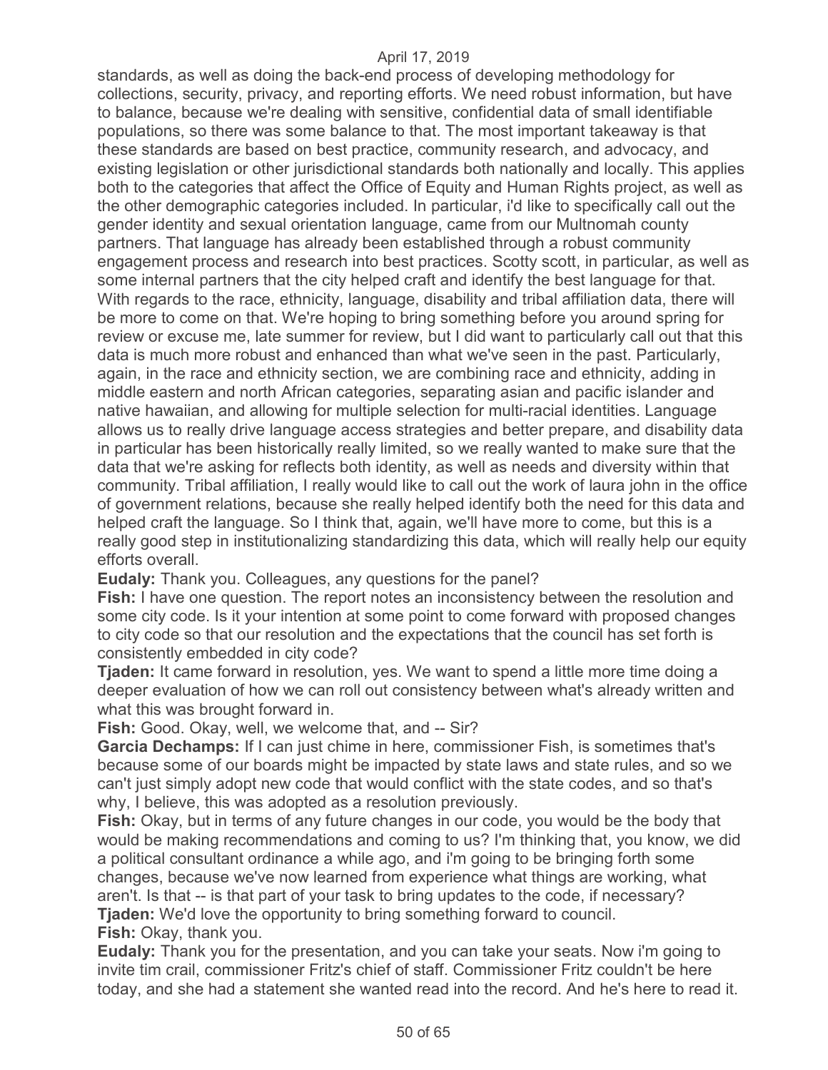standards, as well as doing the back-end process of developing methodology for collections, security, privacy, and reporting efforts. We need robust information, but have to balance, because we're dealing with sensitive, confidential data of small identifiable populations, so there was some balance to that. The most important takeaway is that these standards are based on best practice, community research, and advocacy, and existing legislation or other jurisdictional standards both nationally and locally. This applies both to the categories that affect the Office of Equity and Human Rights project, as well as the other demographic categories included. In particular, i'd like to specifically call out the gender identity and sexual orientation language, came from our Multnomah county partners. That language has already been established through a robust community engagement process and research into best practices. Scotty scott, in particular, as well as some internal partners that the city helped craft and identify the best language for that. With regards to the race, ethnicity, language, disability and tribal affiliation data, there will be more to come on that. We're hoping to bring something before you around spring for review or excuse me, late summer for review, but I did want to particularly call out that this data is much more robust and enhanced than what we've seen in the past. Particularly, again, in the race and ethnicity section, we are combining race and ethnicity, adding in middle eastern and north African categories, separating asian and pacific islander and native hawaiian, and allowing for multiple selection for multi-racial identities. Language allows us to really drive language access strategies and better prepare, and disability data in particular has been historically really limited, so we really wanted to make sure that the data that we're asking for reflects both identity, as well as needs and diversity within that community. Tribal affiliation, I really would like to call out the work of laura john in the office of government relations, because she really helped identify both the need for this data and helped craft the language. So I think that, again, we'll have more to come, but this is a really good step in institutionalizing standardizing this data, which will really help our equity efforts overall.

**Eudaly:** Thank you. Colleagues, any questions for the panel?

**Fish:** I have one question. The report notes an inconsistency between the resolution and some city code. Is it your intention at some point to come forward with proposed changes to city code so that our resolution and the expectations that the council has set forth is consistently embedded in city code?

**Tjaden:** It came forward in resolution, yes. We want to spend a little more time doing a deeper evaluation of how we can roll out consistency between what's already written and what this was brought forward in.

**Fish:** Good. Okay, well, we welcome that, and -- Sir?

**Garcia Dechamps:** If I can just chime in here, commissioner Fish, is sometimes that's because some of our boards might be impacted by state laws and state rules, and so we can't just simply adopt new code that would conflict with the state codes, and so that's why, I believe, this was adopted as a resolution previously.

**Fish:** Okay, but in terms of any future changes in our code, you would be the body that would be making recommendations and coming to us? I'm thinking that, you know, we did a political consultant ordinance a while ago, and i'm going to be bringing forth some changes, because we've now learned from experience what things are working, what aren't. Is that -- is that part of your task to bring updates to the code, if necessary?

**Tjaden:** We'd love the opportunity to bring something forward to council.

**Fish:** Okay, thank you.

**Eudaly:** Thank you for the presentation, and you can take your seats. Now i'm going to invite tim crail, commissioner Fritz's chief of staff. Commissioner Fritz couldn't be here today, and she had a statement she wanted read into the record. And he's here to read it.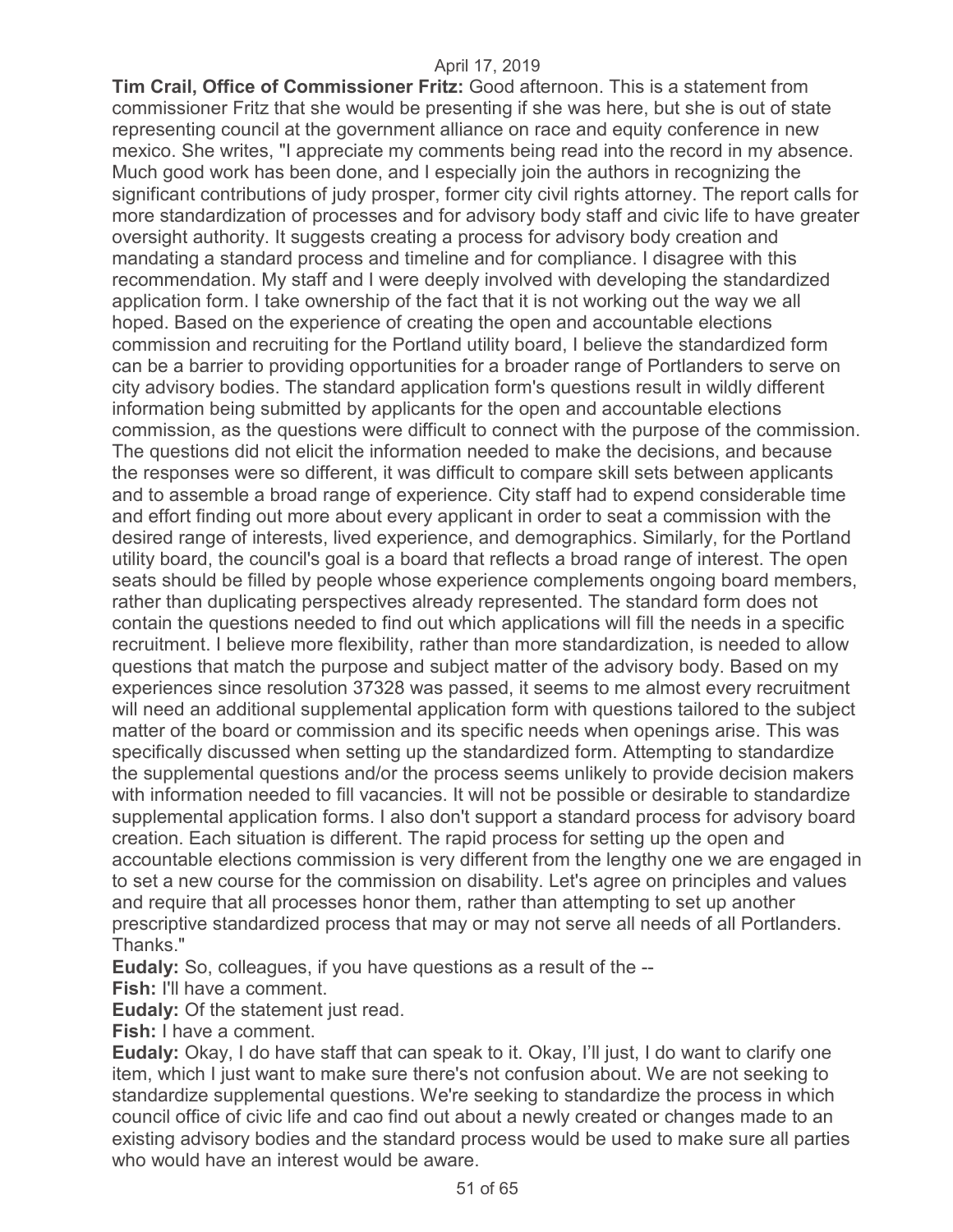**Tim Crail, Office of Commissioner Fritz:** Good afternoon. This is a statement from commissioner Fritz that she would be presenting if she was here, but she is out of state representing council at the government alliance on race and equity conference in new mexico. She writes, "I appreciate my comments being read into the record in my absence. Much good work has been done, and I especially join the authors in recognizing the significant contributions of judy prosper, former city civil rights attorney. The report calls for more standardization of processes and for advisory body staff and civic life to have greater oversight authority. It suggests creating a process for advisory body creation and mandating a standard process and timeline and for compliance. I disagree with this recommendation. My staff and I were deeply involved with developing the standardized application form. I take ownership of the fact that it is not working out the way we all hoped. Based on the experience of creating the open and accountable elections commission and recruiting for the Portland utility board, I believe the standardized form can be a barrier to providing opportunities for a broader range of Portlanders to serve on city advisory bodies. The standard application form's questions result in wildly different information being submitted by applicants for the open and accountable elections commission, as the questions were difficult to connect with the purpose of the commission. The questions did not elicit the information needed to make the decisions, and because the responses were so different, it was difficult to compare skill sets between applicants and to assemble a broad range of experience. City staff had to expend considerable time and effort finding out more about every applicant in order to seat a commission with the desired range of interests, lived experience, and demographics. Similarly, for the Portland utility board, the council's goal is a board that reflects a broad range of interest. The open seats should be filled by people whose experience complements ongoing board members, rather than duplicating perspectives already represented. The standard form does not contain the questions needed to find out which applications will fill the needs in a specific recruitment. I believe more flexibility, rather than more standardization, is needed to allow questions that match the purpose and subject matter of the advisory body. Based on my experiences since resolution 37328 was passed, it seems to me almost every recruitment will need an additional supplemental application form with questions tailored to the subject matter of the board or commission and its specific needs when openings arise. This was specifically discussed when setting up the standardized form. Attempting to standardize the supplemental questions and/or the process seems unlikely to provide decision makers with information needed to fill vacancies. It will not be possible or desirable to standardize supplemental application forms. I also don't support a standard process for advisory board creation. Each situation is different. The rapid process for setting up the open and accountable elections commission is very different from the lengthy one we are engaged in to set a new course for the commission on disability. Let's agree on principles and values and require that all processes honor them, rather than attempting to set up another prescriptive standardized process that may or may not serve all needs of all Portlanders. Thanks."

**Eudaly:** So, colleagues, if you have questions as a result of the --

**Fish:** I'll have a comment.

**Eudaly:** Of the statement just read.

**Fish:** I have a comment.

**Eudaly:** Okay, I do have staff that can speak to it. Okay, I'll just, I do want to clarify one item, which I just want to make sure there's not confusion about. We are not seeking to standardize supplemental questions. We're seeking to standardize the process in which council office of civic life and cao find out about a newly created or changes made to an existing advisory bodies and the standard process would be used to make sure all parties who would have an interest would be aware.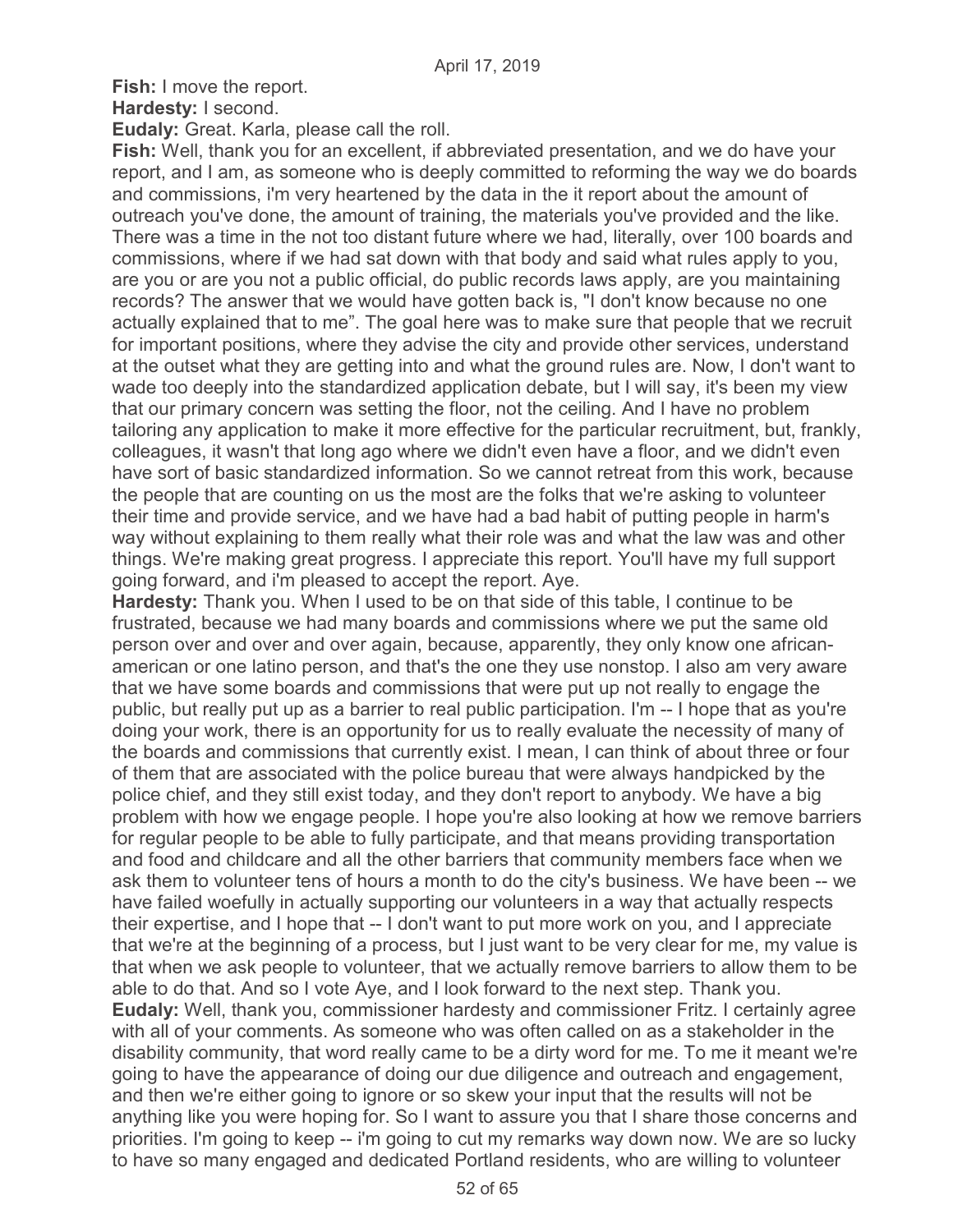**Fish:** I move the report.

**Hardesty:** I second.

**Eudaly:** Great. Karla, please call the roll.

**Fish:** Well, thank you for an excellent, if abbreviated presentation, and we do have your report, and I am, as someone who is deeply committed to reforming the way we do boards and commissions, i'm very heartened by the data in the it report about the amount of outreach you've done, the amount of training, the materials you've provided and the like. There was a time in the not too distant future where we had, literally, over 100 boards and commissions, where if we had sat down with that body and said what rules apply to you, are you or are you not a public official, do public records laws apply, are you maintaining records? The answer that we would have gotten back is, "I don't know because no one actually explained that to me". The goal here was to make sure that people that we recruit for important positions, where they advise the city and provide other services, understand at the outset what they are getting into and what the ground rules are. Now, I don't want to wade too deeply into the standardized application debate, but I will say, it's been my view that our primary concern was setting the floor, not the ceiling. And I have no problem tailoring any application to make it more effective for the particular recruitment, but, frankly, colleagues, it wasn't that long ago where we didn't even have a floor, and we didn't even have sort of basic standardized information. So we cannot retreat from this work, because the people that are counting on us the most are the folks that we're asking to volunteer their time and provide service, and we have had a bad habit of putting people in harm's way without explaining to them really what their role was and what the law was and other things. We're making great progress. I appreciate this report. You'll have my full support going forward, and i'm pleased to accept the report. Aye.

**Hardesty:** Thank you. When I used to be on that side of this table, I continue to be frustrated, because we had many boards and commissions where we put the same old person over and over and over again, because, apparently, they only know one african-american or one latino person, and that's the one they use nonstop. I also am very aware that we have some boards and commissions that were put up not really to engage the public, but really put up as a barrier to real public participation. I'm -- I hope that as you're doing your work, there is an opportunity for us to really evaluate the necessity of many of the boards and commissions that currently exist. I mean, I can think of about three or four of them that are associated with the police bureau that were always handpicked by the police chief, and they still exist today, and they don't report to anybody. We have a big problem with how we engage people. I hope you're also looking at how we remove barriers for regular people to be able to fully participate, and that means providing transportation and food and childcare and all the other barriers that community members face when we ask them to volunteer tens of hours a month to do the city's business. We have been -- we have failed woefully in actually supporting our volunteers in a way that actually respects their expertise, and I hope that -- I don't want to put more work on you, and I appreciate that we're at the beginning of a process, but I just want to be very clear for me, my value is that when we ask people to volunteer, that we actually remove barriers to allow them to be able to do that. And so I vote Aye, and I look forward to the next step. Thank you.

**Eudaly:** Well, thank you, commissioner hardesty and commissioner Fritz. I certainly agree with all of your comments. As someone who was often called on as a stakeholder in the disability community, that word really came to be a dirty word for me. To me it meant we're going to have the appearance of doing our due diligence and outreach and engagement, and then we're either going to ignore or so skew your input that the results will not be anything like you were hoping for. So I want to assure you that I share those concerns and priorities. I'm going to keep -- i'm going to cut my remarks way down now. We are so lucky to have so many engaged and dedicated Portland residents, who are willing to volunteer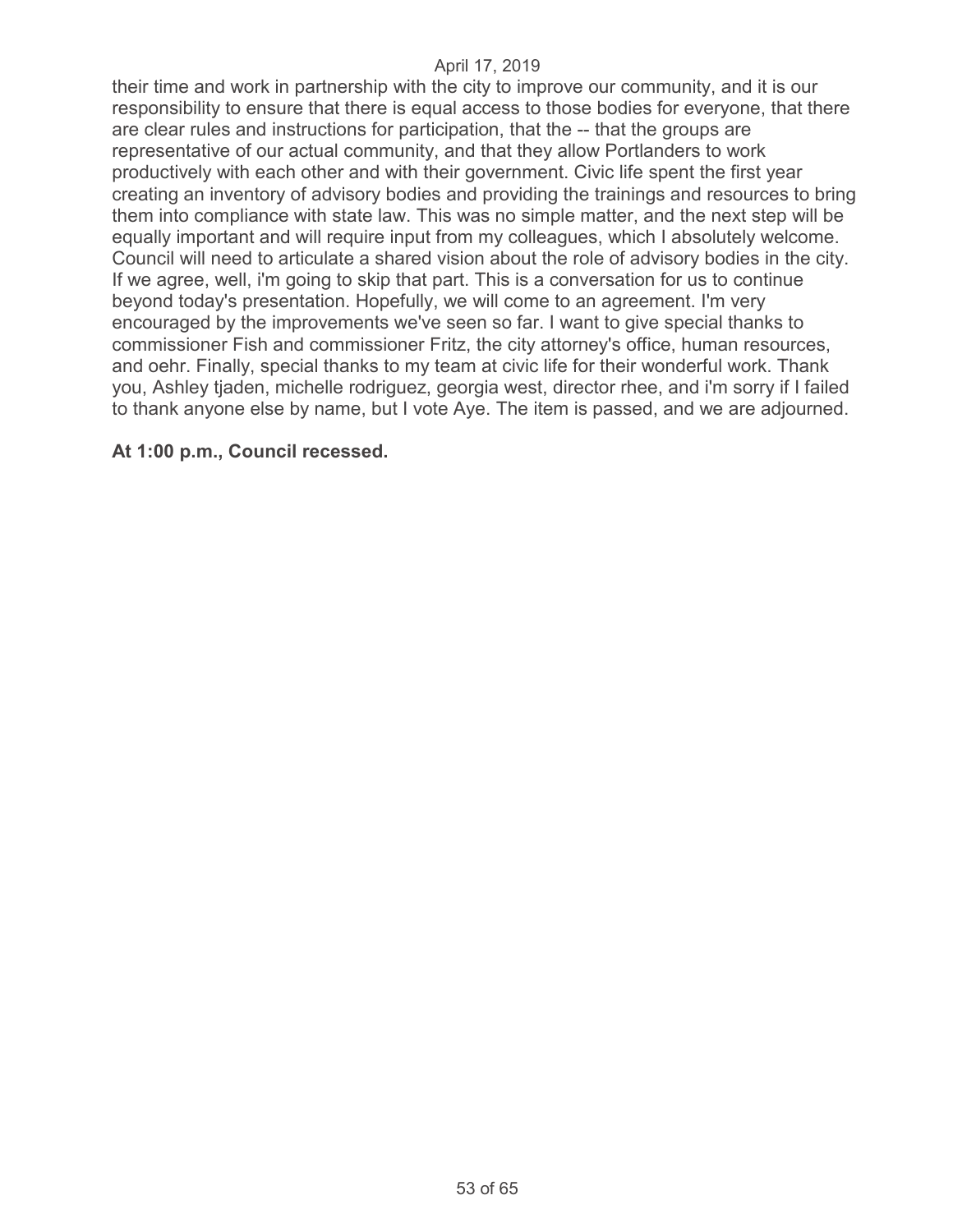their time and work in partnership with the city to improve our community, and it is our responsibility to ensure that there is equal access to those bodies for everyone, that there are clear rules and instructions for participation, that the -- that the groups are representative of our actual community, and that they allow Portlanders to work productively with each other and with their government. Civic life spent the first year creating an inventory of advisory bodies and providing the trainings and resources to bring them into compliance with state law. This was no simple matter, and the next step will be equally important and will require input from my colleagues, which I absolutely welcome. Council will need to articulate a shared vision about the role of advisory bodies in the city. If we agree, well, i'm going to skip that part. This is a conversation for us to continue beyond today's presentation. Hopefully, we will come to an agreement. I'm very encouraged by the improvements we've seen so far. I want to give special thanks to commissioner Fish and commissioner Fritz, the city attorney's office, human resources, and oehr. Finally, special thanks to my team at civic life for their wonderful work. Thank you, Ashley tjaden, michelle rodriguez, georgia west, director rhee, and i'm sorry if I failed to thank anyone else by name, but I vote Aye. The item is passed, and we are adjourned.

**At 1:00 p.m., Council recessed.**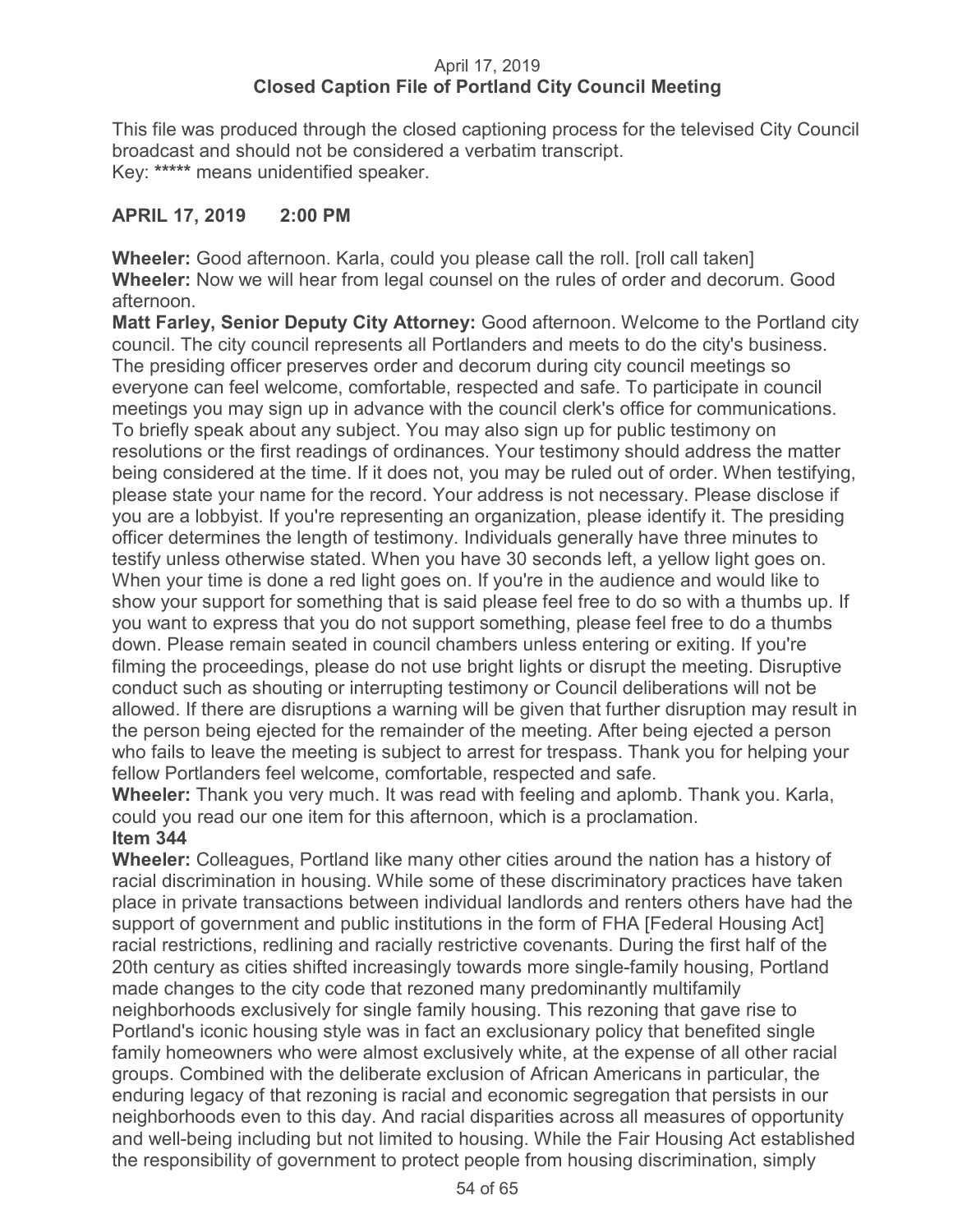April 17, 2019
**Closed Caption File of Portland City Council Meeting**

This file was produced through the closed captioning process for the televised City Council broadcast and should not be considered a verbatim transcript.
Key: ***** means unidentified speaker.

**APRIL 17, 2019 2:00 PM**

**Wheeler:** Good afternoon. Karla, could you please call the roll. [roll call taken]
**Wheeler:** Now we will hear from legal counsel on the rules of order and decorum. Good afternoon.
**Matt Farley, Senior Deputy City Attorney:** Good afternoon. Welcome to the Portland city council. The city council represents all Portlanders and meets to do the city's business. The presiding officer preserves order and decorum during city council meetings so everyone can feel welcome, comfortable, respected and safe. To participate in council meetings you may sign up in advance with the council clerk's office for communications. To briefly speak about any subject. You may also sign up for public testimony on resolutions or the first readings of ordinances. Your testimony should address the matter being considered at the time. If it does not, you may be ruled out of order. When testifying, please state your name for the record. Your address is not necessary. Please disclose if you are a lobbyist. If you're representing an organization, please identify it. The presiding officer determines the length of testimony. Individuals generally have three minutes to testify unless otherwise stated. When you have 30 seconds left, a yellow light goes on. When your time is done a red light goes on. If you're in the audience and would like to show your support for something that is said please feel free to do so with a thumbs up. If you want to express that you do not support something, please feel free to do a thumbs down. Please remain seated in council chambers unless entering or exiting. If you're filming the proceedings, please do not use bright lights or disrupt the meeting. Disruptive conduct such as shouting or interrupting testimony or Council deliberations will not be allowed. If there are disruptions a warning will be given that further disruption may result in the person being ejected for the remainder of the meeting. After being ejected a person who fails to leave the meeting is subject to arrest for trespass. Thank you for helping your fellow Portlanders feel welcome, comfortable, respected and safe.
**Wheeler:** Thank you very much. It was read with feeling and aplomb. Thank you. Karla, could you read our one item for this afternoon, which is a proclamation.
**Item 344**
**Wheeler:** Colleagues, Portland like many other cities around the nation has a history of racial discrimination in housing. While some of these discriminatory practices have taken place in private transactions between individual landlords and renters others have had the support of government and public institutions in the form of FHA [Federal Housing Act] racial restrictions, redlining and racially restrictive covenants. During the first half of the 20th century as cities shifted increasingly towards more single-family housing, Portland made changes to the city code that rezoned many predominantly multifamily neighborhoods exclusively for single family housing. This rezoning that gave rise to Portland's iconic housing style was in fact an exclusionary policy that benefited single family homeowners who were almost exclusively white, at the expense of all other racial groups. Combined with the deliberate exclusion of African Americans in particular, the enduring legacy of that rezoning is racial and economic segregation that persists in our neighborhoods even to this day. And racial disparities across all measures of opportunity and well-being including but not limited to housing. While the Fair Housing Act established the responsibility of government to protect people from housing discrimination, simply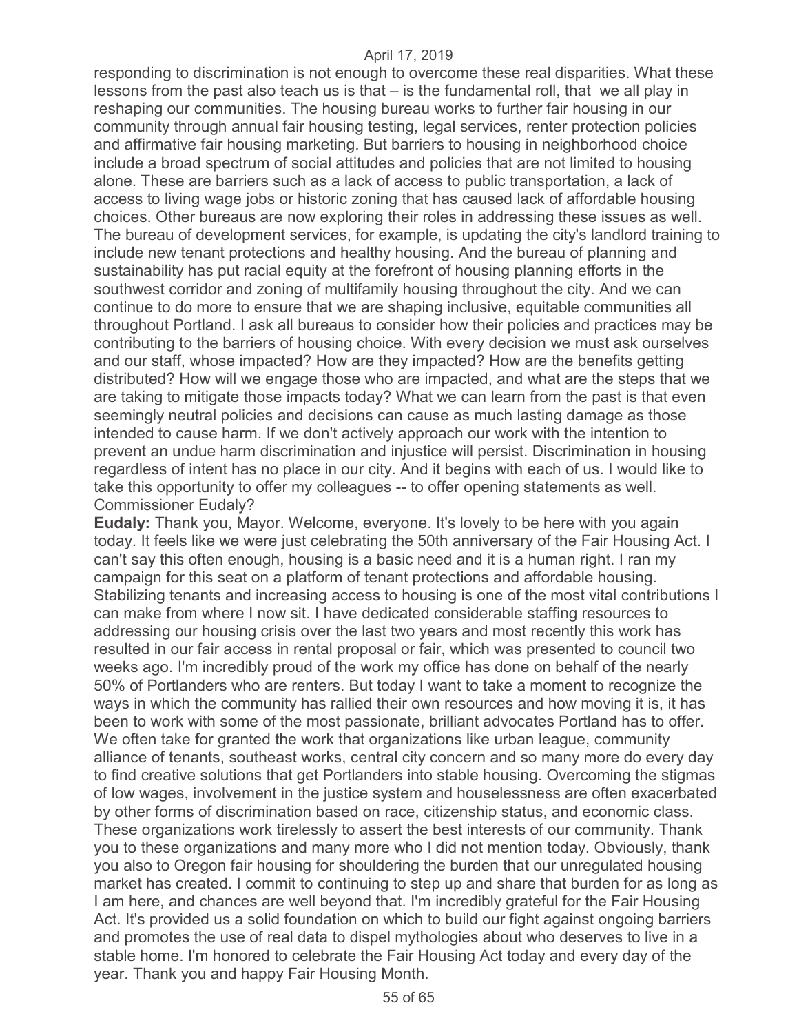responding to discrimination is not enough to overcome these real disparities. What these lessons from the past also teach us is that – is the fundamental roll, that we all play in reshaping our communities. The housing bureau works to further fair housing in our community through annual fair housing testing, legal services, renter protection policies and affirmative fair housing marketing. But barriers to housing in neighborhood choice include a broad spectrum of social attitudes and policies that are not limited to housing alone. These are barriers such as a lack of access to public transportation, a lack of access to living wage jobs or historic zoning that has caused lack of affordable housing choices. Other bureaus are now exploring their roles in addressing these issues as well. The bureau of development services, for example, is updating the city's landlord training to include new tenant protections and healthy housing. And the bureau of planning and sustainability has put racial equity at the forefront of housing planning efforts in the southwest corridor and zoning of multifamily housing throughout the city. And we can continue to do more to ensure that we are shaping inclusive, equitable communities all throughout Portland. I ask all bureaus to consider how their policies and practices may be contributing to the barriers of housing choice. With every decision we must ask ourselves and our staff, whose impacted? How are they impacted? How are the benefits getting distributed? How will we engage those who are impacted, and what are the steps that we are taking to mitigate those impacts today? What we can learn from the past is that even seemingly neutral policies and decisions can cause as much lasting damage as those intended to cause harm. If we don't actively approach our work with the intention to prevent an undue harm discrimination and injustice will persist. Discrimination in housing regardless of intent has no place in our city. And it begins with each of us. I would like to take this opportunity to offer my colleagues -- to offer opening statements as well. Commissioner Eudaly?

**Eudaly:** Thank you, Mayor. Welcome, everyone. It's lovely to be here with you again today. It feels like we were just celebrating the 50th anniversary of the Fair Housing Act. I can't say this often enough, housing is a basic need and it is a human right. I ran my campaign for this seat on a platform of tenant protections and affordable housing. Stabilizing tenants and increasing access to housing is one of the most vital contributions I can make from where I now sit. I have dedicated considerable staffing resources to addressing our housing crisis over the last two years and most recently this work has resulted in our fair access in rental proposal or fair, which was presented to council two weeks ago. I'm incredibly proud of the work my office has done on behalf of the nearly 50% of Portlanders who are renters. But today I want to take a moment to recognize the ways in which the community has rallied their own resources and how moving it is, it has been to work with some of the most passionate, brilliant advocates Portland has to offer. We often take for granted the work that organizations like urban league, community alliance of tenants, southeast works, central city concern and so many more do every day to find creative solutions that get Portlanders into stable housing. Overcoming the stigmas of low wages, involvement in the justice system and houselessness are often exacerbated by other forms of discrimination based on race, citizenship status, and economic class. These organizations work tirelessly to assert the best interests of our community. Thank you to these organizations and many more who I did not mention today. Obviously, thank you also to Oregon fair housing for shouldering the burden that our unregulated housing market has created. I commit to continuing to step up and share that burden for as long as I am here, and chances are well beyond that. I'm incredibly grateful for the Fair Housing Act. It's provided us a solid foundation on which to build our fight against ongoing barriers and promotes the use of real data to dispel mythologies about who deserves to live in a stable home. I'm honored to celebrate the Fair Housing Act today and every day of the year. Thank you and happy Fair Housing Month.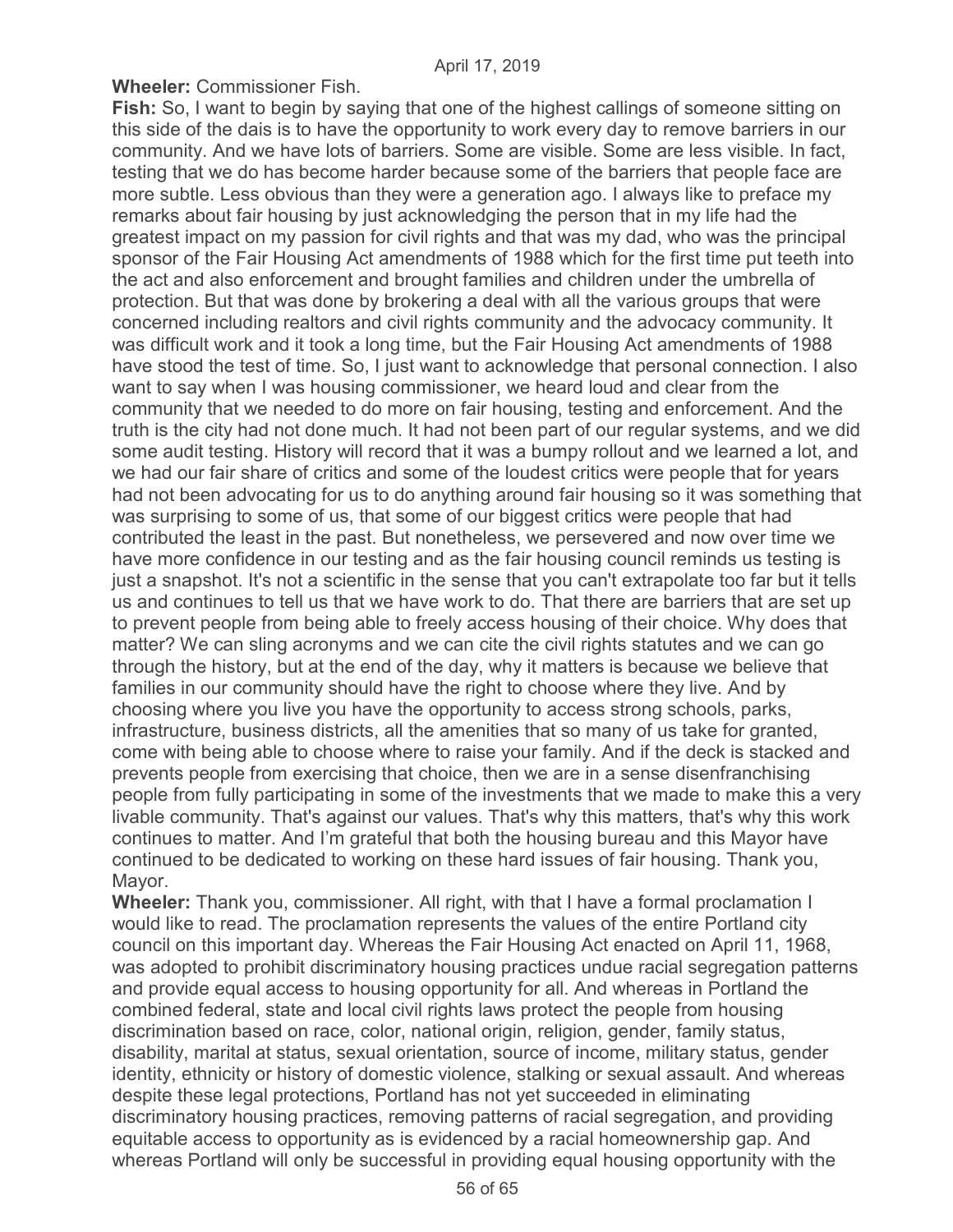**Wheeler:** Commissioner Fish.

**Fish:** So, I want to begin by saying that one of the highest callings of someone sitting on this side of the dais is to have the opportunity to work every day to remove barriers in our community. And we have lots of barriers. Some are visible. Some are less visible. In fact, testing that we do has become harder because some of the barriers that people face are more subtle. Less obvious than they were a generation ago. I always like to preface my remarks about fair housing by just acknowledging the person that in my life had the greatest impact on my passion for civil rights and that was my dad, who was the principal sponsor of the Fair Housing Act amendments of 1988 which for the first time put teeth into the act and also enforcement and brought families and children under the umbrella of protection. But that was done by brokering a deal with all the various groups that were concerned including realtors and civil rights community and the advocacy community. It was difficult work and it took a long time, but the Fair Housing Act amendments of 1988 have stood the test of time. So, I just want to acknowledge that personal connection. I also want to say when I was housing commissioner, we heard loud and clear from the community that we needed to do more on fair housing, testing and enforcement. And the truth is the city had not done much. It had not been part of our regular systems, and we did some audit testing. History will record that it was a bumpy rollout and we learned a lot, and we had our fair share of critics and some of the loudest critics were people that for years had not been advocating for us to do anything around fair housing so it was something that was surprising to some of us, that some of our biggest critics were people that had contributed the least in the past. But nonetheless, we persevered and now over time we have more confidence in our testing and as the fair housing council reminds us testing is just a snapshot. It's not a scientific in the sense that you can't extrapolate too far but it tells us and continues to tell us that we have work to do. That there are barriers that are set up to prevent people from being able to freely access housing of their choice. Why does that matter? We can sling acronyms and we can cite the civil rights statutes and we can go through the history, but at the end of the day, why it matters is because we believe that families in our community should have the right to choose where they live. And by choosing where you live you have the opportunity to access strong schools, parks, infrastructure, business districts, all the amenities that so many of us take for granted, come with being able to choose where to raise your family. And if the deck is stacked and prevents people from exercising that choice, then we are in a sense disenfranchising people from fully participating in some of the investments that we made to make this a very livable community. That's against our values. That's why this matters, that's why this work continues to matter. And I'm grateful that both the housing bureau and this Mayor have continued to be dedicated to working on these hard issues of fair housing. Thank you, Mayor.

**Wheeler:** Thank you, commissioner. All right, with that I have a formal proclamation I would like to read. The proclamation represents the values of the entire Portland city council on this important day. Whereas the Fair Housing Act enacted on April 11, 1968, was adopted to prohibit discriminatory housing practices undue racial segregation patterns and provide equal access to housing opportunity for all. And whereas in Portland the combined federal, state and local civil rights laws protect the people from housing discrimination based on race, color, national origin, religion, gender, family status, disability, marital at status, sexual orientation, source of income, military status, gender identity, ethnicity or history of domestic violence, stalking or sexual assault. And whereas despite these legal protections, Portland has not yet succeeded in eliminating discriminatory housing practices, removing patterns of racial segregation, and providing equitable access to opportunity as is evidenced by a racial homeownership gap. And whereas Portland will only be successful in providing equal housing opportunity with the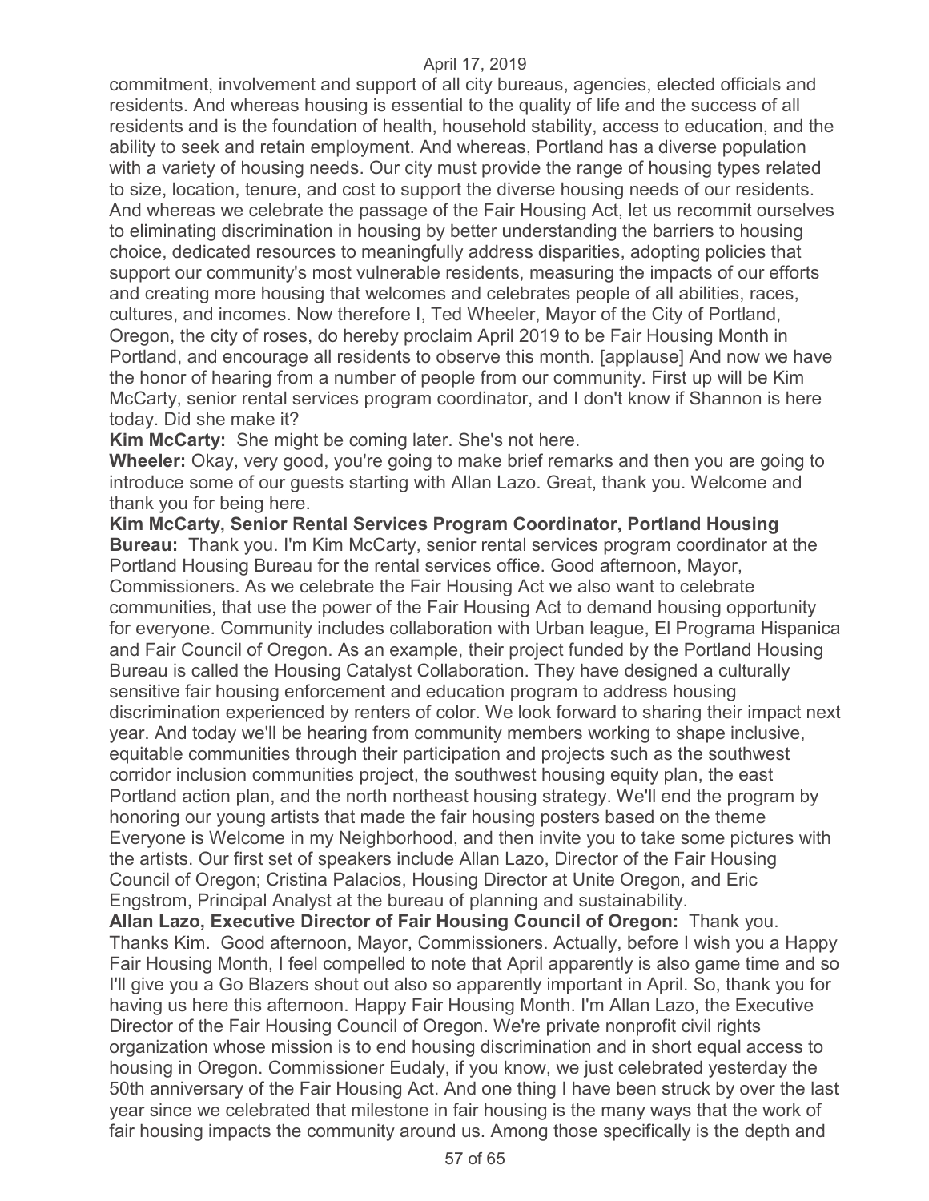commitment, involvement and support of all city bureaus, agencies, elected officials and residents. And whereas housing is essential to the quality of life and the success of all residents and is the foundation of health, household stability, access to education, and the ability to seek and retain employment. And whereas, Portland has a diverse population with a variety of housing needs. Our city must provide the range of housing types related to size, location, tenure, and cost to support the diverse housing needs of our residents. And whereas we celebrate the passage of the Fair Housing Act, let us recommit ourselves to eliminating discrimination in housing by better understanding the barriers to housing choice, dedicated resources to meaningfully address disparities, adopting policies that support our community's most vulnerable residents, measuring the impacts of our efforts and creating more housing that welcomes and celebrates people of all abilities, races, cultures, and incomes. Now therefore I, Ted Wheeler, Mayor of the City of Portland, Oregon, the city of roses, do hereby proclaim April 2019 to be Fair Housing Month in Portland, and encourage all residents to observe this month. [applause] And now we have the honor of hearing from a number of people from our community. First up will be Kim McCarty, senior rental services program coordinator, and I don't know if Shannon is here today. Did she make it?

**Kim McCarty:** She might be coming later. She's not here.

**Wheeler:** Okay, very good, you're going to make brief remarks and then you are going to introduce some of our guests starting with Allan Lazo. Great, thank you. Welcome and thank you for being here.

**Kim McCarty, Senior Rental Services Program Coordinator, Portland Housing Bureau:** Thank you. I'm Kim McCarty, senior rental services program coordinator at the Portland Housing Bureau for the rental services office. Good afternoon, Mayor, Commissioners. As we celebrate the Fair Housing Act we also want to celebrate communities, that use the power of the Fair Housing Act to demand housing opportunity for everyone. Community includes collaboration with Urban league, El Programa Hispanica and Fair Council of Oregon. As an example, their project funded by the Portland Housing Bureau is called the Housing Catalyst Collaboration. They have designed a culturally sensitive fair housing enforcement and education program to address housing discrimination experienced by renters of color. We look forward to sharing their impact next year. And today we'll be hearing from community members working to shape inclusive, equitable communities through their participation and projects such as the southwest corridor inclusion communities project, the southwest housing equity plan, the east Portland action plan, and the north northeast housing strategy. We'll end the program by honoring our young artists that made the fair housing posters based on the theme Everyone is Welcome in my Neighborhood, and then invite you to take some pictures with the artists. Our first set of speakers include Allan Lazo, Director of the Fair Housing Council of Oregon; Cristina Palacios, Housing Director at Unite Oregon, and Eric Engstrom, Principal Analyst at the bureau of planning and sustainability.

**Allan Lazo, Executive Director of Fair Housing Council of Oregon:** Thank you. Thanks Kim. Good afternoon, Mayor, Commissioners. Actually, before I wish you a Happy Fair Housing Month, I feel compelled to note that April apparently is also game time and so I'll give you a Go Blazers shout out also so apparently important in April. So, thank you for having us here this afternoon. Happy Fair Housing Month. I'm Allan Lazo, the Executive Director of the Fair Housing Council of Oregon. We're private nonprofit civil rights organization whose mission is to end housing discrimination and in short equal access to housing in Oregon. Commissioner Eudaly, if you know, we just celebrated yesterday the 50th anniversary of the Fair Housing Act. And one thing I have been struck by over the last year since we celebrated that milestone in fair housing is the many ways that the work of fair housing impacts the community around us. Among those specifically is the depth and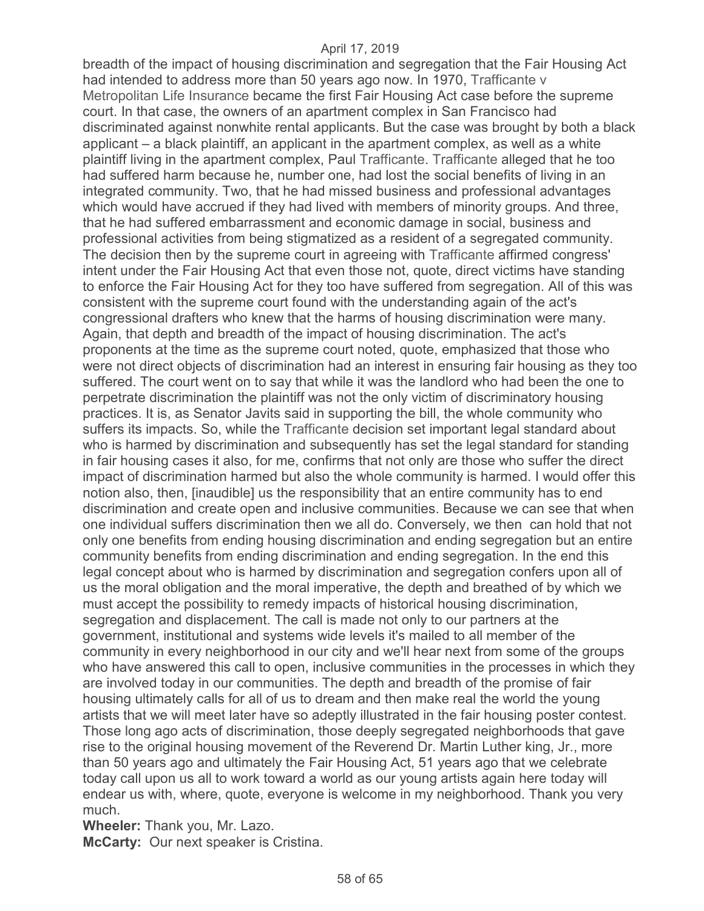breadth of the impact of housing discrimination and segregation that the Fair Housing Act had intended to address more than 50 years ago now. In 1970, Trafficante v Metropolitan Life Insurance became the first Fair Housing Act case before the supreme court. In that case, the owners of an apartment complex in San Francisco had discriminated against nonwhite rental applicants. But the case was brought by both a black applicant – a black plaintiff, an applicant in the apartment complex, as well as a white plaintiff living in the apartment complex, Paul Trafficante. Trafficante alleged that he too had suffered harm because he, number one, had lost the social benefits of living in an integrated community. Two, that he had missed business and professional advantages which would have accrued if they had lived with members of minority groups. And three, that he had suffered embarrassment and economic damage in social, business and professional activities from being stigmatized as a resident of a segregated community. The decision then by the supreme court in agreeing with Trafficante affirmed congress' intent under the Fair Housing Act that even those not, quote, direct victims have standing to enforce the Fair Housing Act for they too have suffered from segregation. All of this was consistent with the supreme court found with the understanding again of the act's congressional drafters who knew that the harms of housing discrimination were many. Again, that depth and breadth of the impact of housing discrimination. The act's proponents at the time as the supreme court noted, quote, emphasized that those who were not direct objects of discrimination had an interest in ensuring fair housing as they too suffered. The court went on to say that while it was the landlord who had been the one to perpetrate discrimination the plaintiff was not the only victim of discriminatory housing practices. It is, as Senator Javits said in supporting the bill, the whole community who suffers its impacts. So, while the Trafficante decision set important legal standard about who is harmed by discrimination and subsequently has set the legal standard for standing in fair housing cases it also, for me, confirms that not only are those who suffer the direct impact of discrimination harmed but also the whole community is harmed. I would offer this notion also, then, [inaudible] us the responsibility that an entire community has to end discrimination and create open and inclusive communities. Because we can see that when one individual suffers discrimination then we all do. Conversely, we then can hold that not only one benefits from ending housing discrimination and ending segregation but an entire community benefits from ending discrimination and ending segregation. In the end this legal concept about who is harmed by discrimination and segregation confers upon all of us the moral obligation and the moral imperative, the depth and breathed of by which we must accept the possibility to remedy impacts of historical housing discrimination, segregation and displacement. The call is made not only to our partners at the government, institutional and systems wide levels it's mailed to all member of the community in every neighborhood in our city and we'll hear next from some of the groups who have answered this call to open, inclusive communities in the processes in which they are involved today in our communities. The depth and breadth of the promise of fair housing ultimately calls for all of us to dream and then make real the world the young artists that we will meet later have so adeptly illustrated in the fair housing poster contest. Those long ago acts of discrimination, those deeply segregated neighborhoods that gave rise to the original housing movement of the Reverend Dr. Martin Luther king, Jr., more than 50 years ago and ultimately the Fair Housing Act, 51 years ago that we celebrate today call upon us all to work toward a world as our young artists again here today will endear us with, where, quote, everyone is welcome in my neighborhood. Thank you very much.

**Wheeler:** Thank you, Mr. Lazo.

**McCarty:** Our next speaker is Cristina.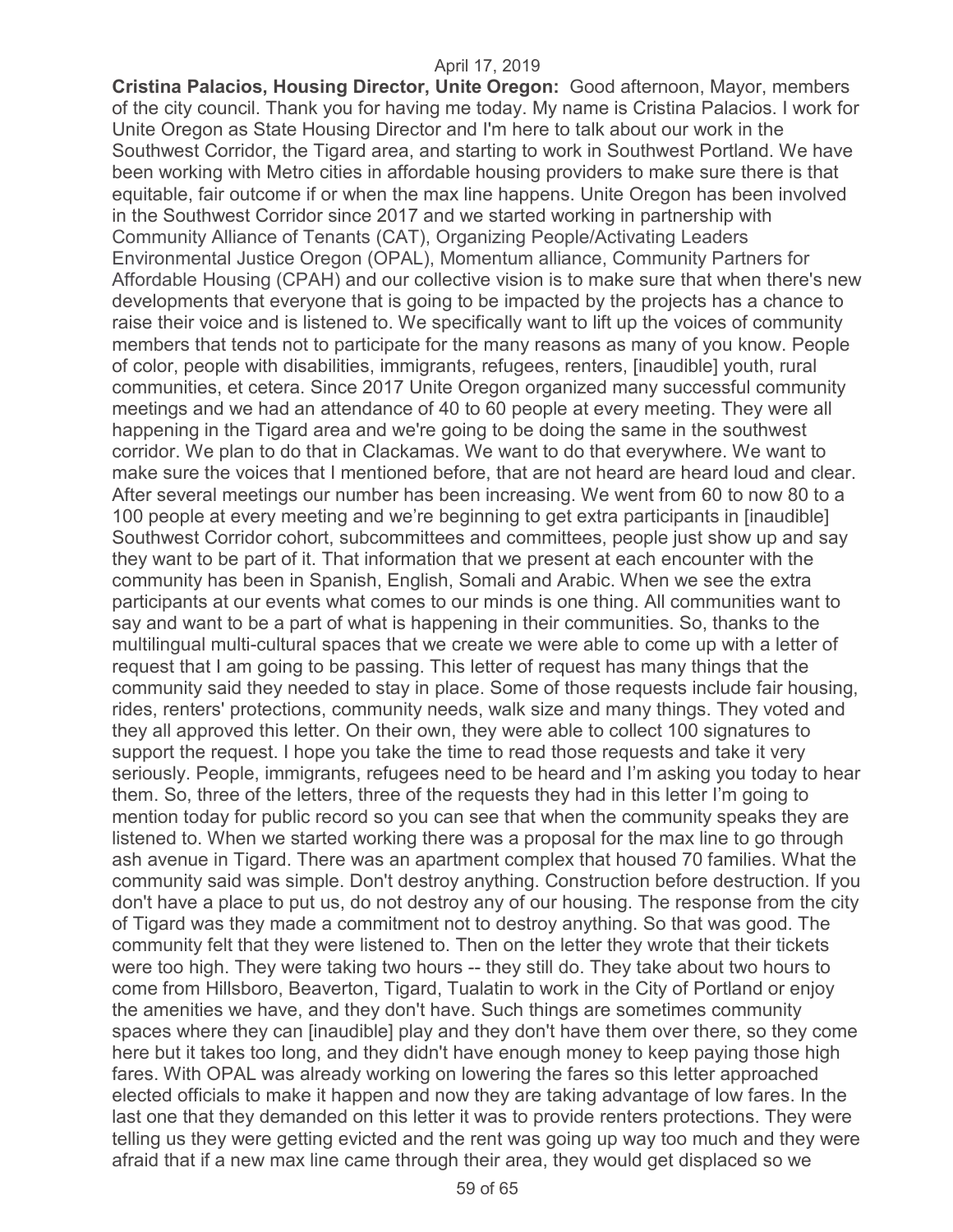**Cristina Palacios, Housing Director, Unite Oregon:** Good afternoon, Mayor, members of the city council. Thank you for having me today. My name is Cristina Palacios. I work for Unite Oregon as State Housing Director and I'm here to talk about our work in the Southwest Corridor, the Tigard area, and starting to work in Southwest Portland. We have been working with Metro cities in affordable housing providers to make sure there is that equitable, fair outcome if or when the max line happens. Unite Oregon has been involved in the Southwest Corridor since 2017 and we started working in partnership with Community Alliance of Tenants (CAT), Organizing People/Activating Leaders Environmental Justice Oregon (OPAL), Momentum alliance, Community Partners for Affordable Housing (CPAH) and our collective vision is to make sure that when there's new developments that everyone that is going to be impacted by the projects has a chance to raise their voice and is listened to. We specifically want to lift up the voices of community members that tends not to participate for the many reasons as many of you know. People of color, people with disabilities, immigrants, refugees, renters, [inaudible] youth, rural communities, et cetera. Since 2017 Unite Oregon organized many successful community meetings and we had an attendance of 40 to 60 people at every meeting. They were all happening in the Tigard area and we're going to be doing the same in the southwest corridor. We plan to do that in Clackamas. We want to do that everywhere. We want to make sure the voices that I mentioned before, that are not heard are heard loud and clear. After several meetings our number has been increasing. We went from 60 to now 80 to a 100 people at every meeting and we're beginning to get extra participants in [inaudible] Southwest Corridor cohort, subcommittees and committees, people just show up and say they want to be part of it. That information that we present at each encounter with the community has been in Spanish, English, Somali and Arabic. When we see the extra participants at our events what comes to our minds is one thing. All communities want to say and want to be a part of what is happening in their communities. So, thanks to the multilingual multi-cultural spaces that we create we were able to come up with a letter of request that I am going to be passing. This letter of request has many things that the community said they needed to stay in place. Some of those requests include fair housing, rides, renters' protections, community needs, walk size and many things. They voted and they all approved this letter. On their own, they were able to collect 100 signatures to support the request. I hope you take the time to read those requests and take it very seriously. People, immigrants, refugees need to be heard and I'm asking you today to hear them. So, three of the letters, three of the requests they had in this letter I'm going to mention today for public record so you can see that when the community speaks they are listened to. When we started working there was a proposal for the max line to go through ash avenue in Tigard. There was an apartment complex that housed 70 families. What the community said was simple. Don't destroy anything. Construction before destruction. If you don't have a place to put us, do not destroy any of our housing. The response from the city of Tigard was they made a commitment not to destroy anything. So that was good. The community felt that they were listened to. Then on the letter they wrote that their tickets were too high. They were taking two hours -- they still do. They take about two hours to come from Hillsboro, Beaverton, Tigard, Tualatin to work in the City of Portland or enjoy the amenities we have, and they don't have. Such things are sometimes community spaces where they can [inaudible] play and they don't have them over there, so they come here but it takes too long, and they didn't have enough money to keep paying those high fares. With OPAL was already working on lowering the fares so this letter approached elected officials to make it happen and now they are taking advantage of low fares. In the last one that they demanded on this letter it was to provide renters protections. They were telling us they were getting evicted and the rent was going up way too much and they were afraid that if a new max line came through their area, they would get displaced so we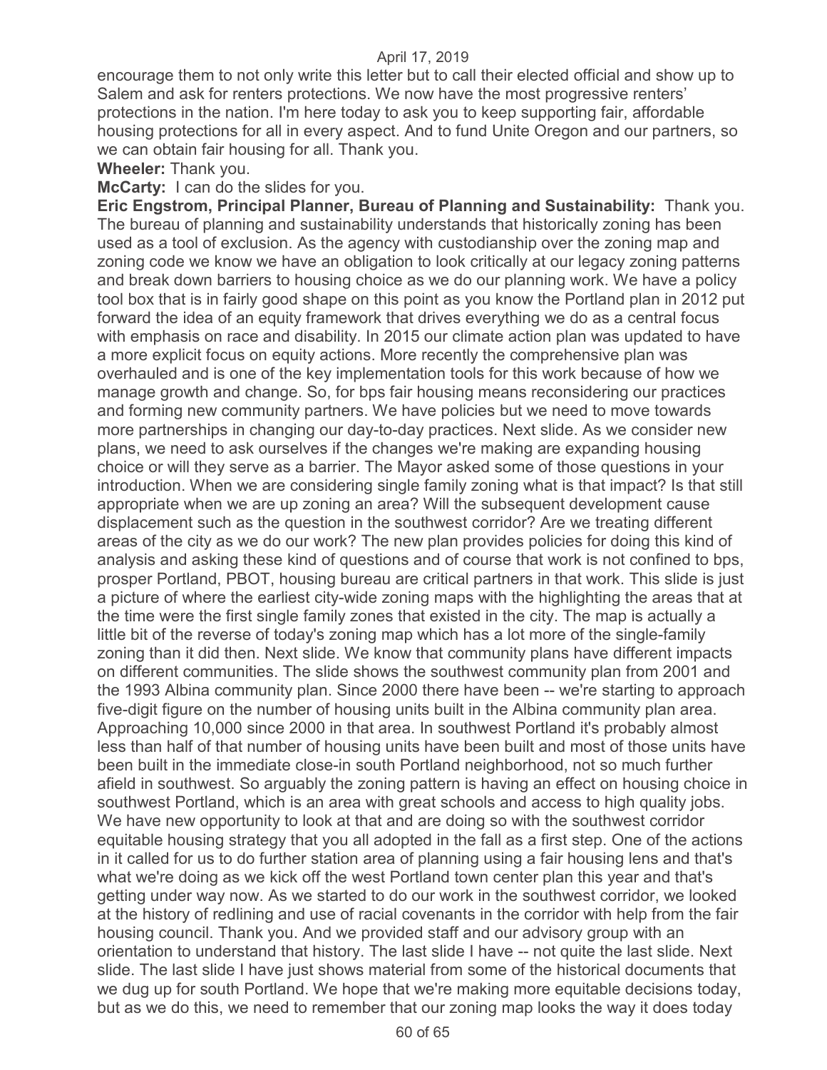encourage them to not only write this letter but to call their elected official and show up to Salem and ask for renters protections. We now have the most progressive renters' protections in the nation. I'm here today to ask you to keep supporting fair, affordable housing protections for all in every aspect. And to fund Unite Oregon and our partners, so we can obtain fair housing for all. Thank you.

**Wheeler:** Thank you.

**McCarty:** I can do the slides for you.

**Eric Engstrom, Principal Planner, Bureau of Planning and Sustainability:** Thank you. The bureau of planning and sustainability understands that historically zoning has been used as a tool of exclusion. As the agency with custodianship over the zoning map and zoning code we know we have an obligation to look critically at our legacy zoning patterns and break down barriers to housing choice as we do our planning work. We have a policy tool box that is in fairly good shape on this point as you know the Portland plan in 2012 put forward the idea of an equity framework that drives everything we do as a central focus with emphasis on race and disability. In 2015 our climate action plan was updated to have a more explicit focus on equity actions. More recently the comprehensive plan was overhauled and is one of the key implementation tools for this work because of how we manage growth and change. So, for bps fair housing means reconsidering our practices and forming new community partners. We have policies but we need to move towards more partnerships in changing our day-to-day practices. Next slide. As we consider new plans, we need to ask ourselves if the changes we're making are expanding housing choice or will they serve as a barrier. The Mayor asked some of those questions in your introduction. When we are considering single family zoning what is that impact? Is that still appropriate when we are up zoning an area? Will the subsequent development cause displacement such as the question in the southwest corridor? Are we treating different areas of the city as we do our work? The new plan provides policies for doing this kind of analysis and asking these kind of questions and of course that work is not confined to bps, prosper Portland, PBOT, housing bureau are critical partners in that work. This slide is just a picture of where the earliest city-wide zoning maps with the highlighting the areas that at the time were the first single family zones that existed in the city. The map is actually a little bit of the reverse of today's zoning map which has a lot more of the single-family zoning than it did then. Next slide. We know that community plans have different impacts on different communities. The slide shows the southwest community plan from 2001 and the 1993 Albina community plan. Since 2000 there have been -- we're starting to approach five-digit figure on the number of housing units built in the Albina community plan area. Approaching 10,000 since 2000 in that area. In southwest Portland it's probably almost less than half of that number of housing units have been built and most of those units have been built in the immediate close-in south Portland neighborhood, not so much further afield in southwest. So arguably the zoning pattern is having an effect on housing choice in southwest Portland, which is an area with great schools and access to high quality jobs. We have new opportunity to look at that and are doing so with the southwest corridor equitable housing strategy that you all adopted in the fall as a first step. One of the actions in it called for us to do further station area of planning using a fair housing lens and that's what we're doing as we kick off the west Portland town center plan this year and that's getting under way now. As we started to do our work in the southwest corridor, we looked at the history of redlining and use of racial covenants in the corridor with help from the fair housing council. Thank you. And we provided staff and our advisory group with an orientation to understand that history. The last slide I have -- not quite the last slide. Next slide. The last slide I have just shows material from some of the historical documents that we dug up for south Portland. We hope that we're making more equitable decisions today, but as we do this, we need to remember that our zoning map looks the way it does today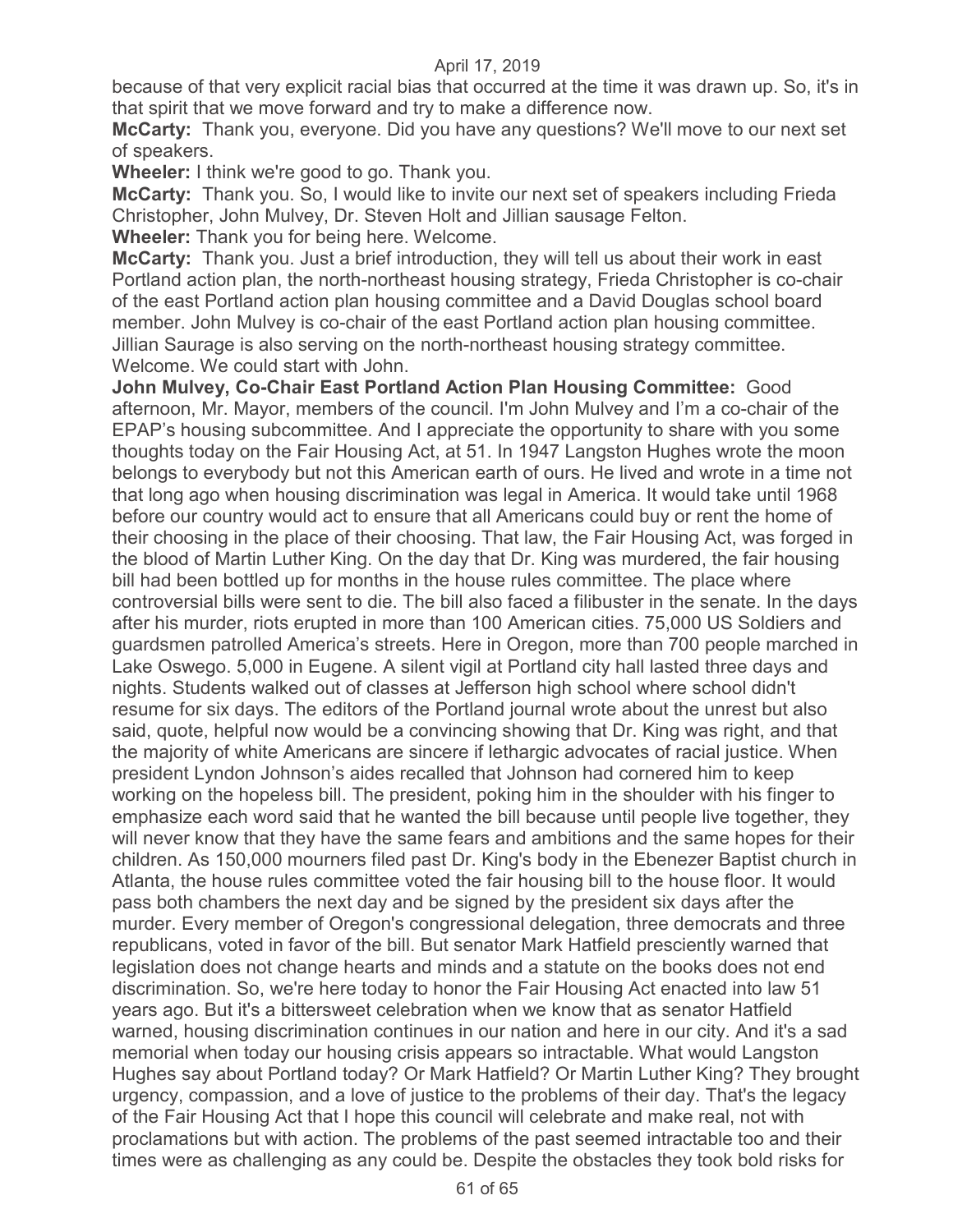because of that very explicit racial bias that occurred at the time it was drawn up. So, it's in that spirit that we move forward and try to make a difference now.

**McCarty:** Thank you, everyone. Did you have any questions? We'll move to our next set of speakers.

**Wheeler:** I think we're good to go. Thank you.

**McCarty:** Thank you. So, I would like to invite our next set of speakers including Frieda Christopher, John Mulvey, Dr. Steven Holt and Jillian sausage Felton.

**Wheeler:** Thank you for being here. Welcome.

**McCarty:** Thank you. Just a brief introduction, they will tell us about their work in east Portland action plan, the north-northeast housing strategy, Frieda Christopher is co-chair of the east Portland action plan housing committee and a David Douglas school board member. John Mulvey is co-chair of the east Portland action plan housing committee. Jillian Saurage is also serving on the north-northeast housing strategy committee. Welcome. We could start with John.

**John Mulvey, Co-Chair East Portland Action Plan Housing Committee:** Good afternoon, Mr. Mayor, members of the council. I'm John Mulvey and I'm a co-chair of the EPAP's housing subcommittee. And I appreciate the opportunity to share with you some thoughts today on the Fair Housing Act, at 51. In 1947 Langston Hughes wrote the moon belongs to everybody but not this American earth of ours. He lived and wrote in a time not that long ago when housing discrimination was legal in America. It would take until 1968 before our country would act to ensure that all Americans could buy or rent the home of their choosing in the place of their choosing. That law, the Fair Housing Act, was forged in the blood of Martin Luther King. On the day that Dr. King was murdered, the fair housing bill had been bottled up for months in the house rules committee. The place where controversial bills were sent to die. The bill also faced a filibuster in the senate. In the days after his murder, riots erupted in more than 100 American cities. 75,000 US Soldiers and guardsmen patrolled America's streets. Here in Oregon, more than 700 people marched in Lake Oswego. 5,000 in Eugene. A silent vigil at Portland city hall lasted three days and nights. Students walked out of classes at Jefferson high school where school didn't resume for six days. The editors of the Portland journal wrote about the unrest but also said, quote, helpful now would be a convincing showing that Dr. King was right, and that the majority of white Americans are sincere if lethargic advocates of racial justice. When president Lyndon Johnson's aides recalled that Johnson had cornered him to keep working on the hopeless bill. The president, poking him in the shoulder with his finger to emphasize each word said that he wanted the bill because until people live together, they will never know that they have the same fears and ambitions and the same hopes for their children. As 150,000 mourners filed past Dr. King's body in the Ebenezer Baptist church in Atlanta, the house rules committee voted the fair housing bill to the house floor. It would pass both chambers the next day and be signed by the president six days after the murder. Every member of Oregon's congressional delegation, three democrats and three republicans, voted in favor of the bill. But senator Mark Hatfield presciently warned that legislation does not change hearts and minds and a statute on the books does not end discrimination. So, we're here today to honor the Fair Housing Act enacted into law 51 years ago. But it's a bittersweet celebration when we know that as senator Hatfield warned, housing discrimination continues in our nation and here in our city. And it's a sad memorial when today our housing crisis appears so intractable. What would Langston Hughes say about Portland today? Or Mark Hatfield? Or Martin Luther King? They brought urgency, compassion, and a love of justice to the problems of their day. That's the legacy of the Fair Housing Act that I hope this council will celebrate and make real, not with proclamations but with action. The problems of the past seemed intractable too and their times were as challenging as any could be. Despite the obstacles they took bold risks for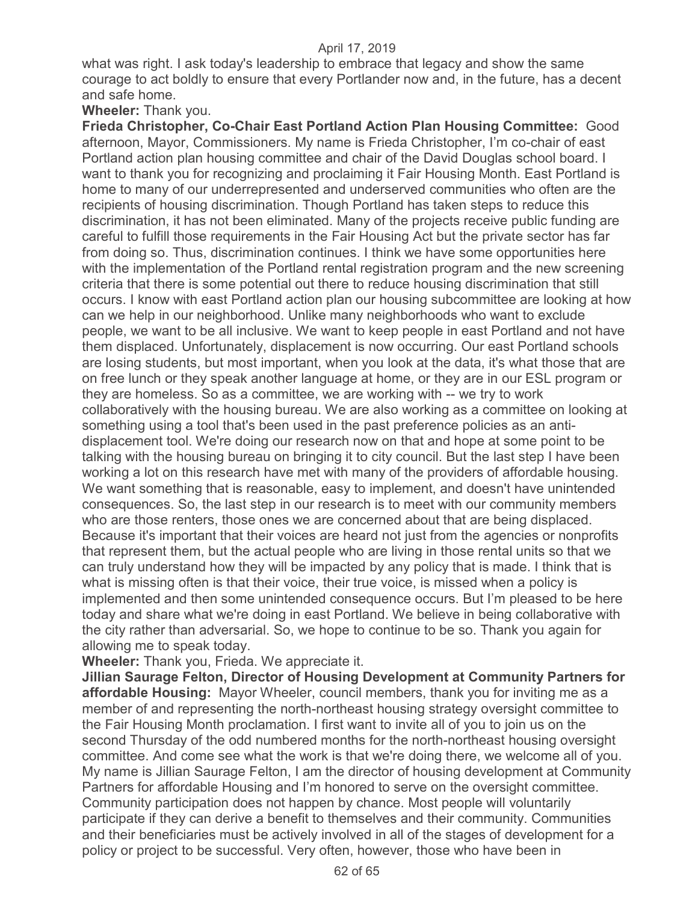what was right. I ask today's leadership to embrace that legacy and show the same courage to act boldly to ensure that every Portlander now and, in the future, has a decent and safe home.

**Wheeler:** Thank you.

**Frieda Christopher, Co-Chair East Portland Action Plan Housing Committee:** Good afternoon, Mayor, Commissioners. My name is Frieda Christopher, I'm co-chair of east Portland action plan housing committee and chair of the David Douglas school board. I want to thank you for recognizing and proclaiming it Fair Housing Month. East Portland is home to many of our underrepresented and underserved communities who often are the recipients of housing discrimination. Though Portland has taken steps to reduce this discrimination, it has not been eliminated. Many of the projects receive public funding are careful to fulfill those requirements in the Fair Housing Act but the private sector has far from doing so. Thus, discrimination continues. I think we have some opportunities here with the implementation of the Portland rental registration program and the new screening criteria that there is some potential out there to reduce housing discrimination that still occurs. I know with east Portland action plan our housing subcommittee are looking at how can we help in our neighborhood. Unlike many neighborhoods who want to exclude people, we want to be all inclusive. We want to keep people in east Portland and not have them displaced. Unfortunately, displacement is now occurring. Our east Portland schools are losing students, but most important, when you look at the data, it's what those that are on free lunch or they speak another language at home, or they are in our ESL program or they are homeless. So as a committee, we are working with -- we try to work collaboratively with the housing bureau. We are also working as a committee on looking at something using a tool that's been used in the past preference policies as an anti-displacement tool. We're doing our research now on that and hope at some point to be talking with the housing bureau on bringing it to city council. But the last step I have been working a lot on this research have met with many of the providers of affordable housing. We want something that is reasonable, easy to implement, and doesn't have unintended consequences. So, the last step in our research is to meet with our community members who are those renters, those ones we are concerned about that are being displaced. Because it's important that their voices are heard not just from the agencies or nonprofits that represent them, but the actual people who are living in those rental units so that we can truly understand how they will be impacted by any policy that is made. I think that is what is missing often is that their voice, their true voice, is missed when a policy is implemented and then some unintended consequence occurs. But I'm pleased to be here today and share what we're doing in east Portland. We believe in being collaborative with the city rather than adversarial. So, we hope to continue to be so. Thank you again for allowing me to speak today.

**Wheeler:** Thank you, Frieda. We appreciate it.

**Jillian Saurage Felton, Director of Housing Development at Community Partners for affordable Housing:** Mayor Wheeler, council members, thank you for inviting me as a member of and representing the north-northeast housing strategy oversight committee to the Fair Housing Month proclamation. I first want to invite all of you to join us on the second Thursday of the odd numbered months for the north-northeast housing oversight committee. And come see what the work is that we're doing there, we welcome all of you. My name is Jillian Saurage Felton, I am the director of housing development at Community Partners for affordable Housing and I'm honored to serve on the oversight committee. Community participation does not happen by chance. Most people will voluntarily participate if they can derive a benefit to themselves and their community. Communities and their beneficiaries must be actively involved in all of the stages of development for a policy or project to be successful. Very often, however, those who have been in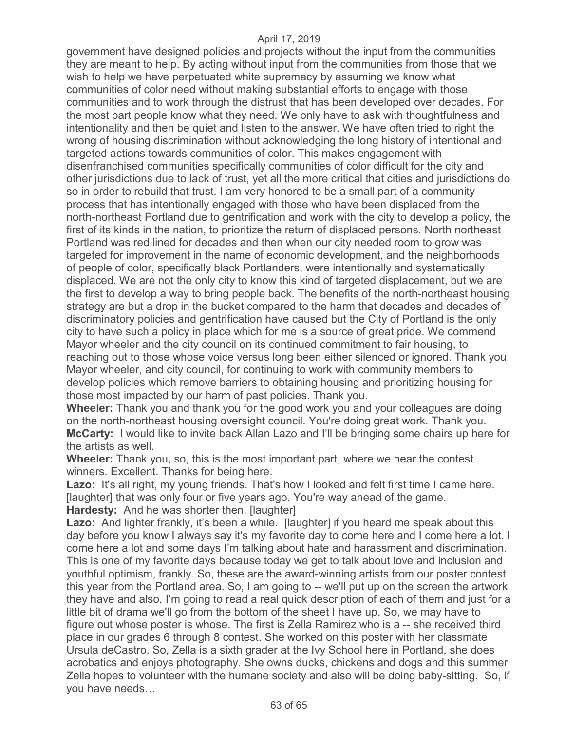government have designed policies and projects without the input from the communities they are meant to help. By acting without input from the communities from those that we wish to help we have perpetuated white supremacy by assuming we know what communities of color need without making substantial efforts to engage with those communities and to work through the distrust that has been developed over decades. For the most part people know what they need. We only have to ask with thoughtfulness and intentionality and then be quiet and listen to the answer. We have often tried to right the wrong of housing discrimination without acknowledging the long history of intentional and targeted actions towards communities of color. This makes engagement with disenfranchised communities specifically communities of color difficult for the city and other jurisdictions due to lack of trust, yet all the more critical that cities and jurisdictions do so in order to rebuild that trust. I am very honored to be a small part of a community process that has intentionally engaged with those who have been displaced from the north-northeast Portland due to gentrification and work with the city to develop a policy, the first of its kinds in the nation, to prioritize the return of displaced persons. North northeast Portland was red lined for decades and then when our city needed room to grow was targeted for improvement in the name of economic development, and the neighborhoods of people of color, specifically black Portlanders, were intentionally and systematically displaced. We are not the only city to know this kind of targeted displacement, but we are the first to develop a way to bring people back. The benefits of the north-northeast housing strategy are but a drop in the bucket compared to the harm that decades and decades of discriminatory policies and gentrification have caused but the City of Portland is the only city to have such a policy in place which for me is a source of great pride. We commend Mayor wheeler and the city council on its continued commitment to fair housing, to reaching out to those whose voice versus long been either silenced or ignored. Thank you, Mayor wheeler, and city council, for continuing to work with community members to develop policies which remove barriers to obtaining housing and prioritizing housing for those most impacted by our harm of past policies. Thank you.

**Wheeler:** Thank you and thank you for the good work you and your colleagues are doing on the north-northeast housing oversight council. You're doing great work. Thank you.

**McCarty:** I would like to invite back Allan Lazo and I'll be bringing some chairs up here for the artists as well.

**Wheeler:** Thank you, so, this is the most important part, where we hear the contest winners. Excellent. Thanks for being here.

**Lazo:** It's all right, my young friends. That's how I looked and felt first time I came here. [laughter] that was only four or five years ago. You're way ahead of the game.

**Hardesty:** And he was shorter then. [laughter]

**Lazo:** And lighter frankly, it's been a while. [laughter] if you heard me speak about this day before you know I always say it's my favorite day to come here and I come here a lot. I come here a lot and some days I'm talking about hate and harassment and discrimination. This is one of my favorite days because today we get to talk about love and inclusion and youthful optimism, frankly. So, these are the award-winning artists from our poster contest this year from the Portland area. So, I am going to -- we'll put up on the screen the artwork they have and also, I'm going to read a real quick description of each of them and just for a little bit of drama we'll go from the bottom of the sheet I have up. So, we may have to figure out whose poster is whose. The first is Zella Ramirez who is a -- she received third place in our grades 6 through 8 contest. She worked on this poster with her classmate Ursula deCastro. So, Zella is a sixth grader at the Ivy School here in Portland, she does acrobatics and enjoys photography. She owns ducks, chickens and dogs and this summer Zella hopes to volunteer with the humane society and also will be doing baby-sitting. So, if you have needs…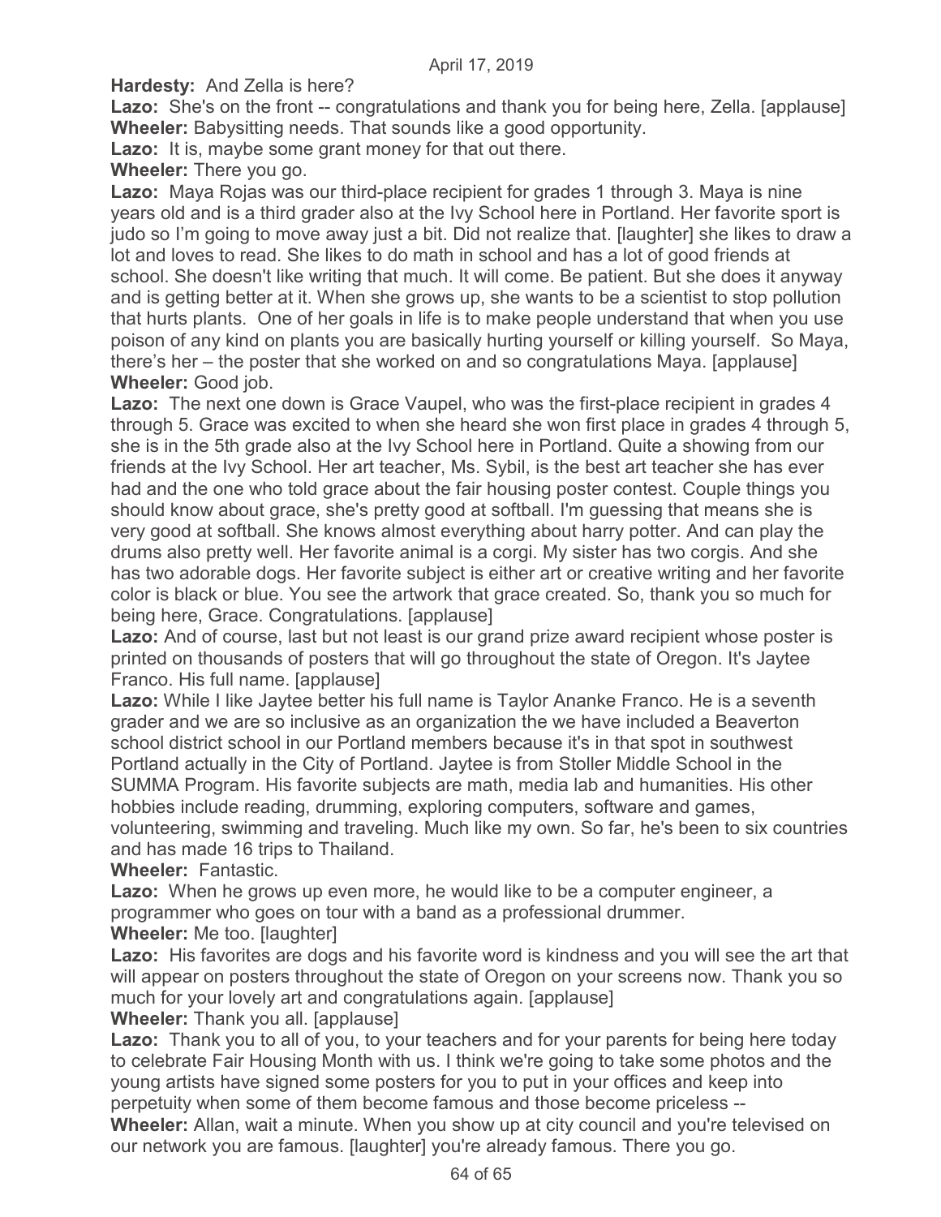**Hardesty:** And Zella is here?

**Lazo:** She's on the front -- congratulations and thank you for being here, Zella. [applause]

**Wheeler:** Babysitting needs. That sounds like a good opportunity.

**Lazo:** It is, maybe some grant money for that out there.

**Wheeler:** There you go.

**Lazo:** Maya Rojas was our third-place recipient for grades 1 through 3. Maya is nine years old and is a third grader also at the Ivy School here in Portland. Her favorite sport is judo so I'm going to move away just a bit. Did not realize that. [laughter] she likes to draw a lot and loves to read. She likes to do math in school and has a lot of good friends at school. She doesn't like writing that much. It will come. Be patient. But she does it anyway and is getting better at it. When she grows up, she wants to be a scientist to stop pollution that hurts plants. One of her goals in life is to make people understand that when you use poison of any kind on plants you are basically hurting yourself or killing yourself. So Maya, there's her – the poster that she worked on and so congratulations Maya. [applause]

**Wheeler:** Good job.

**Lazo:** The next one down is Grace Vaupel, who was the first-place recipient in grades 4 through 5. Grace was excited to when she heard she won first place in grades 4 through 5, she is in the 5th grade also at the Ivy School here in Portland. Quite a showing from our friends at the Ivy School. Her art teacher, Ms. Sybil, is the best art teacher she has ever had and the one who told grace about the fair housing poster contest. Couple things you should know about grace, she's pretty good at softball. I'm guessing that means she is very good at softball. She knows almost everything about harry potter. And can play the drums also pretty well. Her favorite animal is a corgi. My sister has two corgis. And she has two adorable dogs. Her favorite subject is either art or creative writing and her favorite color is black or blue. You see the artwork that grace created. So, thank you so much for being here, Grace. Congratulations. [applause]

**Lazo:** And of course, last but not least is our grand prize award recipient whose poster is printed on thousands of posters that will go throughout the state of Oregon. It's Jaytee Franco. His full name. [applause]

**Lazo:** While I like Jaytee better his full name is Taylor Ananke Franco. He is a seventh grader and we are so inclusive as an organization the we have included a Beaverton school district school in our Portland members because it's in that spot in southwest Portland actually in the City of Portland. Jaytee is from Stoller Middle School in the SUMMA Program. His favorite subjects are math, media lab and humanities. His other hobbies include reading, drumming, exploring computers, software and games, volunteering, swimming and traveling. Much like my own. So far, he's been to six countries and has made 16 trips to Thailand.

**Wheeler:** Fantastic.

**Lazo:** When he grows up even more, he would like to be a computer engineer, a programmer who goes on tour with a band as a professional drummer.

**Wheeler:** Me too. [laughter]

**Lazo:** His favorites are dogs and his favorite word is kindness and you will see the art that will appear on posters throughout the state of Oregon on your screens now. Thank you so much for your lovely art and congratulations again. [applause]

**Wheeler:** Thank you all. [applause]

**Lazo:** Thank you to all of you, to your teachers and for your parents for being here today to celebrate Fair Housing Month with us. I think we're going to take some photos and the young artists have signed some posters for you to put in your offices and keep into perpetuity when some of them become famous and those become priceless --

**Wheeler:** Allan, wait a minute. When you show up at city council and you're televised on our network you are famous. [laughter] you're already famous. There you go.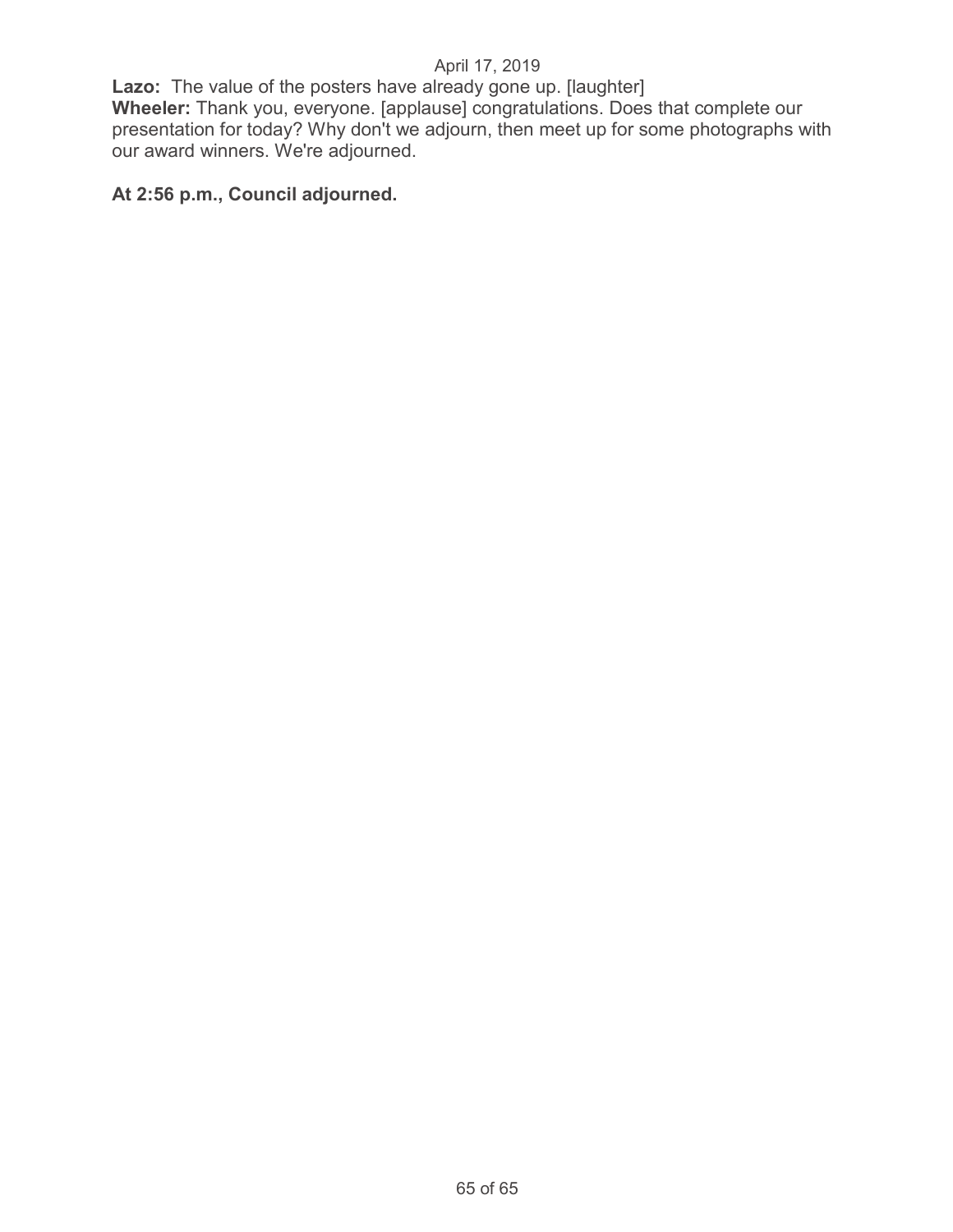**Lazo:** The value of the posters have already gone up. [laughter]
**Wheeler:** Thank you, everyone. [applause] congratulations. Does that complete our presentation for today? Why don't we adjourn, then meet up for some photographs with our award winners. We're adjourned.

**At 2:56 p.m., Council adjourned.**